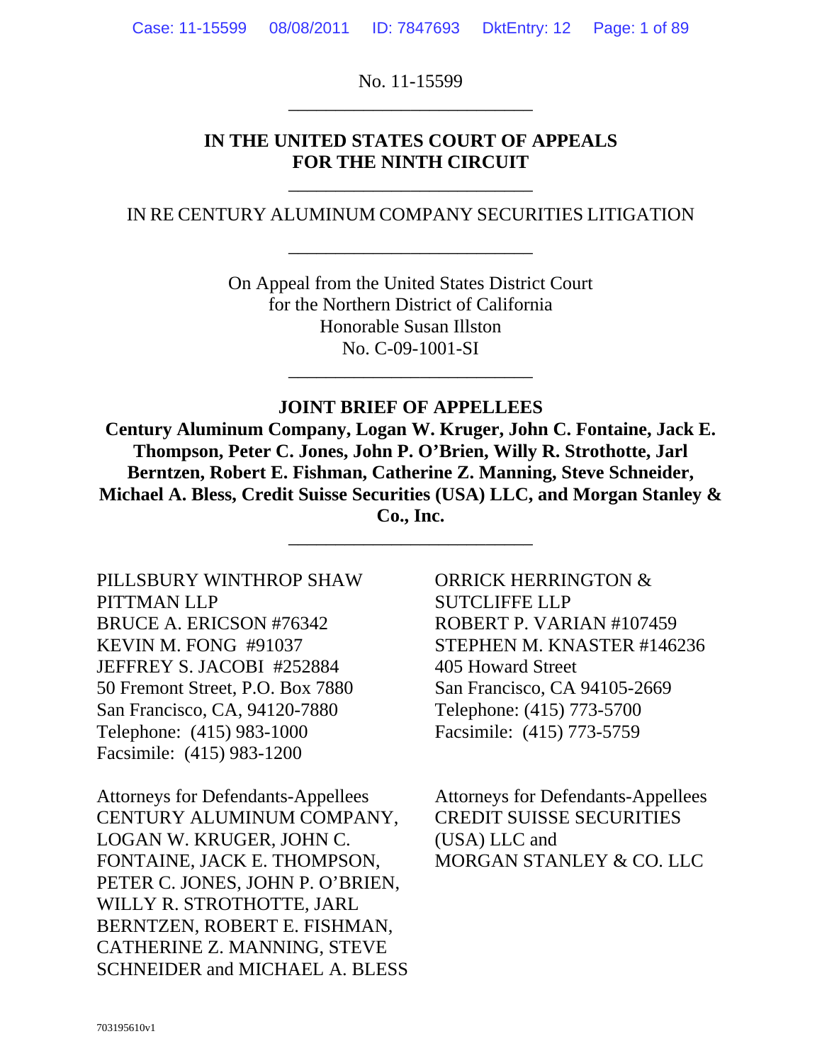No. 11-15599

---

**IN THE UNITED STATES COURT OF APPEALS**
**FOR THE NINTH CIRCUIT**

---

IN RE CENTURY ALUMINUM COMPANY SECURITIES LITIGATION

---

On Appeal from the United States District Court
for the Northern District of California
Honorable Susan Illston
No. C-09-1001-SI

---

**JOINT BRIEF OF APPELLEES**

**Century Aluminum Company, Logan W. Kruger, John C. Fontaine, Jack E. Thompson, Peter C. Jones, John P. O'Brien, Willy R. Strothotte, Jarl Berntzen, Robert E. Fishman, Catherine Z. Manning, Steve Schneider, Michael A. Bless, Credit Suisse Securities (USA) LLC, and Morgan Stanley & Co., Inc.**

---

PILLSBURY WINTHROP SHAW PITTMAN LLP
BRUCE A. ERICSON #76342
KEVIN M. FONG #91037
JEFFREY S. JACOBI #252884
50 Fremont Street, P.O. Box 7880
San Francisco, CA, 94120-7880
Telephone: (415) 983-1000
Facsimile: (415) 983-1200

Attorneys for Defendants-Appellees
CENTURY ALUMINUM COMPANY, LOGAN W. KRUGER, JOHN C. FONTAINE, JACK E. THOMPSON, PETER C. JONES, JOHN P. O'BRIEN, WILLY R. STROTHOTTE, JARL BERNTZEN, ROBERT E. FISHMAN, CATHERINE Z. MANNING, STEVE SCHNEIDER and MICHAEL A. BLESS

ORRICK HERRINGTON & SUTCLIFFE LLP
ROBERT P. VARIAN #107459
STEPHEN M. KNASTER #146236
405 Howard Street
San Francisco, CA 94105-2669
Telephone: (415) 773-5700
Facsimile: (415) 773-5759

Attorneys for Defendants-Appellees
CREDIT SUISSE SECURITIES (USA) LLC and
MORGAN STANLEY & CO. LLC

703195610v1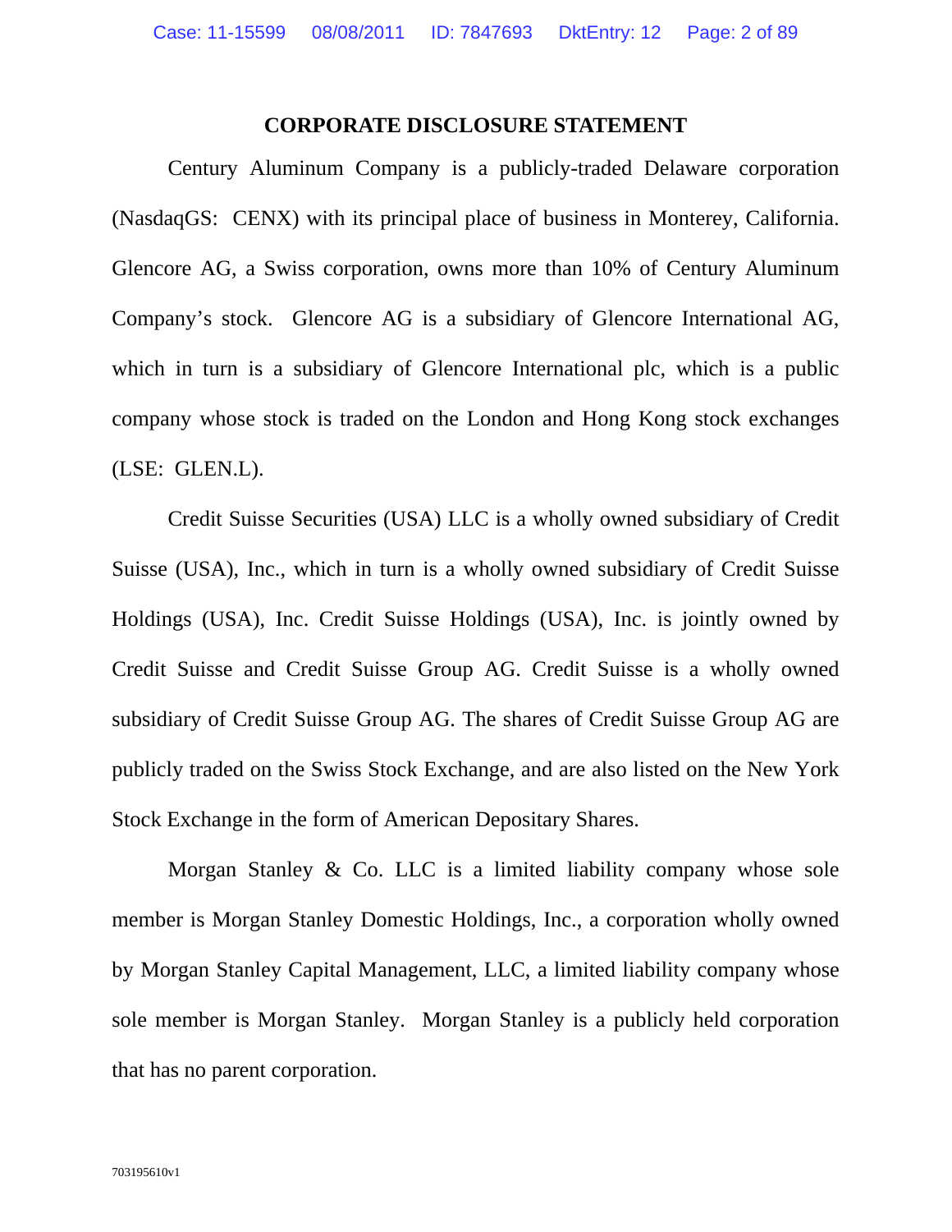## CORPORATE DISCLOSURE STATEMENT

Century Aluminum Company is a publicly-traded Delaware corporation (NasdaqGS: CENX) with its principal place of business in Monterey, California. Glencore AG, a Swiss corporation, owns more than 10% of Century Aluminum Company's stock. Glencore AG is a subsidiary of Glencore International AG, which in turn is a subsidiary of Glencore International plc, which is a public company whose stock is traded on the London and Hong Kong stock exchanges (LSE: GLEN.L).

Credit Suisse Securities (USA) LLC is a wholly owned subsidiary of Credit Suisse (USA), Inc., which in turn is a wholly owned subsidiary of Credit Suisse Holdings (USA), Inc. Credit Suisse Holdings (USA), Inc. is jointly owned by Credit Suisse and Credit Suisse Group AG. Credit Suisse is a wholly owned subsidiary of Credit Suisse Group AG. The shares of Credit Suisse Group AG are publicly traded on the Swiss Stock Exchange, and are also listed on the New York Stock Exchange in the form of American Depositary Shares.

Morgan Stanley & Co. LLC is a limited liability company whose sole member is Morgan Stanley Domestic Holdings, Inc., a corporation wholly owned by Morgan Stanley Capital Management, LLC, a limited liability company whose sole member is Morgan Stanley. Morgan Stanley is a publicly held corporation that has no parent corporation.

703195610v1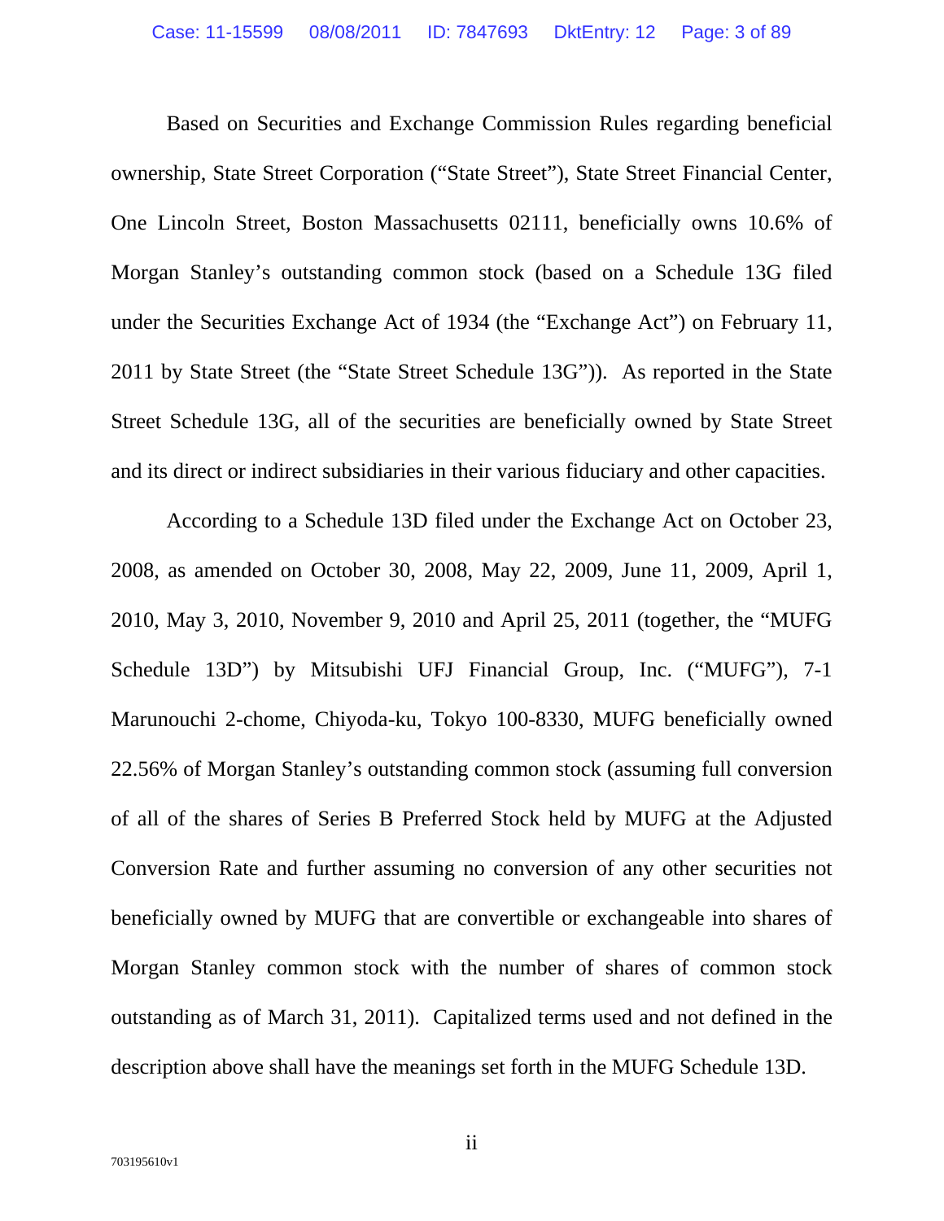Based on Securities and Exchange Commission Rules regarding beneficial ownership, State Street Corporation ("State Street"), State Street Financial Center, One Lincoln Street, Boston Massachusetts 02111, beneficially owns 10.6% of Morgan Stanley's outstanding common stock (based on a Schedule 13G filed under the Securities Exchange Act of 1934 (the "Exchange Act") on February 11, 2011 by State Street (the "State Street Schedule 13G")). As reported in the State Street Schedule 13G, all of the securities are beneficially owned by State Street and its direct or indirect subsidiaries in their various fiduciary and other capacities.

According to a Schedule 13D filed under the Exchange Act on October 23, 2008, as amended on October 30, 2008, May 22, 2009, June 11, 2009, April 1, 2010, May 3, 2010, November 9, 2010 and April 25, 2011 (together, the "MUFG Schedule 13D") by Mitsubishi UFJ Financial Group, Inc. ("MUFG"), 7-1 Marunouchi 2-chome, Chiyoda-ku, Tokyo 100-8330, MUFG beneficially owned 22.56% of Morgan Stanley's outstanding common stock (assuming full conversion of all of the shares of Series B Preferred Stock held by MUFG at the Adjusted Conversion Rate and further assuming no conversion of any other securities not beneficially owned by MUFG that are convertible or exchangeable into shares of Morgan Stanley common stock with the number of shares of common stock outstanding as of March 31, 2011). Capitalized terms used and not defined in the description above shall have the meanings set forth in the MUFG Schedule 13D.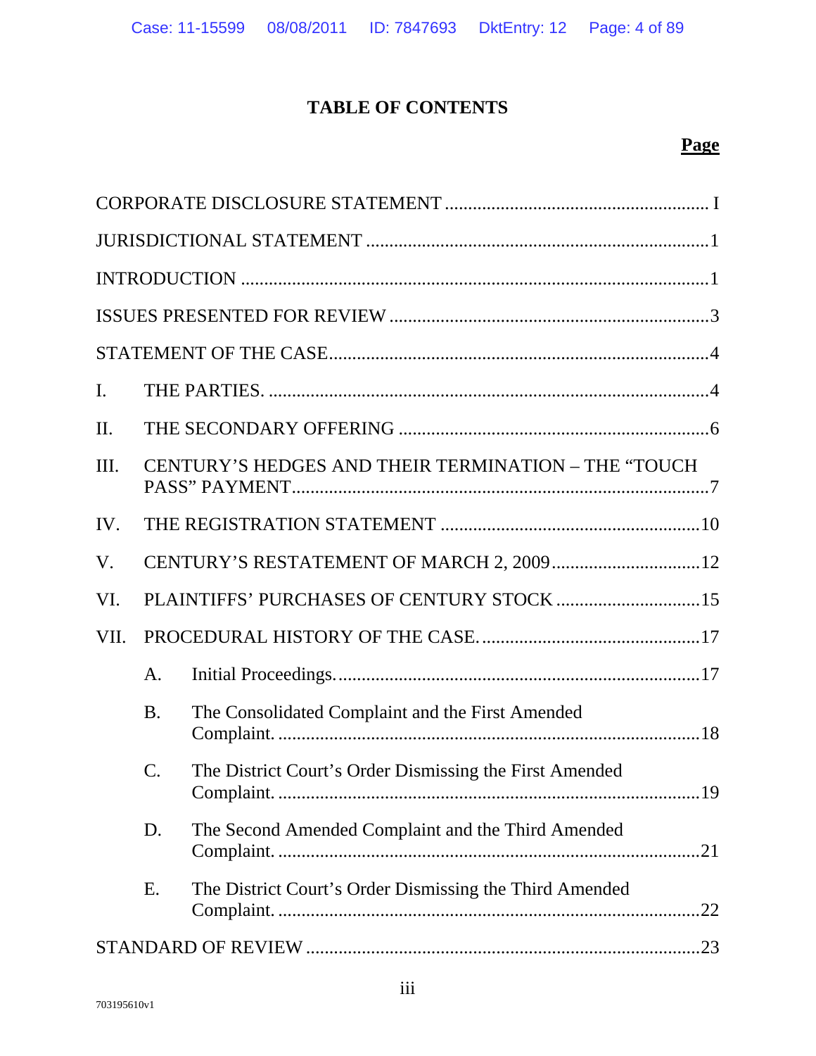# TABLE OF CONTENTS

**Page**

CORPORATE DISCLOSURE STATEMENT ........................................................ I

JURISDICTIONAL STATEMENT ........................................................................1

INTRODUCTION ..................................................................................................1

ISSUES PRESENTED FOR REVIEW ...................................................................3

STATEMENT OF THE CASE................................................................................4

I. THE PARTIES. ..............................................................................................4

II. THE SECONDARY OFFERING ..................................................................6

III. CENTURY'S HEDGES AND THEIR TERMINATION – THE "TOUCH PASS" PAYMENT........................................................................................7

IV. THE REGISTRATION STATEMENT .......................................................10

V. CENTURY'S RESTATEMENT OF MARCH 2, 2009................................12

VI. PLAINTIFFS' PURCHASES OF CENTURY STOCK ...............................15

VII. PROCEDURAL HISTORY OF THE CASE. ...............................................17

   A. Initial Proceedings..............................................................................17

   B. The Consolidated Complaint and the First Amended Complaint. ..........................................................................................18

   C. The District Court's Order Dismissing the First Amended Complaint. ..........................................................................................19

   D. The Second Amended Complaint and the Third Amended Complaint. ..........................................................................................21

   E. The District Court's Order Dismissing the Third Amended Complaint. ..........................................................................................22

STANDARD OF REVIEW ....................................................................................23

703195610v1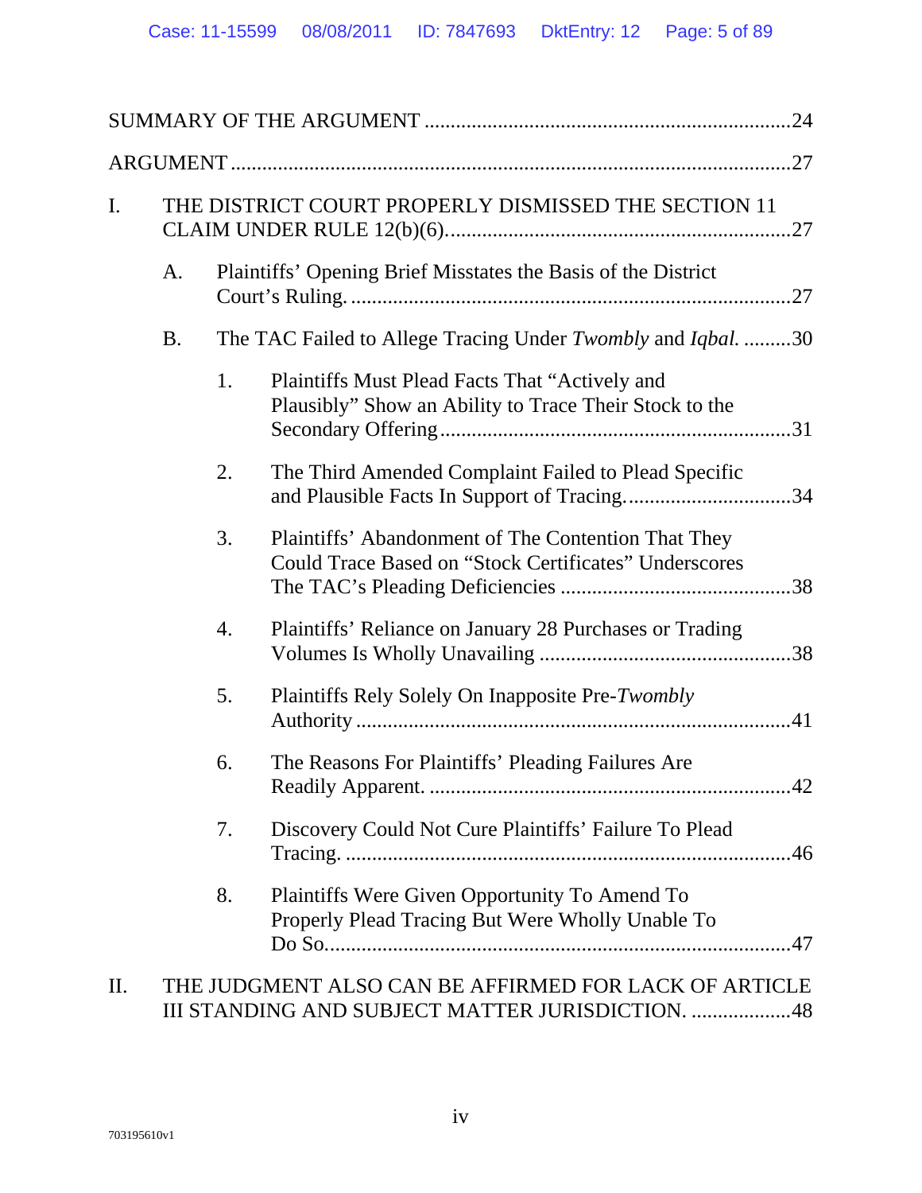SUMMARY OF THE ARGUMENT ....................................................................24

ARGUMENT ...........................................................................................................27

I. THE DISTRICT COURT PROPERLY DISMISSED THE SECTION 11 CLAIM UNDER RULE 12(b)(6). ..................................................................27

  A. Plaintiffs' Opening Brief Misstates the Basis of the District Court's Ruling. ....................................................................................27

  B. The TAC Failed to Allege Tracing Under *Twombly* and *Iqbal*. .........30

    1. Plaintiffs Must Plead Facts That "Actively and Plausibly" Show an Ability to Trace Their Stock to the Secondary Offering ..................................................................31

    2. The Third Amended Complaint Failed to Plead Specific and Plausible Facts In Support of Tracing. ...............................34

    3. Plaintiffs' Abandonment of The Contention That They Could Trace Based on "Stock Certificates" Underscores The TAC's Pleading Deficiencies ............................................38

    4. Plaintiffs' Reliance on January 28 Purchases or Trading Volumes Is Wholly Unavailing ................................................38

    5. Plaintiffs Rely Solely On Inapposite Pre-*Twombly* Authority ..................................................................................41

    6. The Reasons For Plaintiffs' Pleading Failures Are Readily Apparent. .....................................................................42

    7. Discovery Could Not Cure Plaintiffs' Failure To Plead Tracing. ......................................................................................46

    8. Plaintiffs Were Given Opportunity To Amend To Properly Plead Tracing But Were Wholly Unable To Do So. .......................................................................................47

II. THE JUDGMENT ALSO CAN BE AFFIRMED FOR LACK OF ARTICLE III STANDING AND SUBJECT MATTER JURISDICTION. ...................48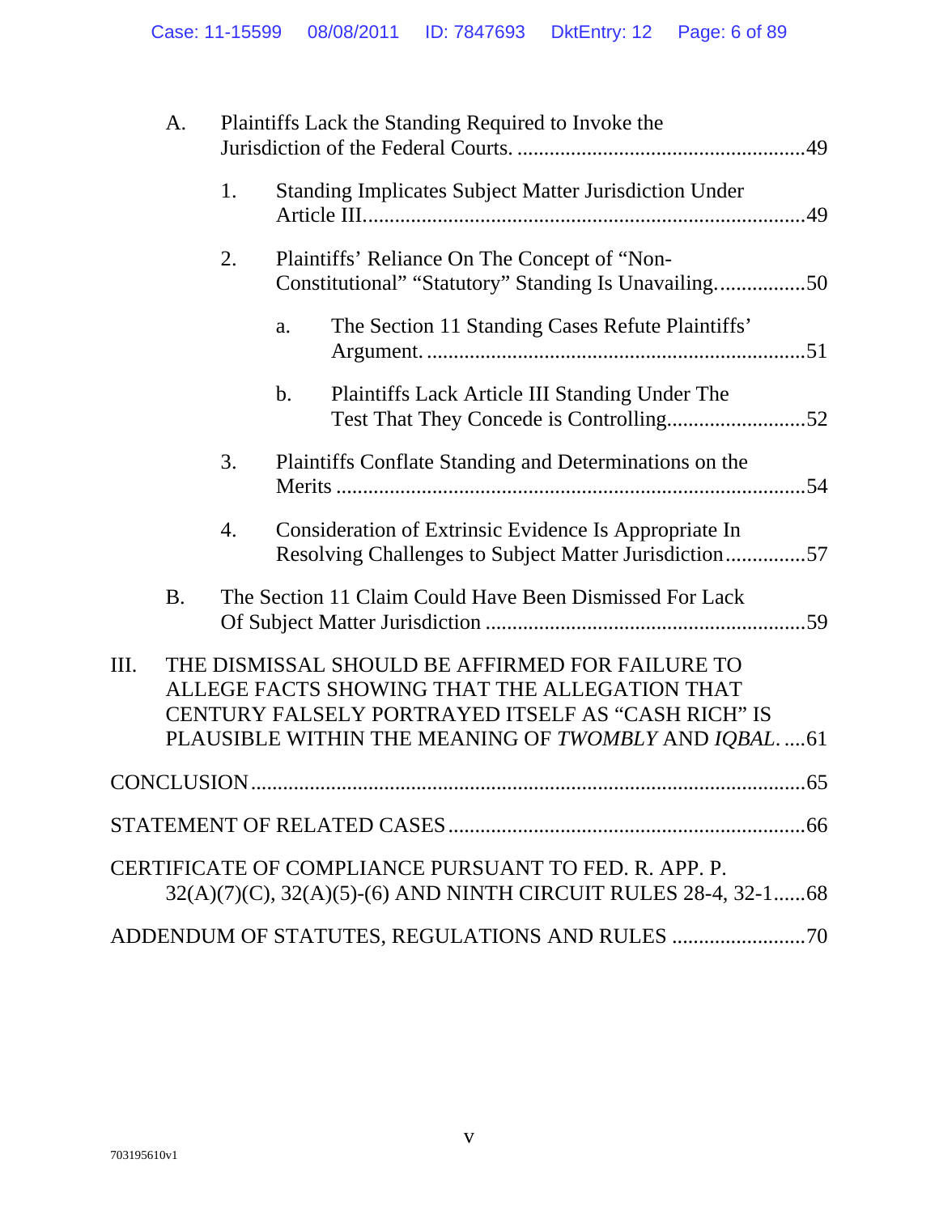A. Plaintiffs Lack the Standing Required to Invoke the Jurisdiction of the Federal Courts. .....................................................49

1. Standing Implicates Subject Matter Jurisdiction Under Article III. ................................................................................49

2. Plaintiffs' Reliance On The Concept of "Non-Constitutional" "Statutory" Standing Is Unavailing. ...............50

a. The Section 11 Standing Cases Refute Plaintiffs' Argument. .....................................................................51

b. Plaintiffs Lack Article III Standing Under The Test That They Concede is Controlling..........................52

3. Plaintiffs Conflate Standing and Determinations on the Merits .....................................................................................54

4. Consideration of Extrinsic Evidence Is Appropriate In Resolving Challenges to Subject Matter Jurisdiction ...............57

B. The Section 11 Claim Could Have Been Dismissed For Lack Of Subject Matter Jurisdiction ...........................................................59

III. THE DISMISSAL SHOULD BE AFFIRMED FOR FAILURE TO ALLEGE FACTS SHOWING THAT THE ALLEGATION THAT CENTURY FALSELY PORTRAYED ITSELF AS "CASH RICH" IS PLAUSIBLE WITHIN THE MEANING OF *TWOMBLY* AND *IQBAL*. ....61

CONCLUSION .....................................................................................................65

STATEMENT OF RELATED CASES .................................................................66

CERTIFICATE OF COMPLIANCE PURSUANT TO FED. R. APP. P. 32(A)(7)(C), 32(A)(5)-(6) AND NINTH CIRCUIT RULES 28-4, 32-1......68

ADDENDUM OF STATUTES, REGULATIONS AND RULES .........................70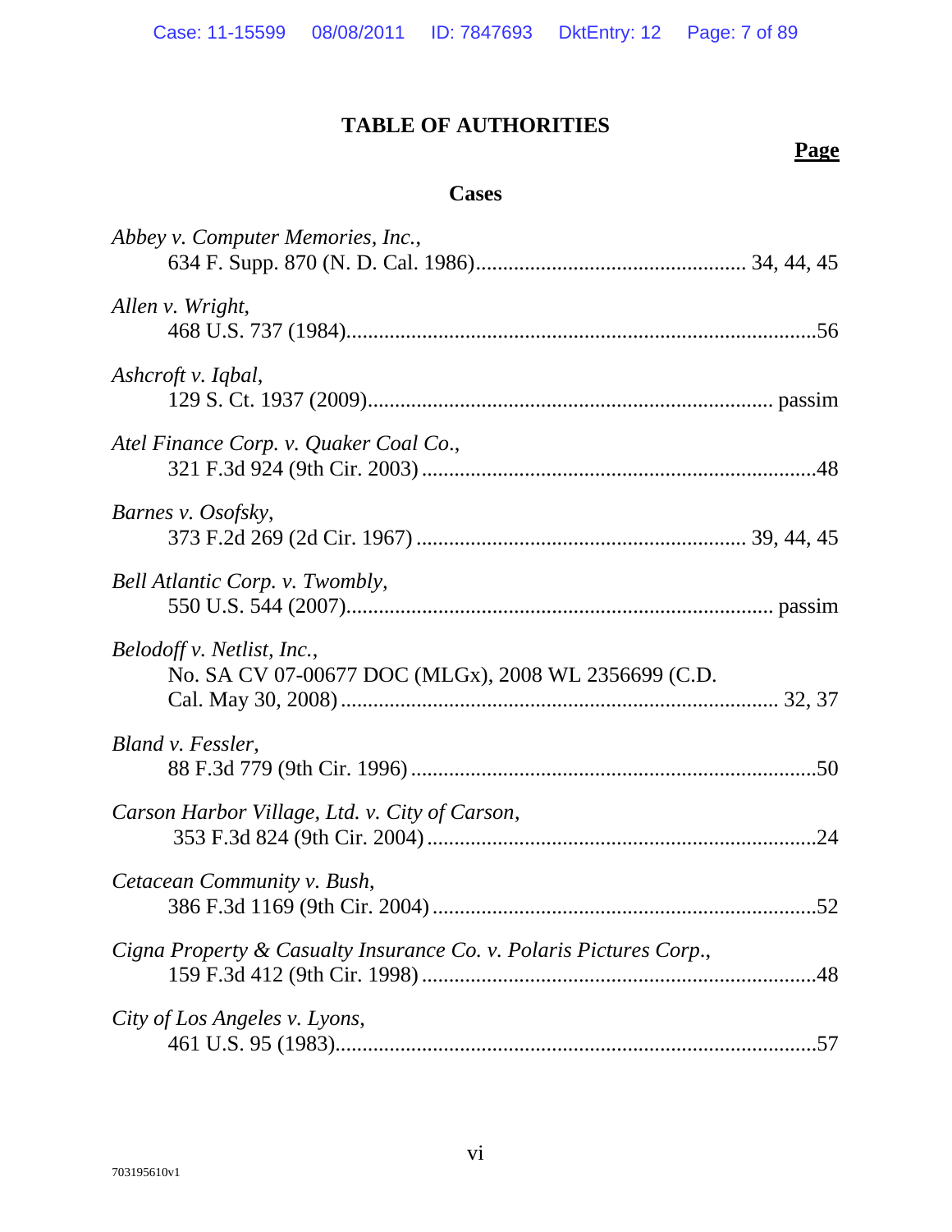# TABLE OF AUTHORITIES

**Page**

## Cases

*Abbey v. Computer Memories, Inc.*,
634 F. Supp. 870 (N. D. Cal. 1986)................................................ 34, 44, 45

*Allen v. Wright*,
468 U.S. 737 (1984).....................................................................................56

*Ashcroft v. Iqbal*,
129 S. Ct. 1937 (2009)......................................................................... passim

*Atel Finance Corp. v. Quaker Coal Co.*,
321 F.3d 924 (9th Cir. 2003) .........................................................................48

*Barnes v. Osofsky*,
373 F.2d 269 (2d Cir. 1967) ........................................................... 39, 44, 45

*Bell Atlantic Corp. v. Twombly*,
550 U.S. 544 (2007)............................................................................ passim

*Belodoff v. Netlist, Inc.*,
No. SA CV 07-00677 DOC (MLGx), 2008 WL 2356699 (C.D. Cal. May 30, 2008) ........................................................................... 32, 37

*Bland v. Fessler*,
88 F.3d 779 (9th Cir. 1996) ..........................................................................50

*Carson Harbor Village, Ltd. v. City of Carson*,
353 F.3d 824 (9th Cir. 2004) .........................................................................24

*Cetacean Community v. Bush*,
386 F.3d 1169 (9th Cir. 2004) .......................................................................52

*Cigna Property & Casualty Insurance Co. v. Polaris Pictures Corp.*,
159 F.3d 412 (9th Cir. 1998) .........................................................................48

*City of Los Angeles v. Lyons*,
461 U.S. 95 (1983).........................................................................................57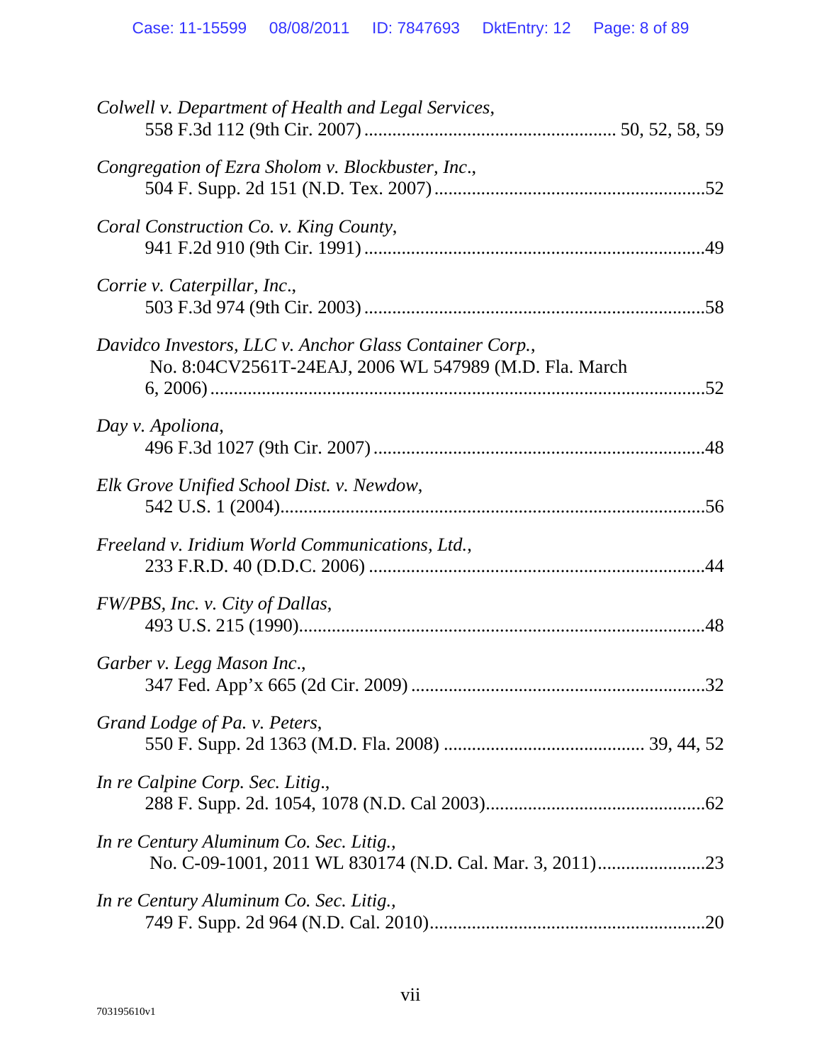*Colwell v. Department of Health and Legal Services*,
558 F.3d 112 (9th Cir. 2007) ..................................................... 50, 52, 58, 59

*Congregation of Ezra Sholom v. Blockbuster, Inc.*,
504 F. Supp. 2d 151 (N.D. Tex. 2007) .........................................................52

*Coral Construction Co. v. King County*,
941 F.2d 910 (9th Cir. 1991) ........................................................................49

*Corrie v. Caterpillar, Inc.*,
503 F.3d 974 (9th Cir. 2003) ........................................................................58

*Davidco Investors, LLC v. Anchor Glass Container Corp.*,
No. 8:04CV2561T-24EAJ, 2006 WL 547989 (M.D. Fla. March 6, 2006) .........................................................................................52

*Day v. Apoliona*,
496 F.3d 1027 (9th Cir. 2007) ......................................................................48

*Elk Grove Unified School Dist. v. Newdow*,
542 U.S. 1 (2004).........................................................................................56

*Freeland v. Iridium World Communications, Ltd.*,
233 F.R.D. 40 (D.D.C. 2006) .......................................................................44

*FW/PBS, Inc. v. City of Dallas*,
493 U.S. 215 (1990).....................................................................................48

*Garber v. Legg Mason Inc.*,
347 Fed. App'x 665 (2d Cir. 2009) ..............................................................32

*Grand Lodge of Pa. v. Peters*,
550 F. Supp. 2d 1363 (M.D. Fla. 2008) .......................................... 39, 44, 52

*In re Calpine Corp. Sec. Litig.*,
288 F. Supp. 2d. 1054, 1078 (N.D. Cal 2003)..............................................62

*In re Century Aluminum Co. Sec. Litig.*,
No. C-09-1001, 2011 WL 830174 (N.D. Cal. Mar. 3, 2011).......................23

*In re Century Aluminum Co. Sec. Litig.*,
749 F. Supp. 2d 964 (N.D. Cal. 2010)..........................................................20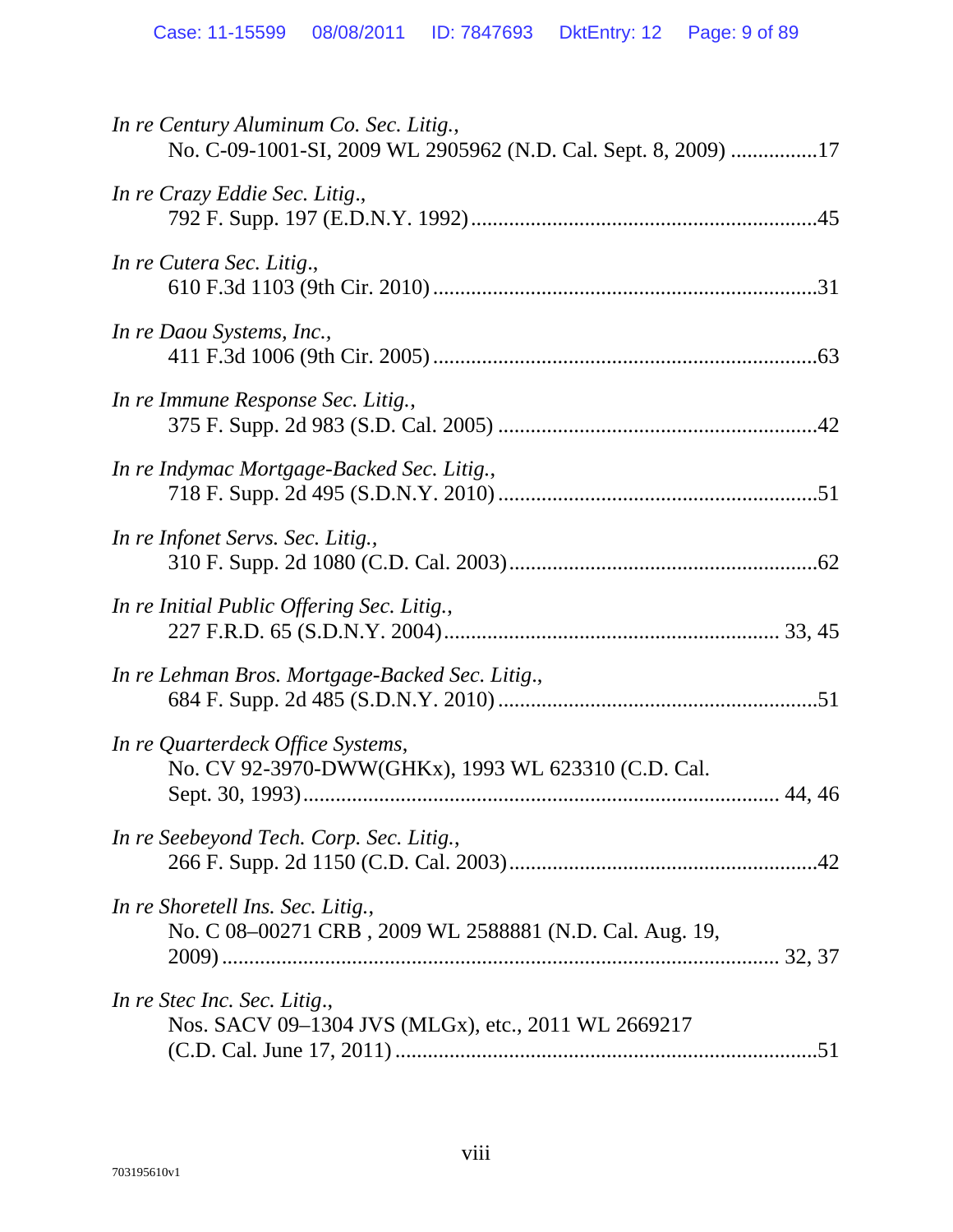*In re Century Aluminum Co. Sec. Litig.*,
No. C-09-1001-SI, 2009 WL 2905962 (N.D. Cal. Sept. 8, 2009) ................17

*In re Crazy Eddie Sec. Litig.*,
792 F. Supp. 197 (E.D.N.Y. 1992)................................................................45

*In re Cutera Sec. Litig.*,
610 F.3d 1103 (9th Cir. 2010).......................................................................31

*In re Daou Systems, Inc.*,
411 F.3d 1006 (9th Cir. 2005).......................................................................63

*In re Immune Response Sec. Litig.*,
375 F. Supp. 2d 983 (S.D. Cal. 2005) ..........................................................42

*In re Indymac Mortgage-Backed Sec. Litig.*,
718 F. Supp. 2d 495 (S.D.N.Y. 2010)..........................................................51

*In re Infonet Servs. Sec. Litig.*,
310 F. Supp. 2d 1080 (C.D. Cal. 2003)........................................................62

*In re Initial Public Offering Sec. Litig.*,
227 F.R.D. 65 (S.D.N.Y. 2004)............................................................ 33, 45

*In re Lehman Bros. Mortgage-Backed Sec. Litig.*,
684 F. Supp. 2d 485 (S.D.N.Y. 2010)..........................................................51

*In re Quarterdeck Office Systems*,
No. CV 92-3970-DWW(GHKx), 1993 WL 623310 (C.D. Cal.
Sept. 30, 1993)...................................................................................... 44, 46

*In re Seebeyond Tech. Corp. Sec. Litig.*,
266 F. Supp. 2d 1150 (C.D. Cal. 2003)........................................................42

*In re Shoretell Ins. Sec. Litig.*,
No. C 08–00271 CRB , 2009 WL 2588881 (N.D. Cal. Aug. 19,
2009)...................................................................................................... 32, 37

*In re Stec Inc. Sec. Litig.*,
Nos. SACV 09–1304 JVS (MLGx), etc., 2011 WL 2669217
(C.D. Cal. June 17, 2011).............................................................................51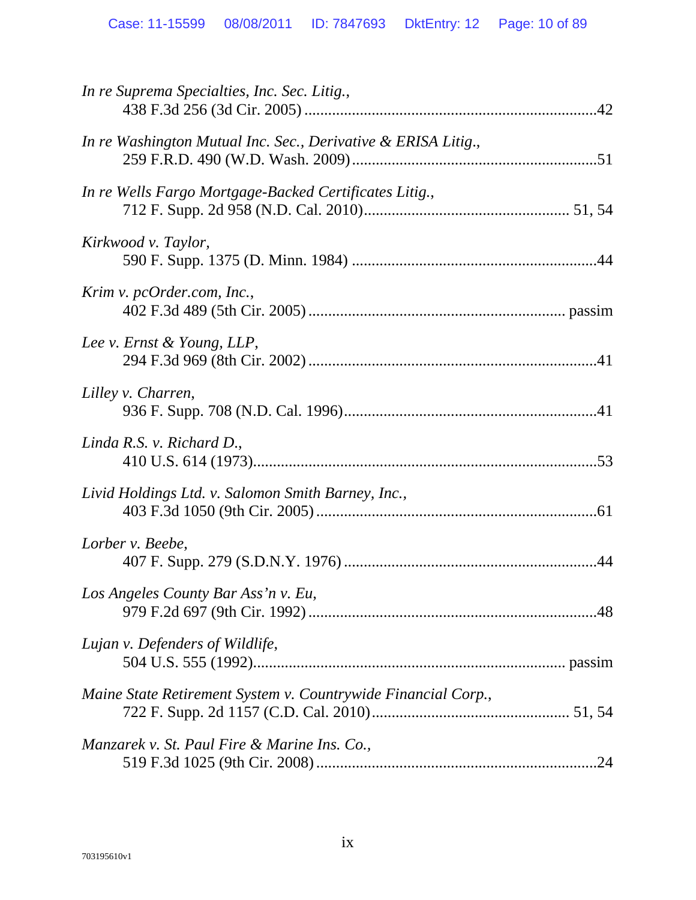*In re Suprema Specialties, Inc. Sec. Litig.*,
438 F.3d 256 (3d Cir. 2005) ........................................................................42

*In re Washington Mutual Inc. Sec., Derivative & ERISA Litig.*,
259 F.R.D. 490 (W.D. Wash. 2009) ............................................................51

*In re Wells Fargo Mortgage-Backed Certificates Litig.*,
712 F. Supp. 2d 958 (N.D. Cal. 2010).................................................. 51, 54

*Kirkwood v. Taylor*,
590 F. Supp. 1375 (D. Minn. 1984) ............................................................44

*Krim v. pcOrder.com, Inc.*,
402 F.3d 489 (5th Cir. 2005) ............................................................... passim

*Lee v. Ernst & Young, LLP*,
294 F.3d 969 (8th Cir. 2002) .......................................................................41

*Lilley v. Charren*,
936 F. Supp. 708 (N.D. Cal. 1996)...............................................................41

*Linda R.S. v. Richard D.*,
410 U.S. 614 (1973)......................................................................................53

*Livid Holdings Ltd. v. Salomon Smith Barney, Inc.*,
403 F.3d 1050 (9th Cir. 2005) .....................................................................61

*Lorber v. Beebe*,
407 F. Supp. 279 (S.D.N.Y. 1976) ...............................................................44

*Los Angeles County Bar Ass'n v. Eu*,
979 F.2d 697 (9th Cir. 1992) .......................................................................48

*Lujan v. Defenders of Wildlife*,
504 U.S. 555 (1992)............................................................................ passim

*Maine State Retirement System v. Countrywide Financial Corp.*,
722 F. Supp. 2d 1157 (C.D. Cal. 2010)................................................ 51, 54

*Manzarek v. St. Paul Fire & Marine Ins. Co.*,
519 F.3d 1025 (9th Cir. 2008) .....................................................................24

703195610v1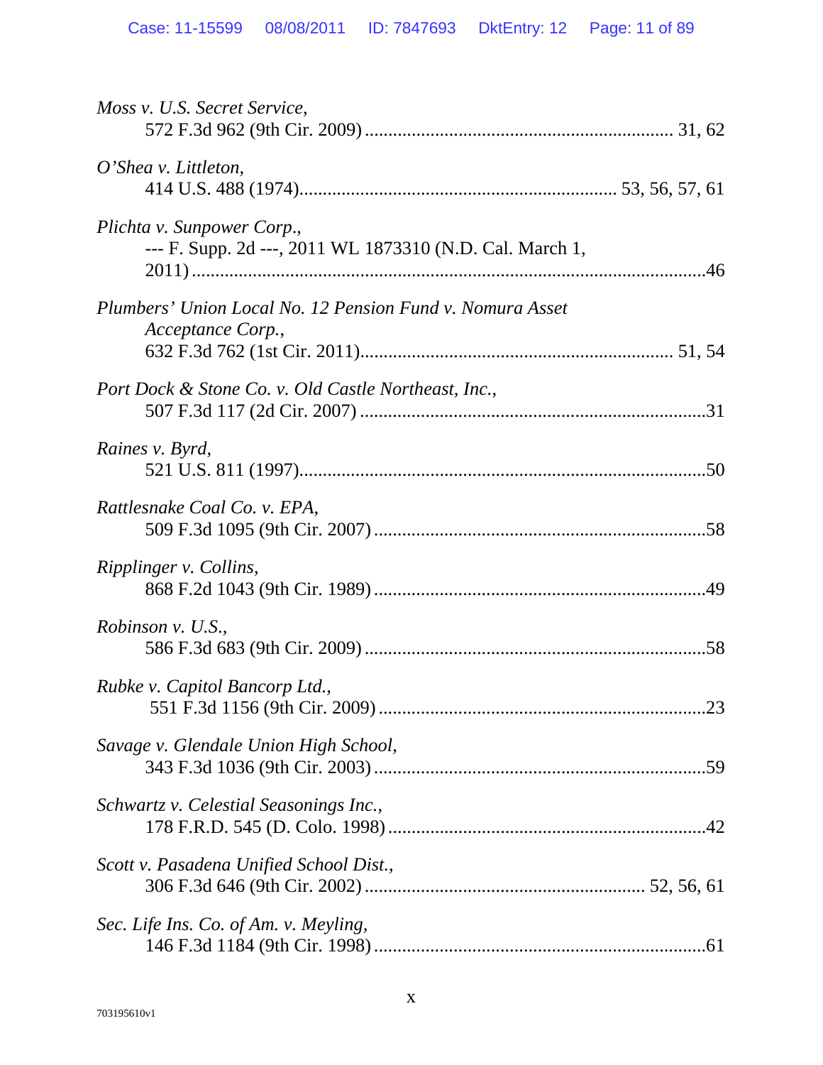*Moss v. U.S. Secret Service*,
572 F.3d 962 (9th Cir. 2009) ................................................................. 31, 62

*O'Shea v. Littleton*,
414 U.S. 488 (1974)................................................................... 53, 56, 57, 61

*Plichta v. Sunpower Corp*.,
--- F. Supp. 2d ---, 2011 WL 1873310 (N.D. Cal. March 1, 2011) ..........................................................................................................46

*Plumbers' Union Local No. 12 Pension Fund v. Nomura Asset Acceptance Corp.*,
632 F.3d 762 (1st Cir. 2011).................................................................. 51, 54

*Port Dock & Stone Co. v. Old Castle Northeast, Inc.*,
507 F.3d 117 (2d Cir. 2007) .........................................................................31

*Raines v. Byrd*,
521 U.S. 811 (1997).......................................................................................50

*Rattlesnake Coal Co. v. EPA*,
509 F.3d 1095 (9th Cir. 2007) ......................................................................58

*Ripplinger v. Collins*,
868 F.2d 1043 (9th Cir. 1989) ......................................................................49

*Robinson v. U.S.*,
586 F.3d 683 (9th Cir. 2009) ........................................................................58

*Rubke v. Capitol Bancorp Ltd.*,
551 F.3d 1156 (9th Cir. 2009) .....................................................................23

*Savage v. Glendale Union High School*,
343 F.3d 1036 (9th Cir. 2003) ......................................................................59

*Schwartz v. Celestial Seasonings Inc.*,
178 F.R.D. 545 (D. Colo. 1998) ...................................................................42

*Scott v. Pasadena Unified School Dist.*,
306 F.3d 646 (9th Cir. 2002) .......................................................... 52, 56, 61

*Sec. Life Ins. Co. of Am. v. Meyling*,
146 F.3d 1184 (9th Cir. 1998) ......................................................................61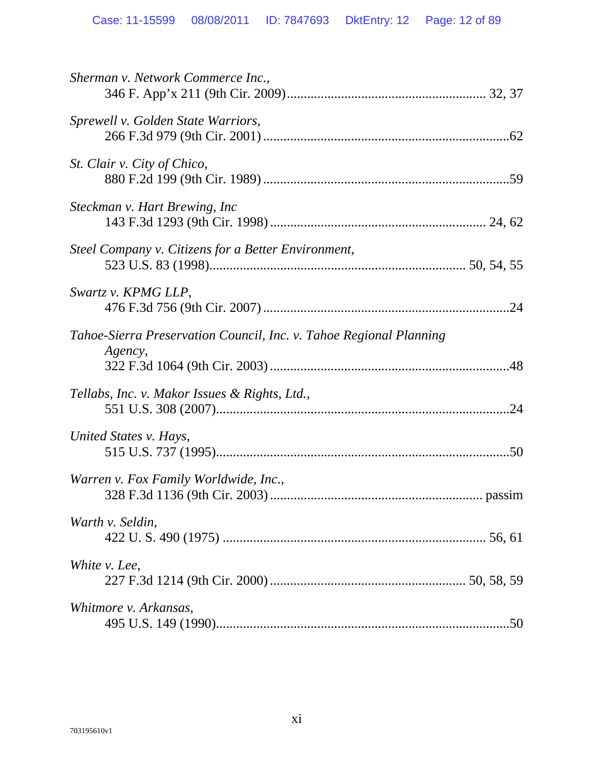*Sherman v. Network Commerce Inc.*,
346 F. App'x 211 (9th Cir. 2009)........................................................ 32, 37

*Sprewell v. Golden State Warriors*,
266 F.3d 979 (9th Cir. 2001) .......................................................................62

*St. Clair v. City of Chico*,
880 F.2d 199 (9th Cir. 1989) .......................................................................59

*Steckman v. Hart Brewing, Inc*
143 F.3d 1293 (9th Cir. 1998) ............................................................. 24, 62

*Steel Company v. Citizens for a Better Environment*,
523 U.S. 83 (1998)......................................................................... 50, 54, 55

*Swartz v. KPMG LLP*,
476 F.3d 756 (9th Cir. 2007) .......................................................................24

*Tahoe-Sierra Preservation Council, Inc. v. Tahoe Regional Planning Agency*,
322 F.3d 1064 (9th Cir. 2003) .....................................................................48

*Tellabs, Inc. v. Makor Issues & Rights, Ltd.*,
551 U.S. 308 (2007).....................................................................................24

*United States v. Hays*,
515 U.S. 737 (1995).....................................................................................50

*Warren v. Fox Family Worldwide, Inc*.,
328 F.3d 1136 (9th Cir. 2003) ............................................................ passim

*Warth v. Seldin*,
422 U. S. 490 (1975) .......................................................................... 56, 61

*White v. Lee*,
227 F.3d 1214 (9th Cir. 2000) ........................................................ 50, 58, 59

*Whitmore v. Arkansas*,
495 U.S. 149 (1990).....................................................................................50

703195610v1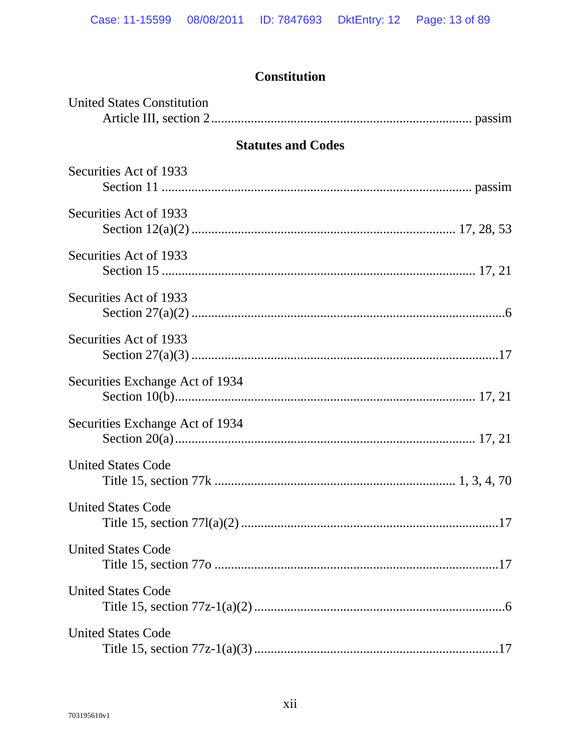## Constitution

United States Constitution
  Article III, section 2 ........................................................................ passim

## Statutes and Codes

Securities Act of 1933
  Section 11 ........................................................................................ passim

Securities Act of 1933
  Section 12(a)(2) ........................................................................ 17, 28, 53

Securities Act of 1933
  Section 15 ......................................................................................... 17, 21

Securities Act of 1933
  Section 27(a)(2) ..........................................................................................6

Securities Act of 1933
  Section 27(a)(3) ........................................................................................17

Securities Exchange Act of 1934
  Section 10(b)..................................................................................... 17, 21

Securities Exchange Act of 1934
  Section 20(a)..................................................................................... 17, 21

United States Code
  Title 15, section 77k ................................................................... 1, 3, 4, 70

United States Code
  Title 15, section 77l(a)(2) .........................................................................17

United States Code
  Title 15, section 77o .................................................................................17

United States Code
  Title 15, section 77z-1(a)(2) .......................................................................6

United States Code
  Title 15, section 77z-1(a)(3) .....................................................................17

703195610v1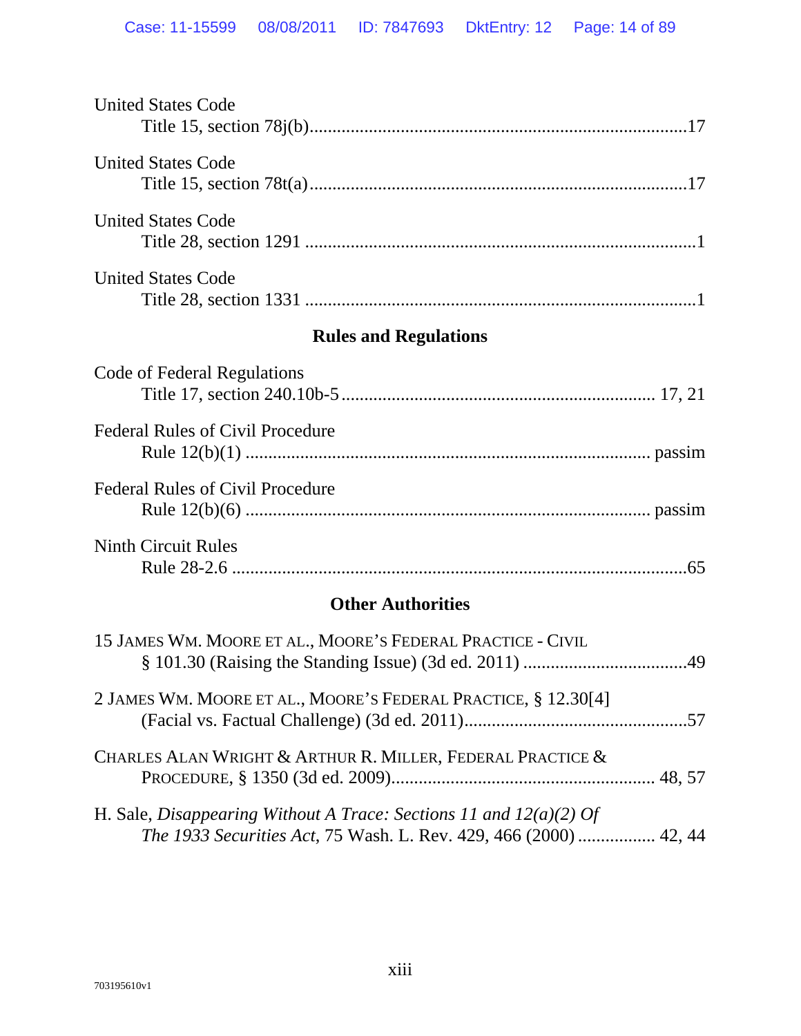United States Code
    Title 15, section 78j(b)....................................................................................17

United States Code
    Title 15, section 78t(a)....................................................................................17

United States Code
    Title 28, section 1291 ......................................................................................1

United States Code
    Title 28, section 1331 ......................................................................................1

### Rules and Regulations

Code of Federal Regulations
    Title 17, section 240.10b-5 ..................................................................... 17, 21

Federal Rules of Civil Procedure
    Rule 12(b)(1) ........................................................................................ passim

Federal Rules of Civil Procedure
    Rule 12(b)(6) ........................................................................................ passim

Ninth Circuit Rules
    Rule 28-2.6 ...................................................................................................65

### Other Authorities

15 JAMES WM. MOORE ET AL., MOORE'S FEDERAL PRACTICE - CIVIL
    § 101.30 (Raising the Standing Issue) (3d ed. 2011) ....................................49

2 JAMES WM. MOORE ET AL., MOORE'S FEDERAL PRACTICE, § 12.30[4]
    (Facial vs. Factual Challenge) (3d ed. 2011)..................................................57

CHARLES ALAN WRIGHT & ARTHUR R. MILLER, FEDERAL PRACTICE &
    PROCEDURE, § 1350 (3d ed. 2009)......................................................... 48, 57

H. Sale, *Disappearing Without A Trace: Sections 11 and 12(a)(2) Of*
    *The 1933 Securities Act*, 75 Wash. L. Rev. 429, 466 (2000) ................. 42, 44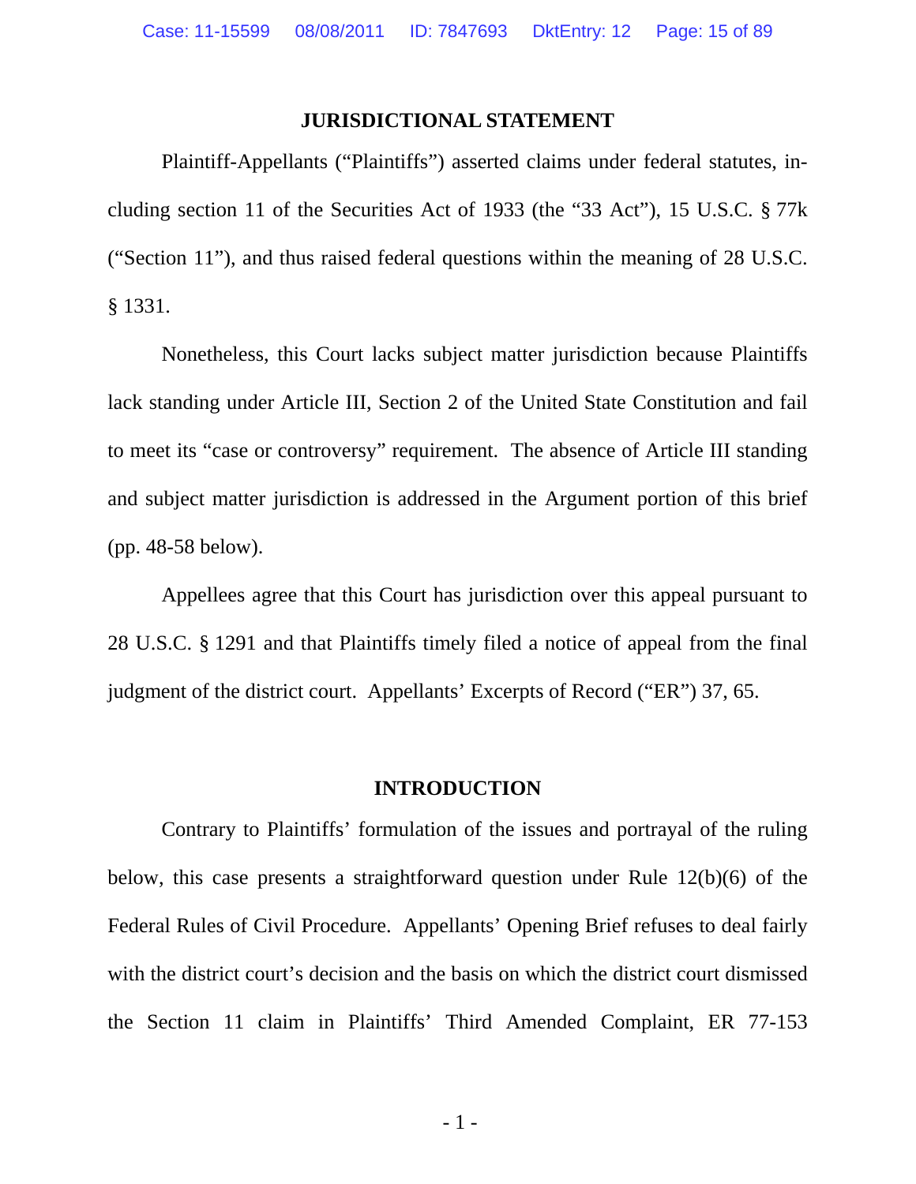## JURISDICTIONAL STATEMENT

Plaintiff-Appellants ("Plaintiffs") asserted claims under federal statutes, including section 11 of the Securities Act of 1933 (the "33 Act"), 15 U.S.C. § 77k ("Section 11"), and thus raised federal questions within the meaning of 28 U.S.C. § 1331.

Nonetheless, this Court lacks subject matter jurisdiction because Plaintiffs lack standing under Article III, Section 2 of the United State Constitution and fail to meet its "case or controversy" requirement. The absence of Article III standing and subject matter jurisdiction is addressed in the Argument portion of this brief (pp. 48-58 below).

Appellees agree that this Court has jurisdiction over this appeal pursuant to 28 U.S.C. § 1291 and that Plaintiffs timely filed a notice of appeal from the final judgment of the district court. Appellants' Excerpts of Record ("ER") 37, 65.

## INTRODUCTION

Contrary to Plaintiffs' formulation of the issues and portrayal of the ruling below, this case presents a straightforward question under Rule 12(b)(6) of the Federal Rules of Civil Procedure. Appellants' Opening Brief refuses to deal fairly with the district court's decision and the basis on which the district court dismissed the Section 11 claim in Plaintiffs' Third Amended Complaint, ER 77-153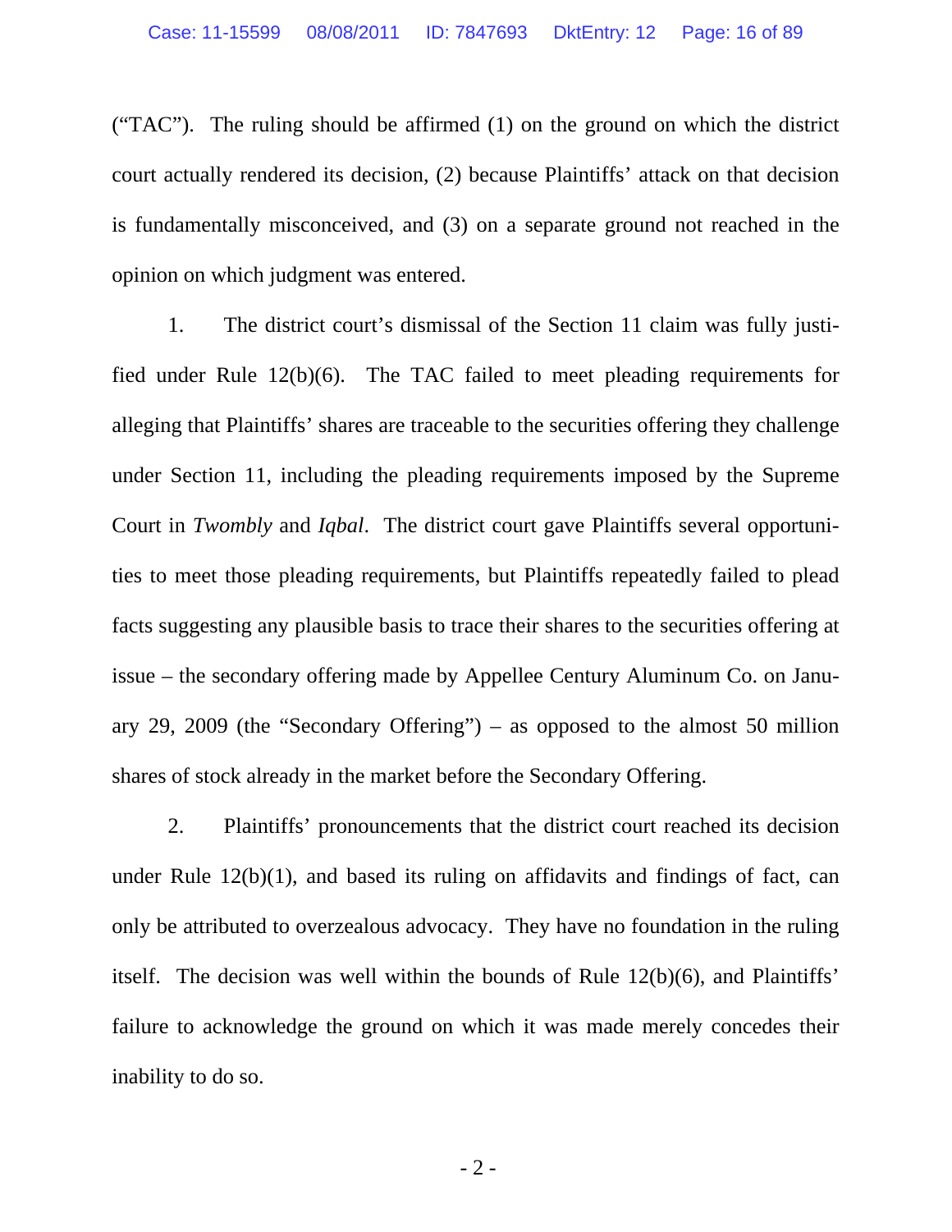("TAC"). The ruling should be affirmed (1) on the ground on which the district court actually rendered its decision, (2) because Plaintiffs' attack on that decision is fundamentally misconceived, and (3) on a separate ground not reached in the opinion on which judgment was entered.

1. The district court's dismissal of the Section 11 claim was fully justified under Rule 12(b)(6). The TAC failed to meet pleading requirements for alleging that Plaintiffs' shares are traceable to the securities offering they challenge under Section 11, including the pleading requirements imposed by the Supreme Court in *Twombly* and *Iqbal*. The district court gave Plaintiffs several opportunities to meet those pleading requirements, but Plaintiffs repeatedly failed to plead facts suggesting any plausible basis to trace their shares to the securities offering at issue – the secondary offering made by Appellee Century Aluminum Co. on January 29, 2009 (the "Secondary Offering") – as opposed to the almost 50 million shares of stock already in the market before the Secondary Offering.

2. Plaintiffs' pronouncements that the district court reached its decision under Rule 12(b)(1), and based its ruling on affidavits and findings of fact, can only be attributed to overzealous advocacy. They have no foundation in the ruling itself. The decision was well within the bounds of Rule 12(b)(6), and Plaintiffs' failure to acknowledge the ground on which it was made merely concedes their inability to do so.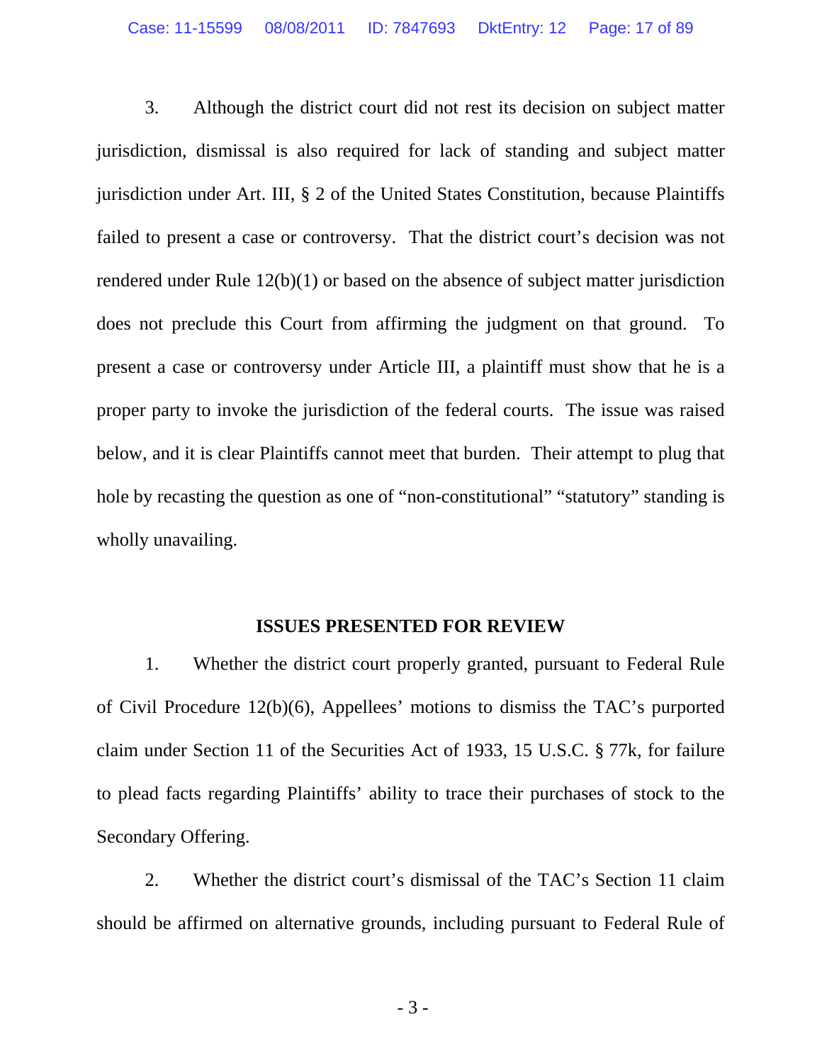3. Although the district court did not rest its decision on subject matter jurisdiction, dismissal is also required for lack of standing and subject matter jurisdiction under Art. III, § 2 of the United States Constitution, because Plaintiffs failed to present a case or controversy. That the district court's decision was not rendered under Rule 12(b)(1) or based on the absence of subject matter jurisdiction does not preclude this Court from affirming the judgment on that ground. To present a case or controversy under Article III, a plaintiff must show that he is a proper party to invoke the jurisdiction of the federal courts. The issue was raised below, and it is clear Plaintiffs cannot meet that burden. Their attempt to plug that hole by recasting the question as one of "non-constitutional" "statutory" standing is wholly unavailing.

## ISSUES PRESENTED FOR REVIEW

1. Whether the district court properly granted, pursuant to Federal Rule of Civil Procedure 12(b)(6), Appellees' motions to dismiss the TAC's purported claim under Section 11 of the Securities Act of 1933, 15 U.S.C. § 77k, for failure to plead facts regarding Plaintiffs' ability to trace their purchases of stock to the Secondary Offering.

2. Whether the district court's dismissal of the TAC's Section 11 claim should be affirmed on alternative grounds, including pursuant to Federal Rule of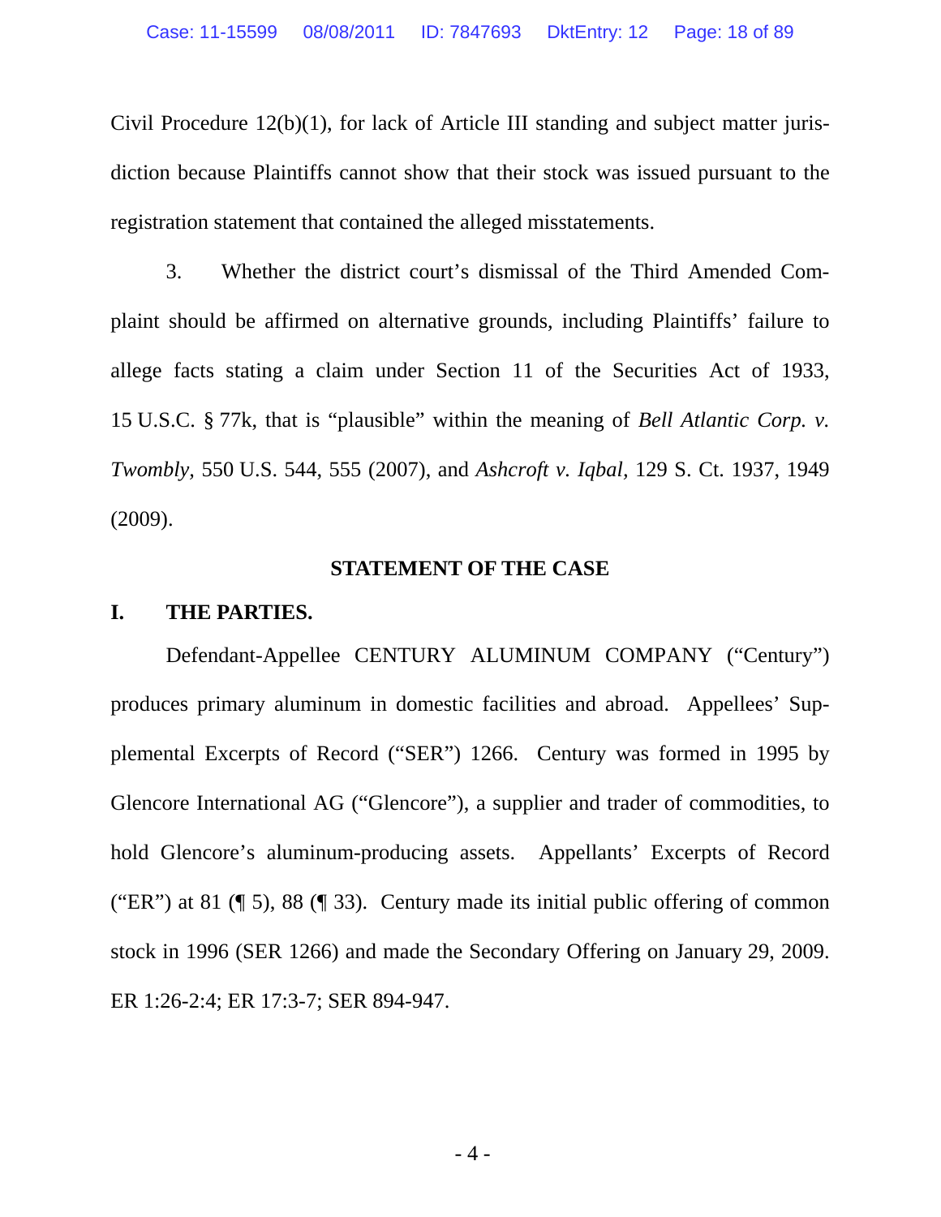Civil Procedure 12(b)(1), for lack of Article III standing and subject matter jurisdiction because Plaintiffs cannot show that their stock was issued pursuant to the registration statement that contained the alleged misstatements.

3. Whether the district court's dismissal of the Third Amended Complaint should be affirmed on alternative grounds, including Plaintiffs' failure to allege facts stating a claim under Section 11 of the Securities Act of 1933, 15 U.S.C. § 77k, that is "plausible" within the meaning of *Bell Atlantic Corp. v. Twombly*, 550 U.S. 544, 555 (2007), and *Ashcroft v. Iqbal*, 129 S. Ct. 1937, 1949 (2009).

## STATEMENT OF THE CASE

### I. THE PARTIES.

Defendant-Appellee CENTURY ALUMINUM COMPANY ("Century") produces primary aluminum in domestic facilities and abroad. Appellees' Supplemental Excerpts of Record ("SER") 1266. Century was formed in 1995 by Glencore International AG ("Glencore"), a supplier and trader of commodities, to hold Glencore's aluminum-producing assets. Appellants' Excerpts of Record ("ER") at 81 (¶ 5), 88 (¶ 33). Century made its initial public offering of common stock in 1996 (SER 1266) and made the Secondary Offering on January 29, 2009. ER 1:26-2:4; ER 17:3-7; SER 894-947.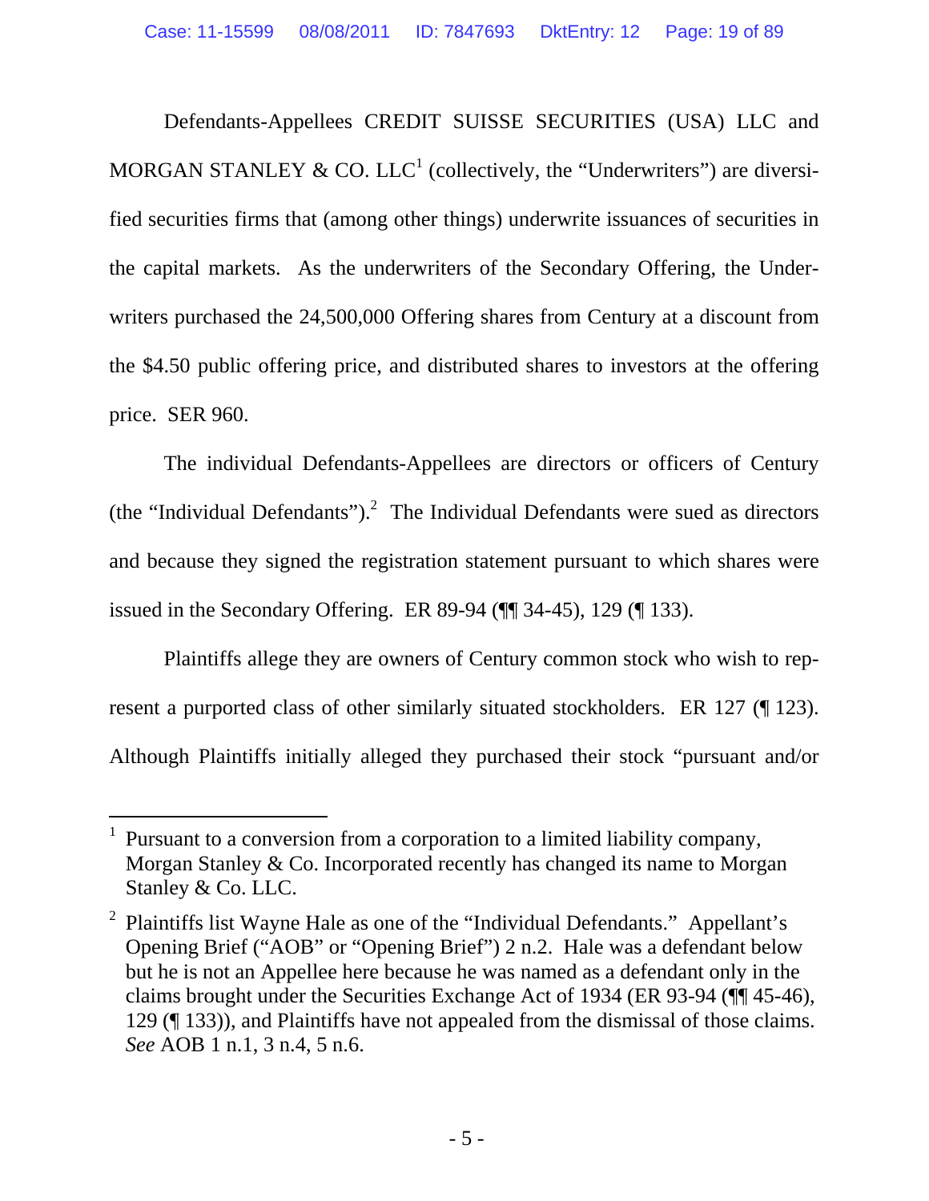Defendants-Appellees CREDIT SUISSE SECURITIES (USA) LLC and MORGAN STANLEY & CO. LLC[1] (collectively, the "Underwriters") are diversified securities firms that (among other things) underwrite issuances of securities in the capital markets. As the underwriters of the Secondary Offering, the Underwriters purchased the 24,500,000 Offering shares from Century at a discount from the $4.50 public offering price, and distributed shares to investors at the offering price. SER 960.

The individual Defendants-Appellees are directors or officers of Century (the "Individual Defendants").[2] The Individual Defendants were sued as directors and because they signed the registration statement pursuant to which shares were issued in the Secondary Offering. ER 89-94 (¶¶ 34-45), 129 (¶ 133).

Plaintiffs allege they are owners of Century common stock who wish to represent a purported class of other similarly situated stockholders. ER 127 (¶ 123). Although Plaintiffs initially alleged they purchased their stock "pursuant and/or

---

[1] Pursuant to a conversion from a corporation to a limited liability company, Morgan Stanley & Co. Incorporated recently has changed its name to Morgan Stanley & Co. LLC.

[2] Plaintiffs list Wayne Hale as one of the "Individual Defendants." Appellant's Opening Brief ("AOB" or "Opening Brief") 2 n.2. Hale was a defendant below but he is not an Appellee here because he was named as a defendant only in the claims brought under the Securities Exchange Act of 1934 (ER 93-94 (¶¶ 45-46), 129 (¶ 133)), and Plaintiffs have not appealed from the dismissal of those claims. *See* AOB 1 n.1, 3 n.4, 5 n.6.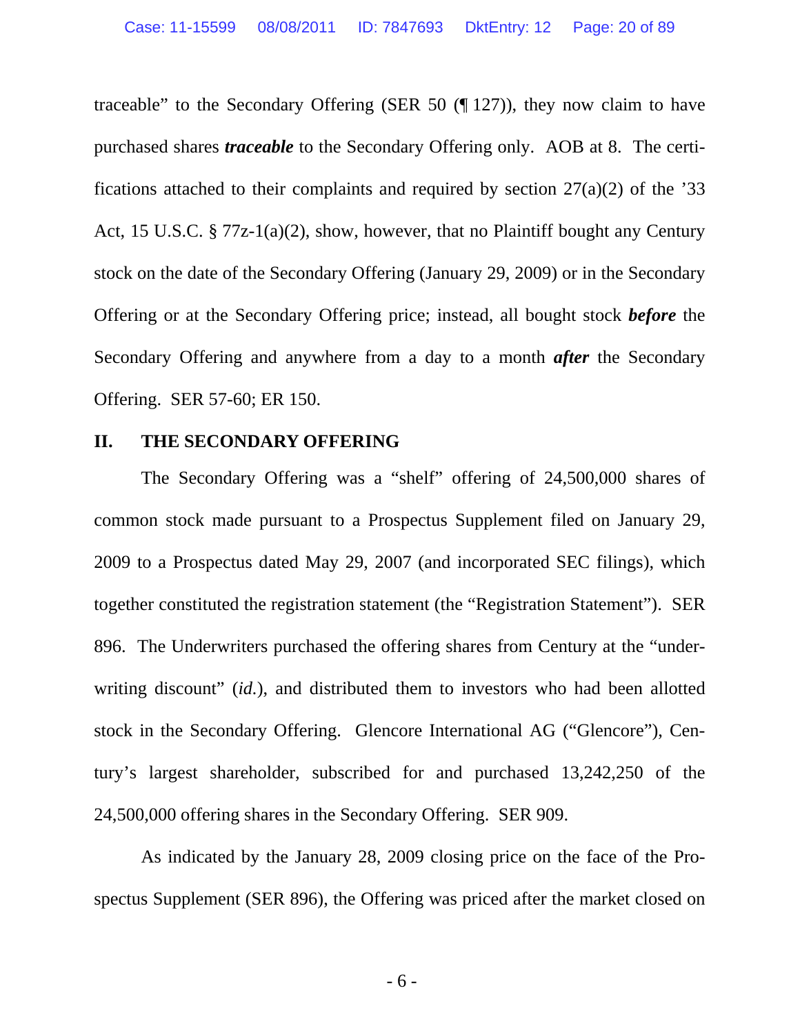traceable" to the Secondary Offering (SER 50 (¶ 127)), they now claim to have purchased shares ***traceable*** to the Secondary Offering only. AOB at 8. The certifications attached to their complaints and required by section 27(a)(2) of the '33 Act, 15 U.S.C. § 77z-1(a)(2), show, however, that no Plaintiff bought any Century stock on the date of the Secondary Offering (January 29, 2009) or in the Secondary Offering or at the Secondary Offering price; instead, all bought stock ***before*** the Secondary Offering and anywhere from a day to a month ***after*** the Secondary Offering. SER 57-60; ER 150.

## II. THE SECONDARY OFFERING

The Secondary Offering was a "shelf" offering of 24,500,000 shares of common stock made pursuant to a Prospectus Supplement filed on January 29, 2009 to a Prospectus dated May 29, 2007 (and incorporated SEC filings), which together constituted the registration statement (the "Registration Statement"). SER 896. The Underwriters purchased the offering shares from Century at the "underwriting discount" (*id.*), and distributed them to investors who had been allotted stock in the Secondary Offering. Glencore International AG ("Glencore"), Century's largest shareholder, subscribed for and purchased 13,242,250 of the 24,500,000 offering shares in the Secondary Offering. SER 909.

As indicated by the January 28, 2009 closing price on the face of the Prospectus Supplement (SER 896), the Offering was priced after the market closed on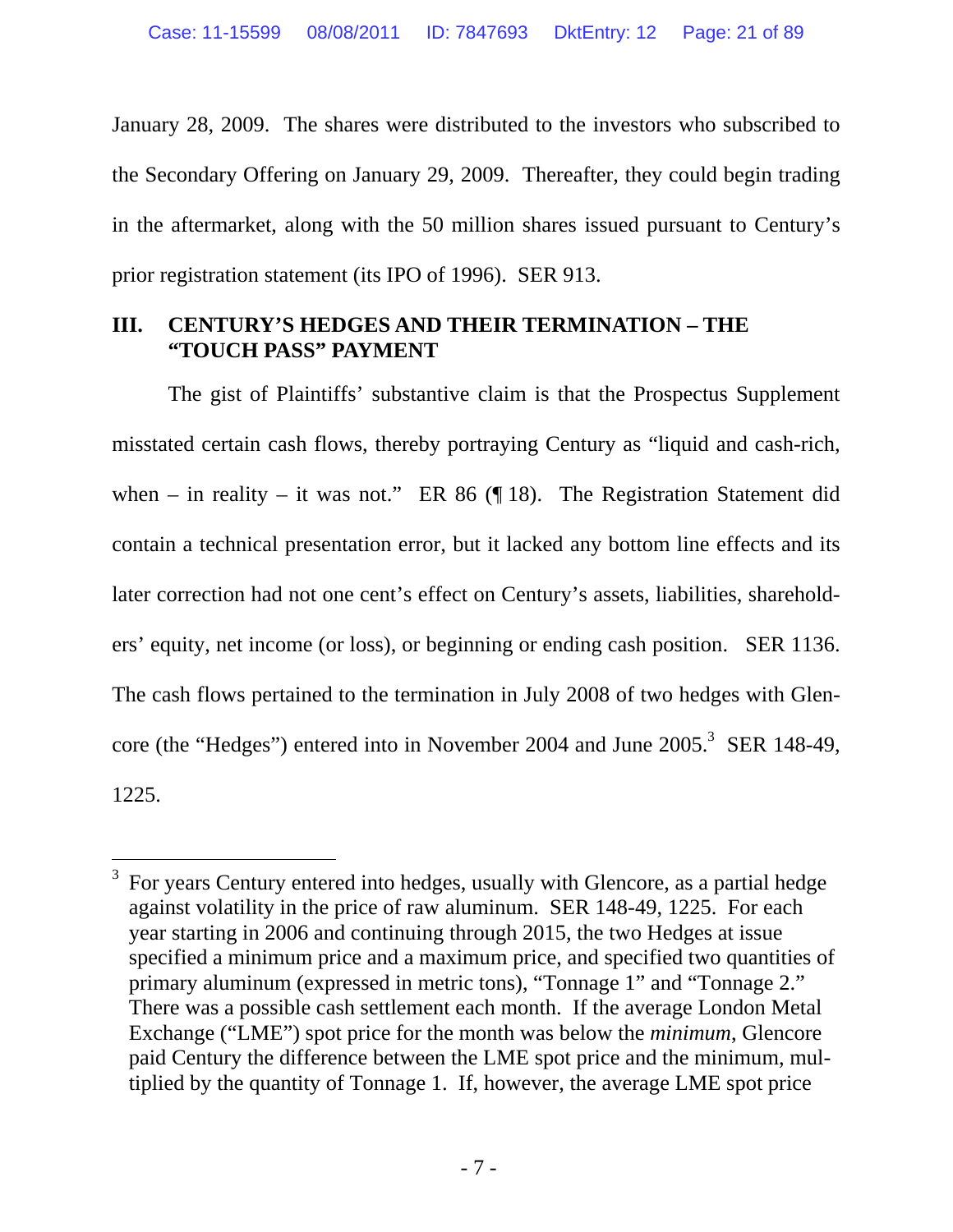January 28, 2009. The shares were distributed to the investors who subscribed to the Secondary Offering on January 29, 2009. Thereafter, they could begin trading in the aftermarket, along with the 50 million shares issued pursuant to Century's prior registration statement (its IPO of 1996). SER 913.

## III. CENTURY'S HEDGES AND THEIR TERMINATION – THE "TOUCH PASS" PAYMENT

The gist of Plaintiffs' substantive claim is that the Prospectus Supplement misstated certain cash flows, thereby portraying Century as "liquid and cash-rich, when – in reality – it was not." ER 86 (¶ 18). The Registration Statement did contain a technical presentation error, but it lacked any bottom line effects and its later correction had not one cent's effect on Century's assets, liabilities, shareholders' equity, net income (or loss), or beginning or ending cash position. SER 1136. The cash flows pertained to the termination in July 2008 of two hedges with Glencore (the "Hedges") entered into in November 2004 and June 2005.[3] SER 148-49, 1225.

---

[3] For years Century entered into hedges, usually with Glencore, as a partial hedge against volatility in the price of raw aluminum. SER 148-49, 1225. For each year starting in 2006 and continuing through 2015, the two Hedges at issue specified a minimum price and a maximum price, and specified two quantities of primary aluminum (expressed in metric tons), "Tonnage 1" and "Tonnage 2." There was a possible cash settlement each month. If the average London Metal Exchange ("LME") spot price for the month was below the *minimum*, Glencore paid Century the difference between the LME spot price and the minimum, multiplied by the quantity of Tonnage 1. If, however, the average LME spot price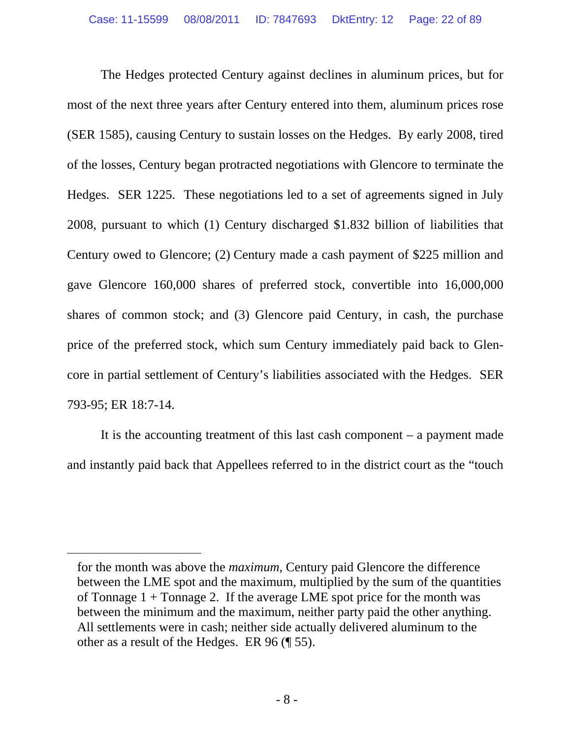The Hedges protected Century against declines in aluminum prices, but for most of the next three years after Century entered into them, aluminum prices rose (SER 1585), causing Century to sustain losses on the Hedges. By early 2008, tired of the losses, Century began protracted negotiations with Glencore to terminate the Hedges. SER 1225. These negotiations led to a set of agreements signed in July 2008, pursuant to which (1) Century discharged $1.832 billion of liabilities that Century owed to Glencore; (2) Century made a cash payment of $225 million and gave Glencore 160,000 shares of preferred stock, convertible into 16,000,000 shares of common stock; and (3) Glencore paid Century, in cash, the purchase price of the preferred stock, which sum Century immediately paid back to Glencore in partial settlement of Century's liabilities associated with the Hedges. SER 793-95; ER 18:7-14.

It is the accounting treatment of this last cash component – a payment made and instantly paid back that Appellees referred to in the district court as the "touch

---

for the month was above the *maximum*, Century paid Glencore the difference between the LME spot and the maximum, multiplied by the sum of the quantities of Tonnage 1 + Tonnage 2. If the average LME spot price for the month was between the minimum and the maximum, neither party paid the other anything. All settlements were in cash; neither side actually delivered aluminum to the other as a result of the Hedges. ER 96 (¶ 55).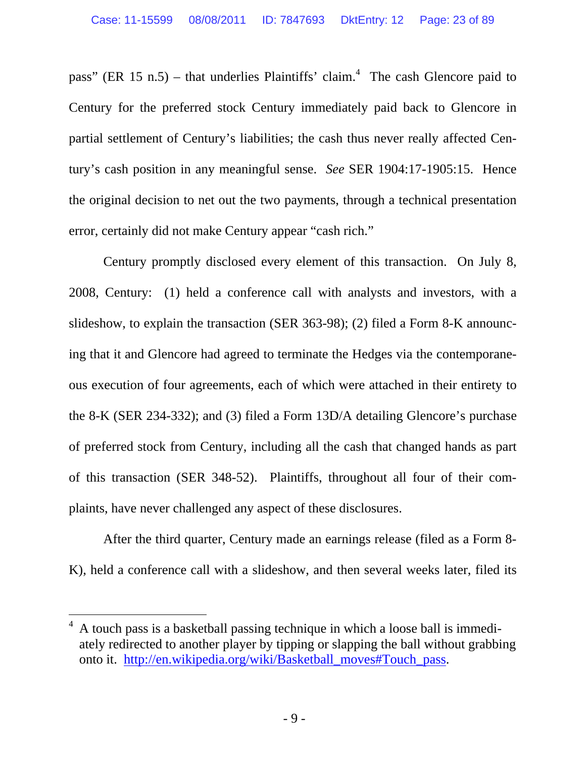pass" (ER 15 n.5) – that underlies Plaintiffs' claim.[4] The cash Glencore paid to Century for the preferred stock Century immediately paid back to Glencore in partial settlement of Century's liabilities; the cash thus never really affected Century's cash position in any meaningful sense. *See* SER 1904:17-1905:15. Hence the original decision to net out the two payments, through a technical presentation error, certainly did not make Century appear "cash rich."

Century promptly disclosed every element of this transaction. On July 8, 2008, Century: (1) held a conference call with analysts and investors, with a slideshow, to explain the transaction (SER 363-98); (2) filed a Form 8-K announcing that it and Glencore had agreed to terminate the Hedges via the contemporaneous execution of four agreements, each of which were attached in their entirety to the 8-K (SER 234-332); and (3) filed a Form 13D/A detailing Glencore's purchase of preferred stock from Century, including all the cash that changed hands as part of this transaction (SER 348-52). Plaintiffs, throughout all four of their complaints, have never challenged any aspect of these disclosures.

After the third quarter, Century made an earnings release (filed as a Form 8-K), held a conference call with a slideshow, and then several weeks later, filed its

[4] A touch pass is a basketball passing technique in which a loose ball is immediately redirected to another player by tipping or slapping the ball without grabbing onto it. http://en.wikipedia.org/wiki/Basketball_moves#Touch_pass.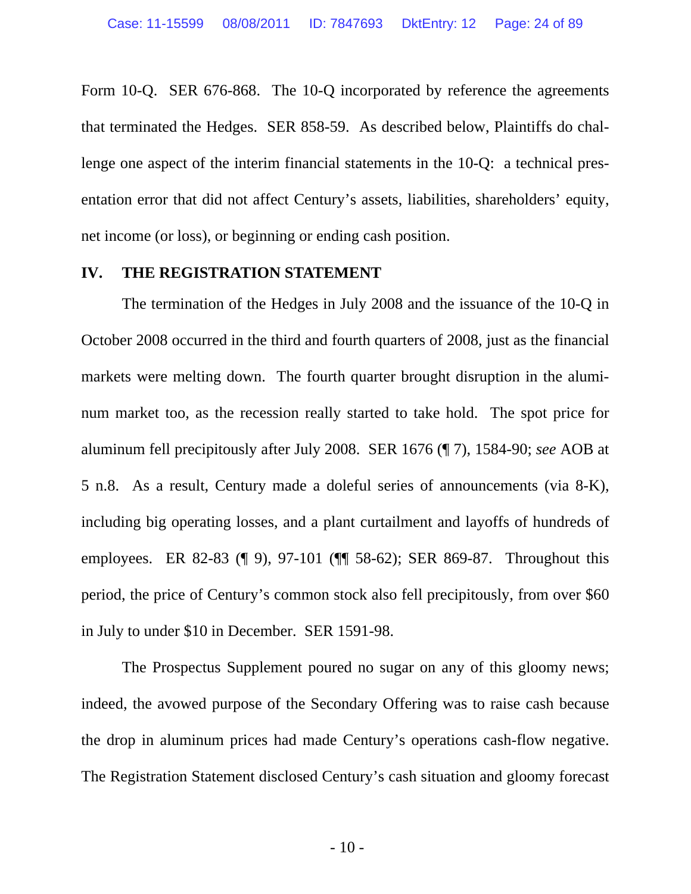Form 10-Q. SER 676-868. The 10-Q incorporated by reference the agreements that terminated the Hedges. SER 858-59. As described below, Plaintiffs do challenge one aspect of the interim financial statements in the 10-Q: a technical presentation error that did not affect Century's assets, liabilities, shareholders' equity, net income (or loss), or beginning or ending cash position.

## IV. THE REGISTRATION STATEMENT

The termination of the Hedges in July 2008 and the issuance of the 10-Q in October 2008 occurred in the third and fourth quarters of 2008, just as the financial markets were melting down. The fourth quarter brought disruption in the aluminum market too, as the recession really started to take hold. The spot price for aluminum fell precipitously after July 2008. SER 1676 (¶ 7), 1584-90; *see* AOB at 5 n.8. As a result, Century made a doleful series of announcements (via 8-K), including big operating losses, and a plant curtailment and layoffs of hundreds of employees. ER 82-83 (¶ 9), 97-101 (¶¶ 58-62); SER 869-87. Throughout this period, the price of Century's common stock also fell precipitously, from over $60 in July to under $10 in December. SER 1591-98.

The Prospectus Supplement poured no sugar on any of this gloomy news; indeed, the avowed purpose of the Secondary Offering was to raise cash because the drop in aluminum prices had made Century's operations cash-flow negative. The Registration Statement disclosed Century's cash situation and gloomy forecast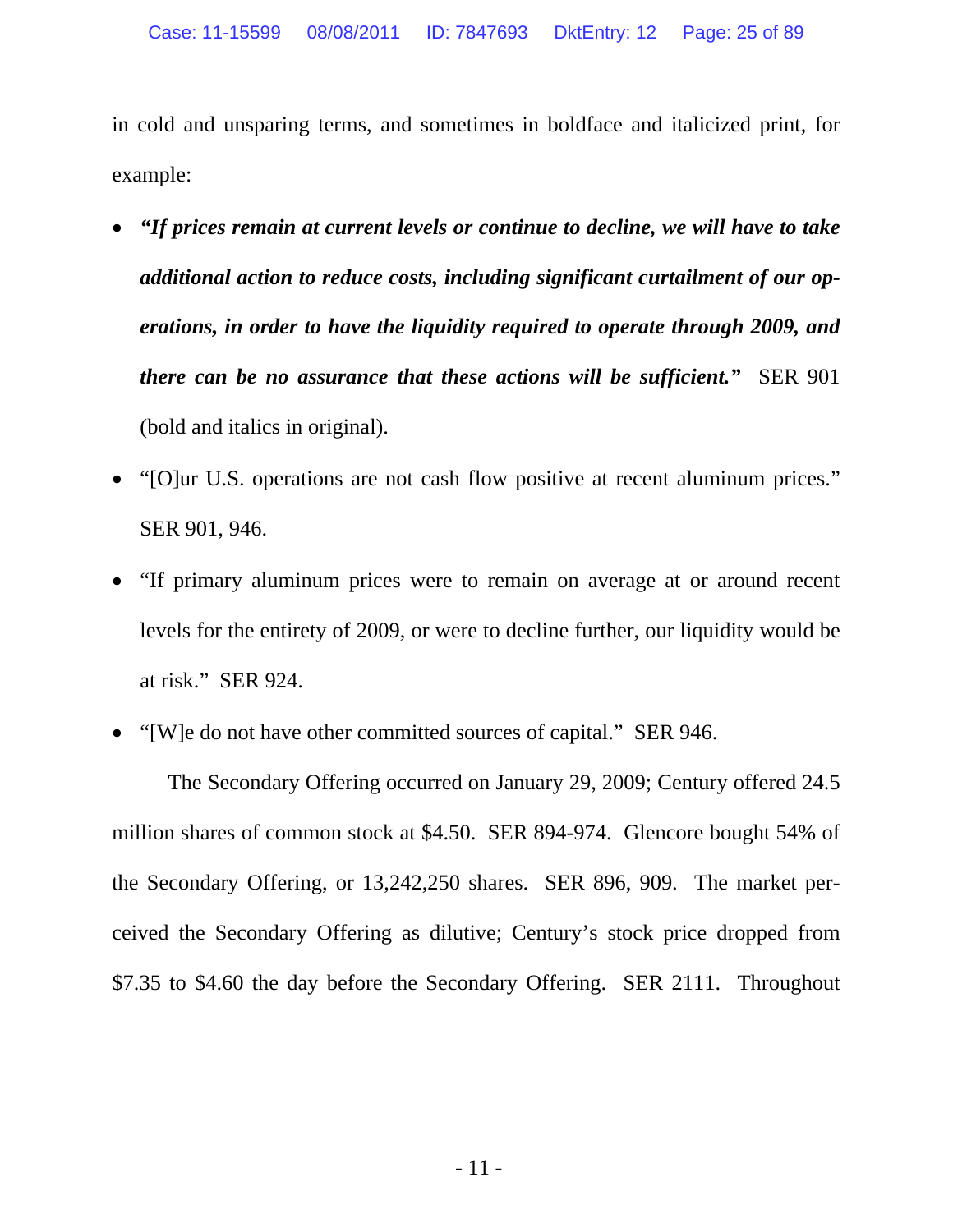in cold and unsparing terms, and sometimes in boldface and italicized print, for example:

- ***"If prices remain at current levels or continue to decline, we will have to take additional action to reduce costs, including significant curtailment of our operations, in order to have the liquidity required to operate through 2009, and there can be no assurance that these actions will be sufficient."*** SER 901 (bold and italics in original).
- "[O]ur U.S. operations are not cash flow positive at recent aluminum prices." SER 901, 946.
- "If primary aluminum prices were to remain on average at or around recent levels for the entirety of 2009, or were to decline further, our liquidity would be at risk." SER 924.
- "[W]e do not have other committed sources of capital." SER 946.

The Secondary Offering occurred on January 29, 2009; Century offered 24.5 million shares of common stock at $4.50. SER 894-974. Glencore bought 54% of the Secondary Offering, or 13,242,250 shares. SER 896, 909. The market perceived the Secondary Offering as dilutive; Century's stock price dropped from $7.35 to $4.60 the day before the Secondary Offering. SER 2111. Throughout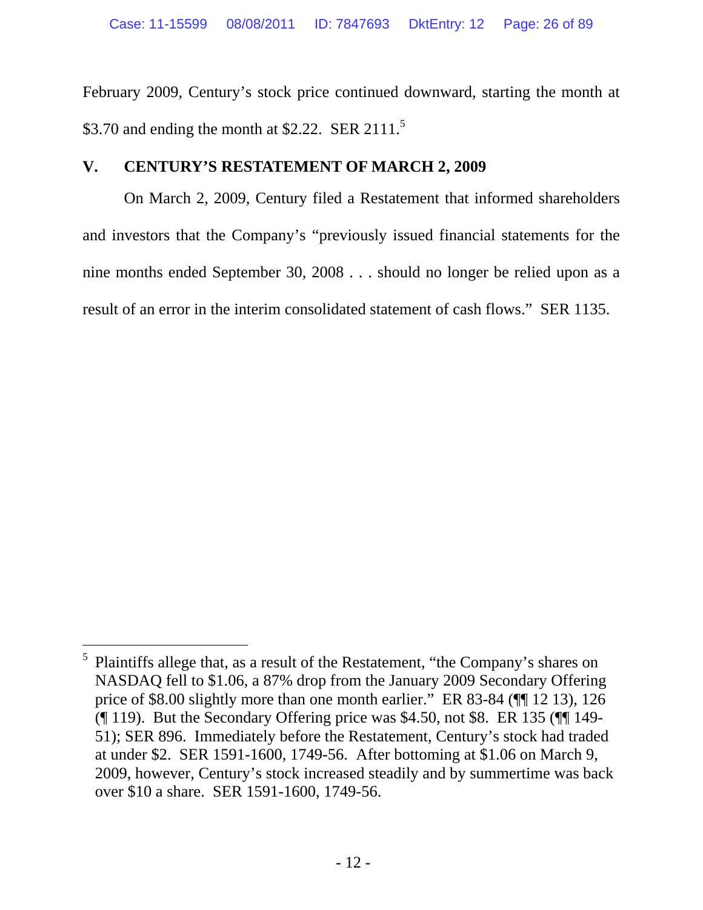February 2009, Century's stock price continued downward, starting the month at $3.70 and ending the month at $2.22. SER 2111.[5]

## V. CENTURY'S RESTATEMENT OF MARCH 2, 2009

On March 2, 2009, Century filed a Restatement that informed shareholders and investors that the Company's "previously issued financial statements for the nine months ended September 30, 2008 . . . should no longer be relied upon as a result of an error in the interim consolidated statement of cash flows." SER 1135.

---

[5] Plaintiffs allege that, as a result of the Restatement, "the Company's shares on NASDAQ fell to $1.06, a 87% drop from the January 2009 Secondary Offering price of $8.00 slightly more than one month earlier." ER 83-84 (¶¶ 12 13), 126 (¶ 119). But the Secondary Offering price was $4.50, not $8. ER 135 (¶¶ 149-51); SER 896. Immediately before the Restatement, Century's stock had traded at under $2. SER 1591-1600, 1749-56. After bottoming at $1.06 on March 9, 2009, however, Century's stock increased steadily and by summertime was back over $10 a share. SER 1591-1600, 1749-56.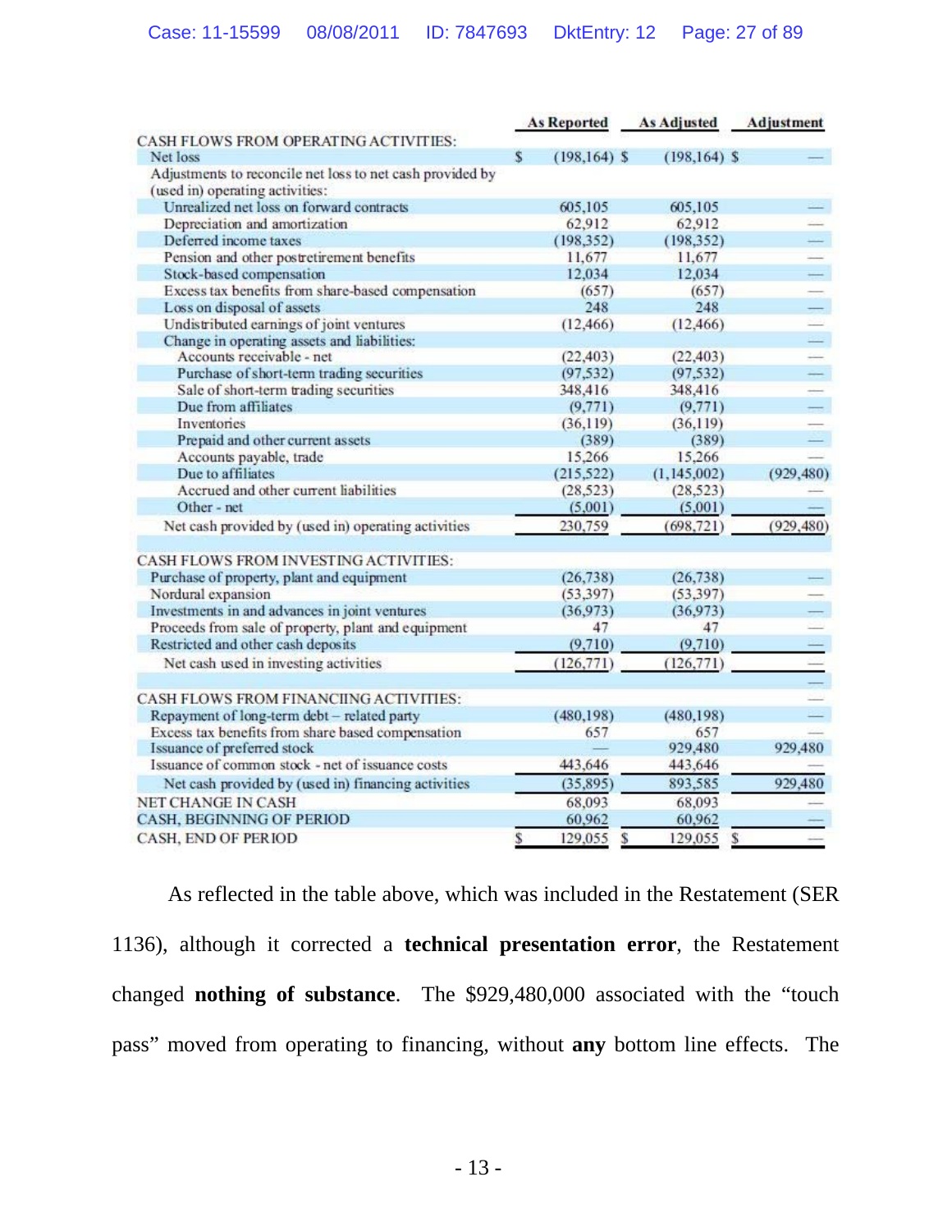| | As Reported | As Adjusted | Adjustment |
|---|---|---|---|
| CASH FLOWS FROM OPERATING ACTIVITIES: | | | |
| Net loss | $ (198,164) | $ (198,164) | $ — |
| Adjustments to reconcile net loss to net cash provided by (used in) operating activities: | | | |
| Unrealized net loss on forward contracts | 605,105 | 605,105 | — |
| Depreciation and amortization | 62,912 | 62,912 | — |
| Deferred income taxes | (198,352) | (198,352) | — |
| Pension and other postretirement benefits | 11,677 | 11,677 | — |
| Stock-based compensation | 12,034 | 12,034 | — |
| Excess tax benefits from share-based compensation | (657) | (657) | — |
| Loss on disposal of assets | 248 | 248 | — |
| Undistributed earnings of joint ventures | (12,466) | (12,466) | — |
| Change in operating assets and liabilities: | | | — |
| Accounts receivable - net | (22,403) | (22,403) | — |
| Purchase of short-term trading securities | (97,532) | (97,532) | — |
| Sale of short-term trading securities | 348,416 | 348,416 | — |
| Due from affiliates | (9,771) | (9,771) | — |
| Inventories | (36,119) | (36,119) | — |
| Prepaid and other current assets | (389) | (389) | — |
| Accounts payable, trade | 15,266 | 15,266 | — |
| Due to affiliates | (215,522) | (1,145,002) | (929,480) |
| Accrued and other current liabilities | (28,523) | (28,523) | — |
| Other - net | (5,001) | (5,001) | — |
| Net cash provided by (used in) operating activities | 230,759 | (698,721) | (929,480) |
| CASH FLOWS FROM INVESTING ACTIVITIES: | | | |
| Purchase of property, plant and equipment | (26,738) | (26,738) | — |
| Nordural expansion | (53,397) | (53,397) | — |
| Investments in and advances in joint ventures | (36,973) | (36,973) | — |
| Proceeds from sale of property, plant and equipment | 47 | 47 | — |
| Restricted and other cash deposits | (9,710) | (9,710) | — |
| Net cash used in investing activities | (126,771) | (126,771) | — |
| CASH FLOWS FROM FINANCIING ACTIVITIES: | | | — |
| Repayment of long-term debt – related party | (480,198) | (480,198) | — |
| Excess tax benefits from share based compensation | 657 | 657 | — |
| Issuance of preferred stock | — | 929,480 | 929,480 |
| Issuance of common stock - net of issuance costs | 443,646 | 443,646 | — |
| Net cash provided by (used in) financing activities | (35,895) | 893,585 | 929,480 |
| NET CHANGE IN CASH | 68,093 | 68,093 | — |
| CASH, BEGINNING OF PERIOD | 60,962 | 60,962 | — |
| CASH, END OF PERIOD | $ 129,055 | $ 129,055 | $ — |

As reflected in the table above, which was included in the Restatement (SER 1136), although it corrected a **technical presentation error**, the Restatement changed **nothing of substance**. The $929,480,000 associated with the "touch pass" moved from operating to financing, without **any** bottom line effects. The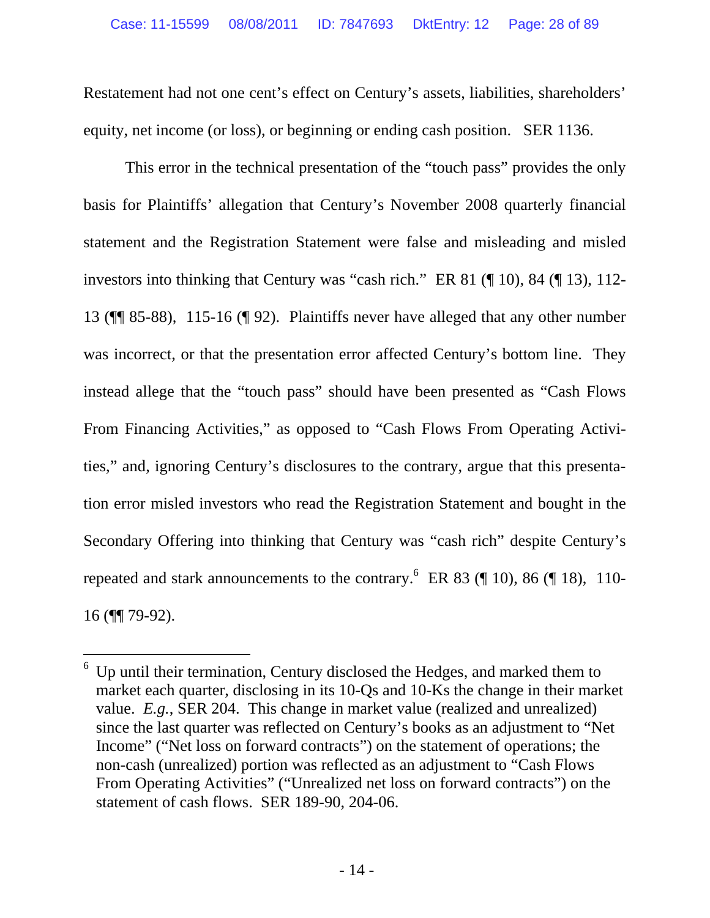Restatement had not one cent's effect on Century's assets, liabilities, shareholders' equity, net income (or loss), or beginning or ending cash position. SER 1136.

This error in the technical presentation of the "touch pass" provides the only basis for Plaintiffs' allegation that Century's November 2008 quarterly financial statement and the Registration Statement were false and misleading and misled investors into thinking that Century was "cash rich." ER 81 (¶ 10), 84 (¶ 13), 112-13 (¶¶ 85-88), 115-16 (¶ 92). Plaintiffs never have alleged that any other number was incorrect, or that the presentation error affected Century's bottom line. They instead allege that the "touch pass" should have been presented as "Cash Flows From Financing Activities," as opposed to "Cash Flows From Operating Activities," and, ignoring Century's disclosures to the contrary, argue that this presentation error misled investors who read the Registration Statement and bought in the Secondary Offering into thinking that Century was "cash rich" despite Century's repeated and stark announcements to the contrary.[6] ER 83 (¶ 10), 86 (¶ 18), 110-16 (¶¶ 79-92).

---

[6] Up until their termination, Century disclosed the Hedges, and marked them to market each quarter, disclosing in its 10-Qs and 10-Ks the change in their market value. *E.g.*, SER 204. This change in market value (realized and unrealized) since the last quarter was reflected on Century's books as an adjustment to "Net Income" ("Net loss on forward contracts") on the statement of operations; the non-cash (unrealized) portion was reflected as an adjustment to "Cash Flows From Operating Activities" ("Unrealized net loss on forward contracts") on the statement of cash flows. SER 189-90, 204-06.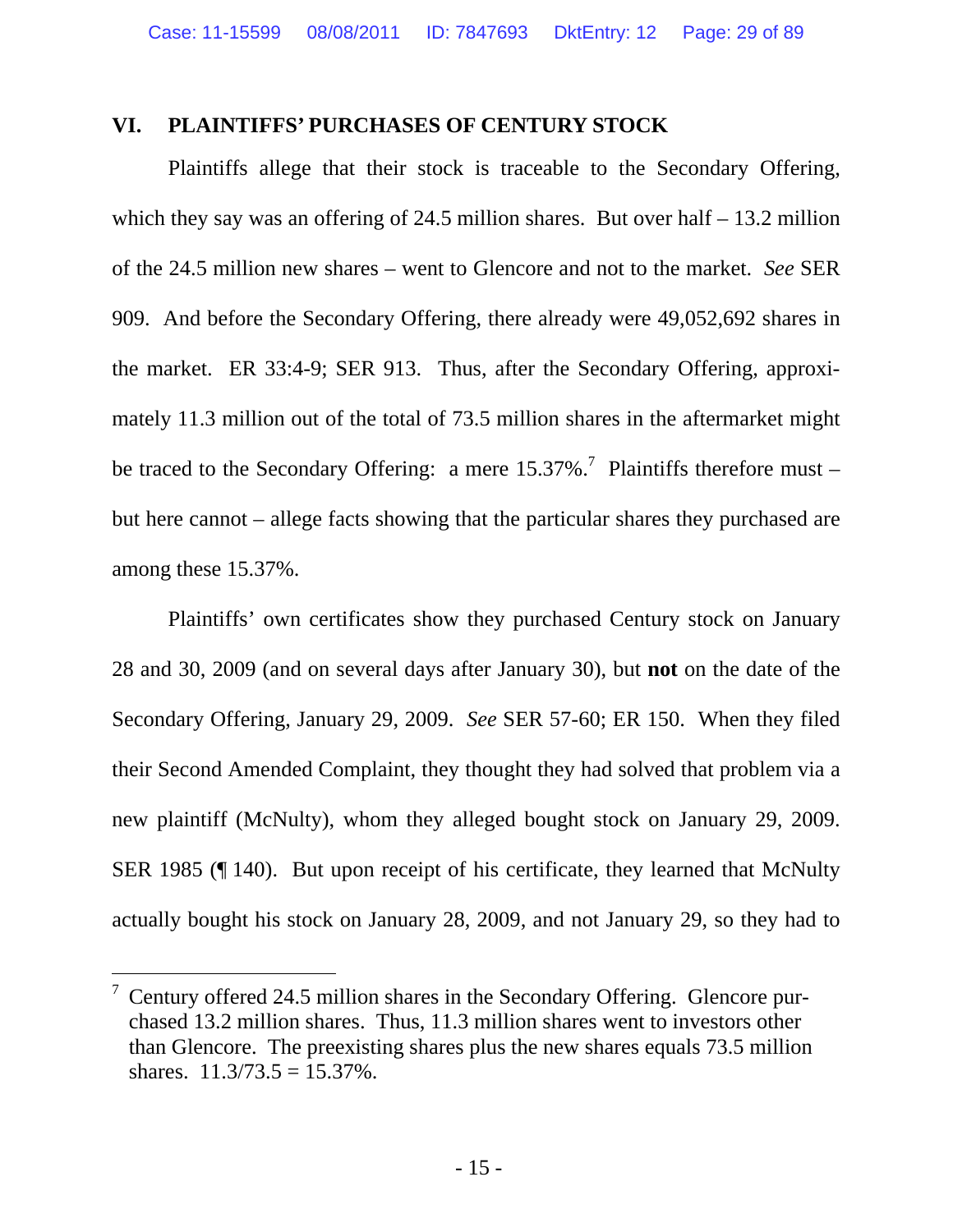## VI. PLAINTIFFS' PURCHASES OF CENTURY STOCK

Plaintiffs allege that their stock is traceable to the Secondary Offering, which they say was an offering of 24.5 million shares. But over half – 13.2 million of the 24.5 million new shares – went to Glencore and not to the market. *See* SER 909. And before the Secondary Offering, there already were 49,052,692 shares in the market. ER 33:4-9; SER 913. Thus, after the Secondary Offering, approximately 11.3 million out of the total of 73.5 million shares in the aftermarket might be traced to the Secondary Offering: a mere 15.37%.[7] Plaintiffs therefore must – but here cannot – allege facts showing that the particular shares they purchased are among these 15.37%.

Plaintiffs' own certificates show they purchased Century stock on January 28 and 30, 2009 (and on several days after January 30), but **not** on the date of the Secondary Offering, January 29, 2009. *See* SER 57-60; ER 150. When they filed their Second Amended Complaint, they thought they had solved that problem via a new plaintiff (McNulty), whom they alleged bought stock on January 29, 2009. SER 1985 (¶ 140). But upon receipt of his certificate, they learned that McNulty actually bought his stock on January 28, 2009, and not January 29, so they had to

---

[7] Century offered 24.5 million shares in the Secondary Offering. Glencore purchased 13.2 million shares. Thus, 11.3 million shares went to investors other than Glencore. The preexisting shares plus the new shares equals 73.5 million shares. 11.3/73.5 = 15.37%.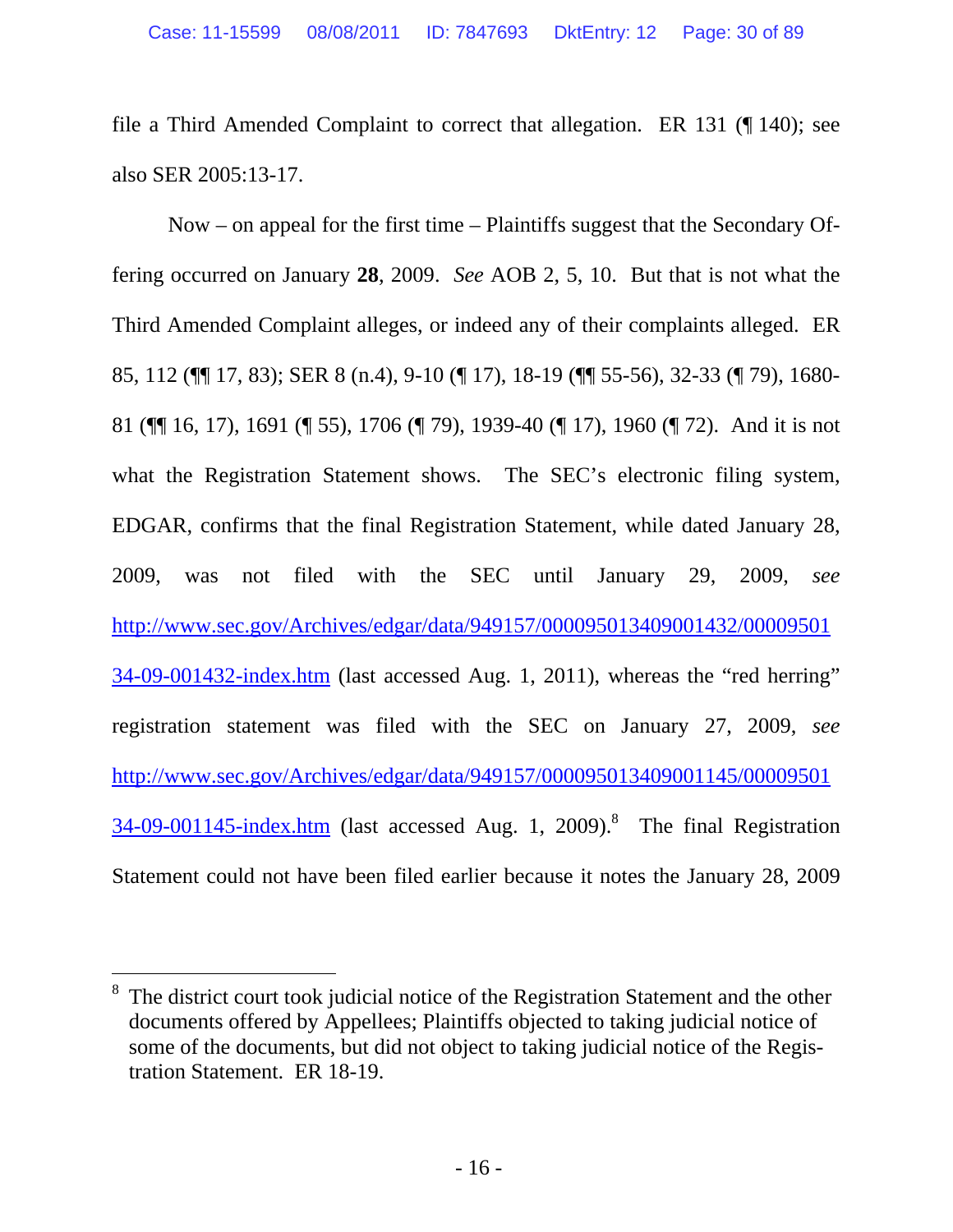file a Third Amended Complaint to correct that allegation. ER 131 (¶ 140); see also SER 2005:13-17.

Now – on appeal for the first time – Plaintiffs suggest that the Secondary Offering occurred on January **28**, 2009. *See* AOB 2, 5, 10. But that is not what the Third Amended Complaint alleges, or indeed any of their complaints alleged. ER 85, 112 (¶¶ 17, 83); SER 8 (n.4), 9-10 (¶ 17), 18-19 (¶¶ 55-56), 32-33 (¶ 79), 1680-81 (¶¶ 16, 17), 1691 (¶ 55), 1706 (¶ 79), 1939-40 (¶ 17), 1960 (¶ 72). And it is not what the Registration Statement shows. The SEC's electronic filing system, EDGAR, confirms that the final Registration Statement, while dated January 28, 2009, was not filed with the SEC until January 29, 2009, *see* http://www.sec.gov/Archives/edgar/data/949157/000095013409001432/0000950134-09-001432-index.htm (last accessed Aug. 1, 2011), whereas the "red herring" registration statement was filed with the SEC on January 27, 2009, *see* http://www.sec.gov/Archives/edgar/data/949157/000095013409001145/0000950134-09-001145-index.htm (last accessed Aug. 1, 2009).[8] The final Registration Statement could not have been filed earlier because it notes the January 28, 2009

---

[8] The district court took judicial notice of the Registration Statement and the other documents offered by Appellees; Plaintiffs objected to taking judicial notice of some of the documents, but did not object to taking judicial notice of the Registration Statement. ER 18-19.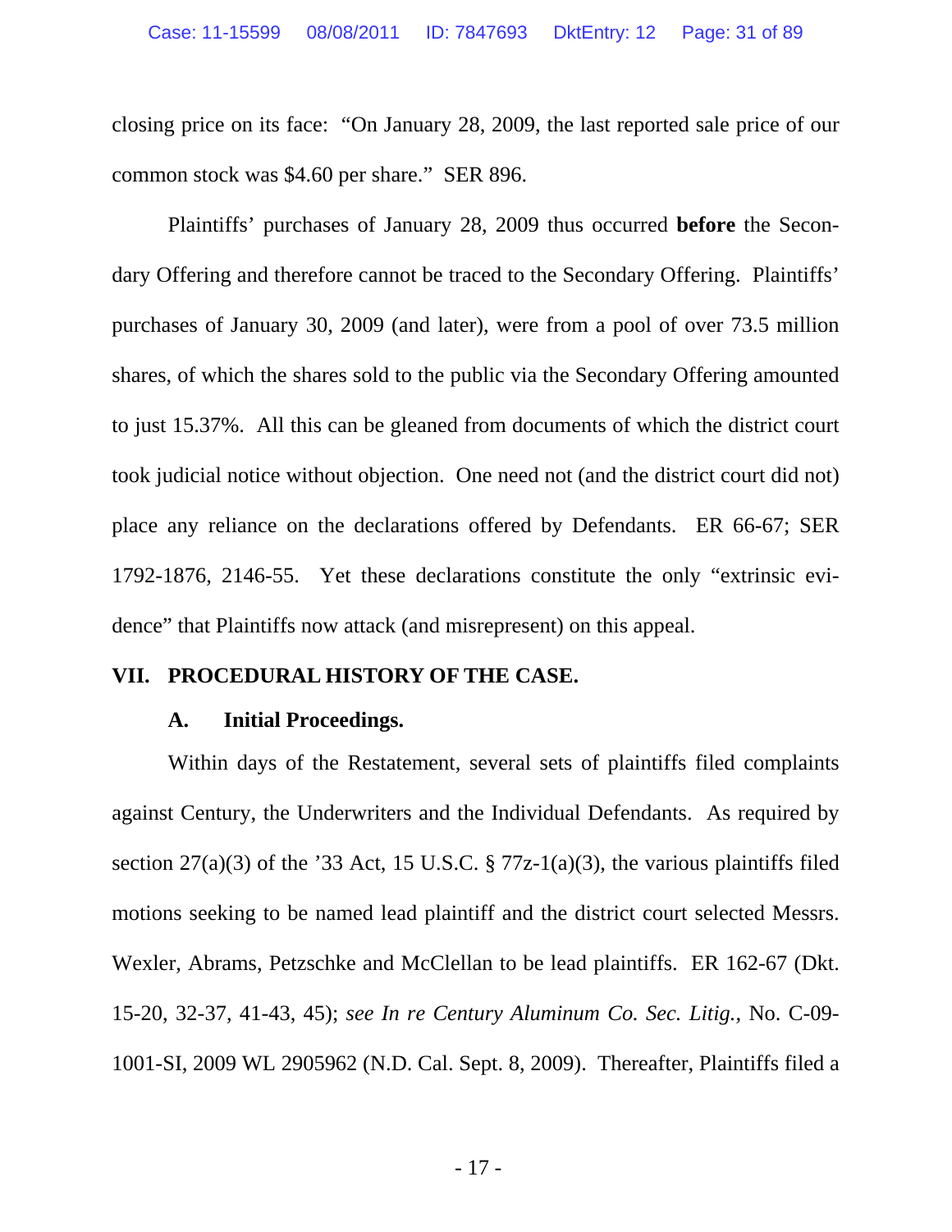closing price on its face: "On January 28, 2009, the last reported sale price of our common stock was $4.60 per share." SER 896.

Plaintiffs' purchases of January 28, 2009 thus occurred **before** the Secondary Offering and therefore cannot be traced to the Secondary Offering. Plaintiffs' purchases of January 30, 2009 (and later), were from a pool of over 73.5 million shares, of which the shares sold to the public via the Secondary Offering amounted to just 15.37%. All this can be gleaned from documents of which the district court took judicial notice without objection. One need not (and the district court did not) place any reliance on the declarations offered by Defendants. ER 66-67; SER 1792-1876, 2146-55. Yet these declarations constitute the only "extrinsic evidence" that Plaintiffs now attack (and misrepresent) on this appeal.

## VII. PROCEDURAL HISTORY OF THE CASE.

### A. Initial Proceedings.

Within days of the Restatement, several sets of plaintiffs filed complaints against Century, the Underwriters and the Individual Defendants. As required by section 27(a)(3) of the '33 Act, 15 U.S.C. § 77z-1(a)(3), the various plaintiffs filed motions seeking to be named lead plaintiff and the district court selected Messrs. Wexler, Abrams, Petzschke and McClellan to be lead plaintiffs. ER 162-67 (Dkt. 15-20, 32-37, 41-43, 45); *see In re Century Aluminum Co. Sec. Litig.*, No. C-09-1001-SI, 2009 WL 2905962 (N.D. Cal. Sept. 8, 2009). Thereafter, Plaintiffs filed a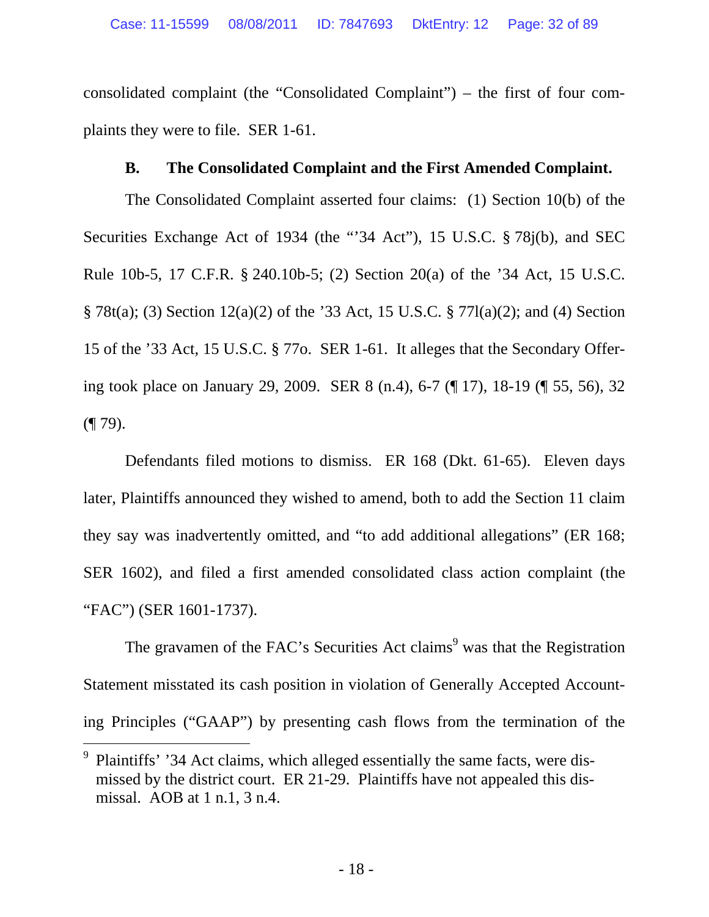consolidated complaint (the "Consolidated Complaint") – the first of four complaints they were to file. SER 1-61.

### B. The Consolidated Complaint and the First Amended Complaint.

The Consolidated Complaint asserted four claims: (1) Section 10(b) of the Securities Exchange Act of 1934 (the "'34 Act"), 15 U.S.C. § 78j(b), and SEC Rule 10b-5, 17 C.F.R. § 240.10b-5; (2) Section 20(a) of the '34 Act, 15 U.S.C. § 78t(a); (3) Section 12(a)(2) of the '33 Act, 15 U.S.C. § 77l(a)(2); and (4) Section 15 of the '33 Act, 15 U.S.C. § 77o. SER 1-61. It alleges that the Secondary Offering took place on January 29, 2009. SER 8 (n.4), 6-7 (¶ 17), 18-19 (¶ 55, 56), 32 (¶ 79).

Defendants filed motions to dismiss. ER 168 (Dkt. 61-65). Eleven days later, Plaintiffs announced they wished to amend, both to add the Section 11 claim they say was inadvertently omitted, and "to add additional allegations" (ER 168; SER 1602), and filed a first amended consolidated class action complaint (the "FAC") (SER 1601-1737).

The gravamen of the FAC's Securities Act claims[9] was that the Registration Statement misstated its cash position in violation of Generally Accepted Accounting Principles ("GAAP") by presenting cash flows from the termination of the

[9] Plaintiffs' '34 Act claims, which alleged essentially the same facts, were dismissed by the district court. ER 21-29. Plaintiffs have not appealed this dismissal. AOB at 1 n.1, 3 n.4.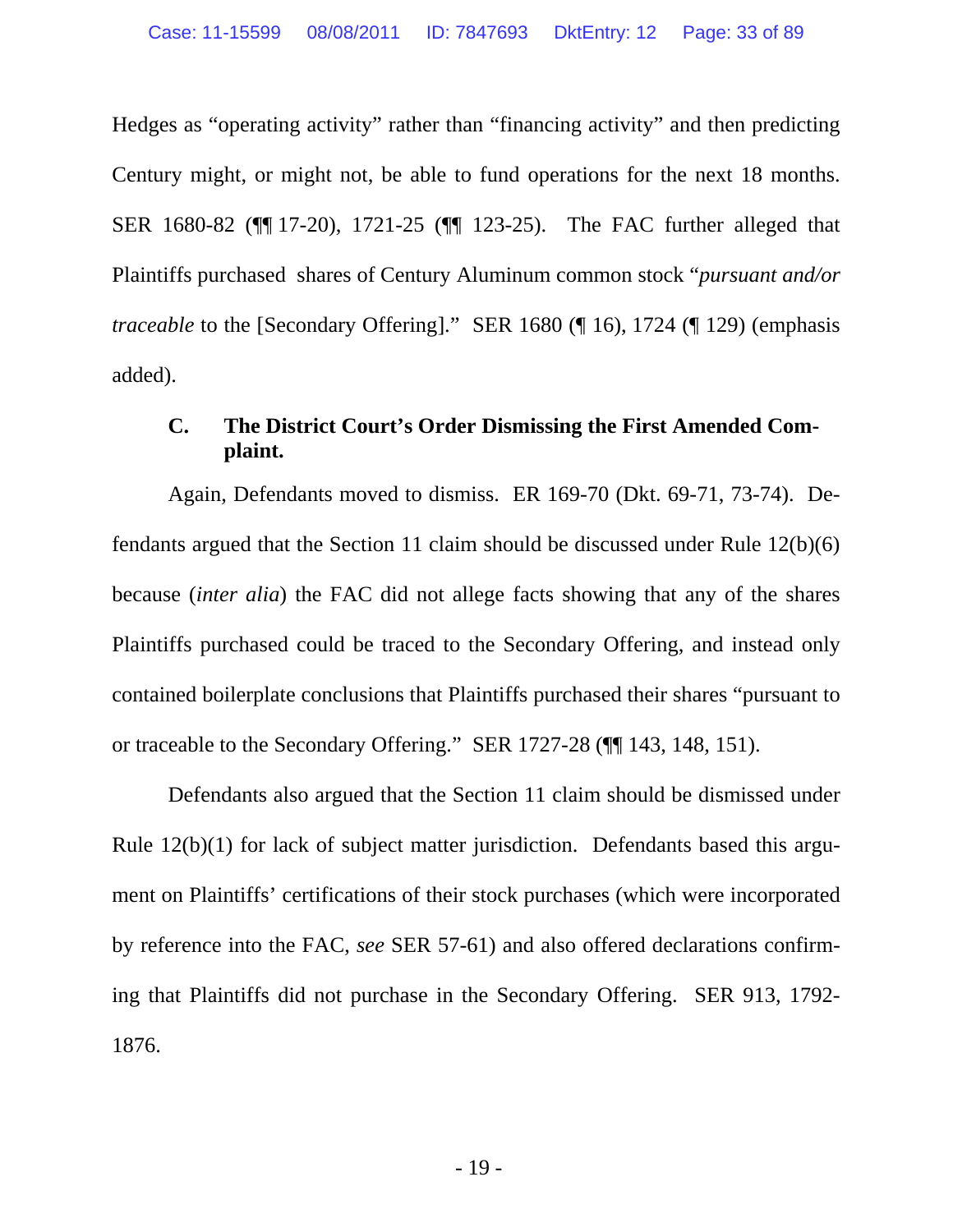Hedges as "operating activity" rather than "financing activity" and then predicting Century might, or might not, be able to fund operations for the next 18 months. SER 1680-82 (¶¶ 17-20), 1721-25 (¶¶ 123-25). The FAC further alleged that Plaintiffs purchased shares of Century Aluminum common stock "*pursuant and/or traceable* to the [Secondary Offering]." SER 1680 (¶ 16), 1724 (¶ 129) (emphasis added).

### C. The District Court's Order Dismissing the First Amended Complaint.

Again, Defendants moved to dismiss. ER 169-70 (Dkt. 69-71, 73-74). Defendants argued that the Section 11 claim should be discussed under Rule 12(b)(6) because (*inter alia*) the FAC did not allege facts showing that any of the shares Plaintiffs purchased could be traced to the Secondary Offering, and instead only contained boilerplate conclusions that Plaintiffs purchased their shares "pursuant to or traceable to the Secondary Offering." SER 1727-28 (¶¶ 143, 148, 151).

Defendants also argued that the Section 11 claim should be dismissed under Rule 12(b)(1) for lack of subject matter jurisdiction. Defendants based this argument on Plaintiffs' certifications of their stock purchases (which were incorporated by reference into the FAC, *see* SER 57-61) and also offered declarations confirming that Plaintiffs did not purchase in the Secondary Offering. SER 913, 1792-1876.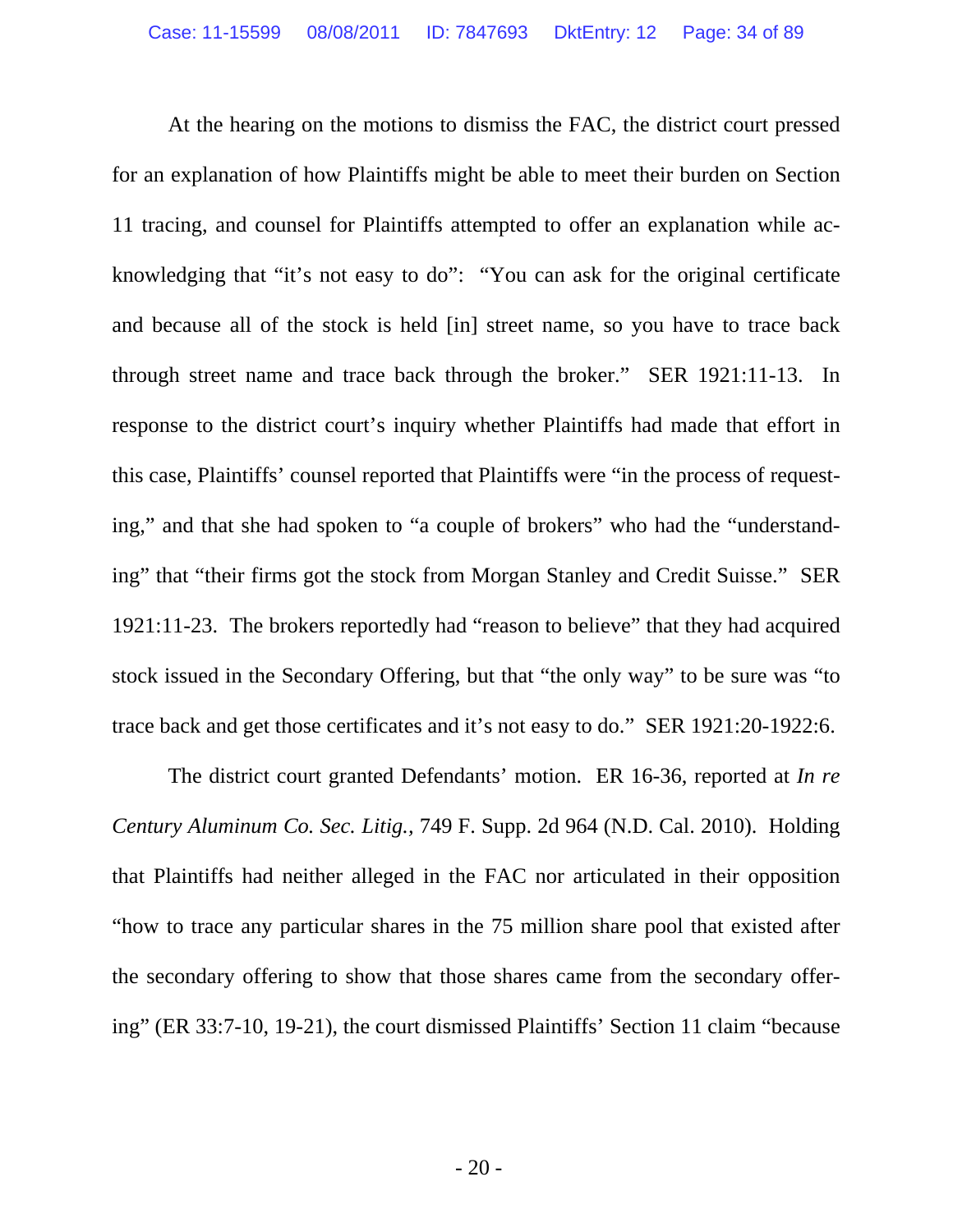At the hearing on the motions to dismiss the FAC, the district court pressed for an explanation of how Plaintiffs might be able to meet their burden on Section 11 tracing, and counsel for Plaintiffs attempted to offer an explanation while acknowledging that "it's not easy to do": "You can ask for the original certificate and because all of the stock is held [in] street name, so you have to trace back through street name and trace back through the broker." SER 1921:11-13. In response to the district court's inquiry whether Plaintiffs had made that effort in this case, Plaintiffs' counsel reported that Plaintiffs were "in the process of requesting," and that she had spoken to "a couple of brokers" who had the "understanding" that "their firms got the stock from Morgan Stanley and Credit Suisse." SER 1921:11-23. The brokers reportedly had "reason to believe" that they had acquired stock issued in the Secondary Offering, but that "the only way" to be sure was "to trace back and get those certificates and it's not easy to do." SER 1921:20-1922:6.

The district court granted Defendants' motion. ER 16-36, reported at *In re Century Aluminum Co. Sec. Litig.*, 749 F. Supp. 2d 964 (N.D. Cal. 2010). Holding that Plaintiffs had neither alleged in the FAC nor articulated in their opposition "how to trace any particular shares in the 75 million share pool that existed after the secondary offering to show that those shares came from the secondary offering" (ER 33:7-10, 19-21), the court dismissed Plaintiffs' Section 11 claim "because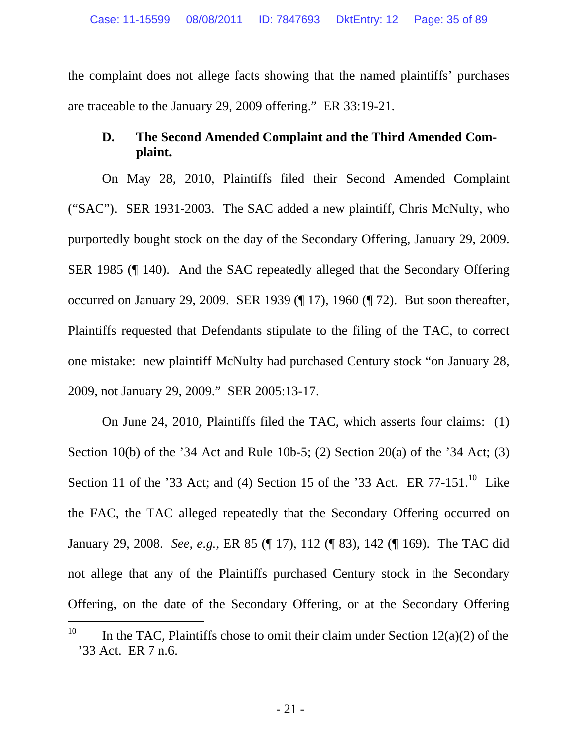the complaint does not allege facts showing that the named plaintiffs' purchases are traceable to the January 29, 2009 offering." ER 33:19-21.

### D. The Second Amended Complaint and the Third Amended Complaint.

On May 28, 2010, Plaintiffs filed their Second Amended Complaint ("SAC"). SER 1931-2003. The SAC added a new plaintiff, Chris McNulty, who purportedly bought stock on the day of the Secondary Offering, January 29, 2009. SER 1985 (¶ 140). And the SAC repeatedly alleged that the Secondary Offering occurred on January 29, 2009. SER 1939 (¶ 17), 1960 (¶ 72). But soon thereafter, Plaintiffs requested that Defendants stipulate to the filing of the TAC, to correct one mistake: new plaintiff McNulty had purchased Century stock "on January 28, 2009, not January 29, 2009." SER 2005:13-17.

On June 24, 2010, Plaintiffs filed the TAC, which asserts four claims: (1) Section 10(b) of the '34 Act and Rule 10b-5; (2) Section 20(a) of the '34 Act; (3) Section 11 of the '33 Act; and (4) Section 15 of the '33 Act. ER 77-151.[10] Like the FAC, the TAC alleged repeatedly that the Secondary Offering occurred on January 29, 2008. *See, e.g.*, ER 85 (¶ 17), 112 (¶ 83), 142 (¶ 169). The TAC did not allege that any of the Plaintiffs purchased Century stock in the Secondary Offering, on the date of the Secondary Offering, or at the Secondary Offering

---

[10] In the TAC, Plaintiffs chose to omit their claim under Section 12(a)(2) of the '33 Act. ER 7 n.6.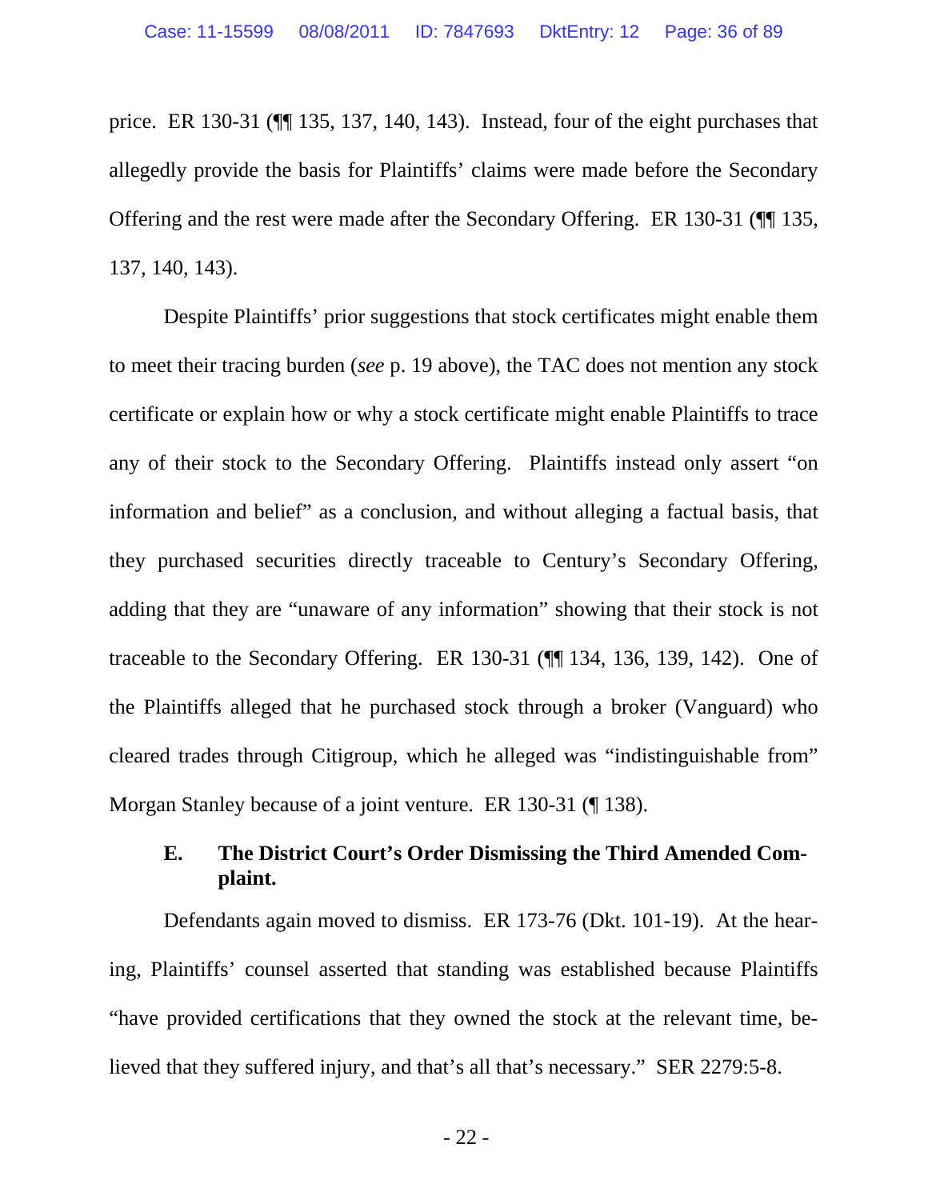price. ER 130-31 (¶¶ 135, 137, 140, 143). Instead, four of the eight purchases that allegedly provide the basis for Plaintiffs' claims were made before the Secondary Offering and the rest were made after the Secondary Offering. ER 130-31 (¶¶ 135, 137, 140, 143).

Despite Plaintiffs' prior suggestions that stock certificates might enable them to meet their tracing burden (*see* p. 19 above), the TAC does not mention any stock certificate or explain how or why a stock certificate might enable Plaintiffs to trace any of their stock to the Secondary Offering. Plaintiffs instead only assert "on information and belief" as a conclusion, and without alleging a factual basis, that they purchased securities directly traceable to Century's Secondary Offering, adding that they are "unaware of any information" showing that their stock is not traceable to the Secondary Offering. ER 130-31 (¶¶ 134, 136, 139, 142). One of the Plaintiffs alleged that he purchased stock through a broker (Vanguard) who cleared trades through Citigroup, which he alleged was "indistinguishable from" Morgan Stanley because of a joint venture. ER 130-31 (¶ 138).

### E. The District Court's Order Dismissing the Third Amended Complaint.

Defendants again moved to dismiss. ER 173-76 (Dkt. 101-19). At the hearing, Plaintiffs' counsel asserted that standing was established because Plaintiffs "have provided certifications that they owned the stock at the relevant time, believed that they suffered injury, and that's all that's necessary." SER 2279:5-8.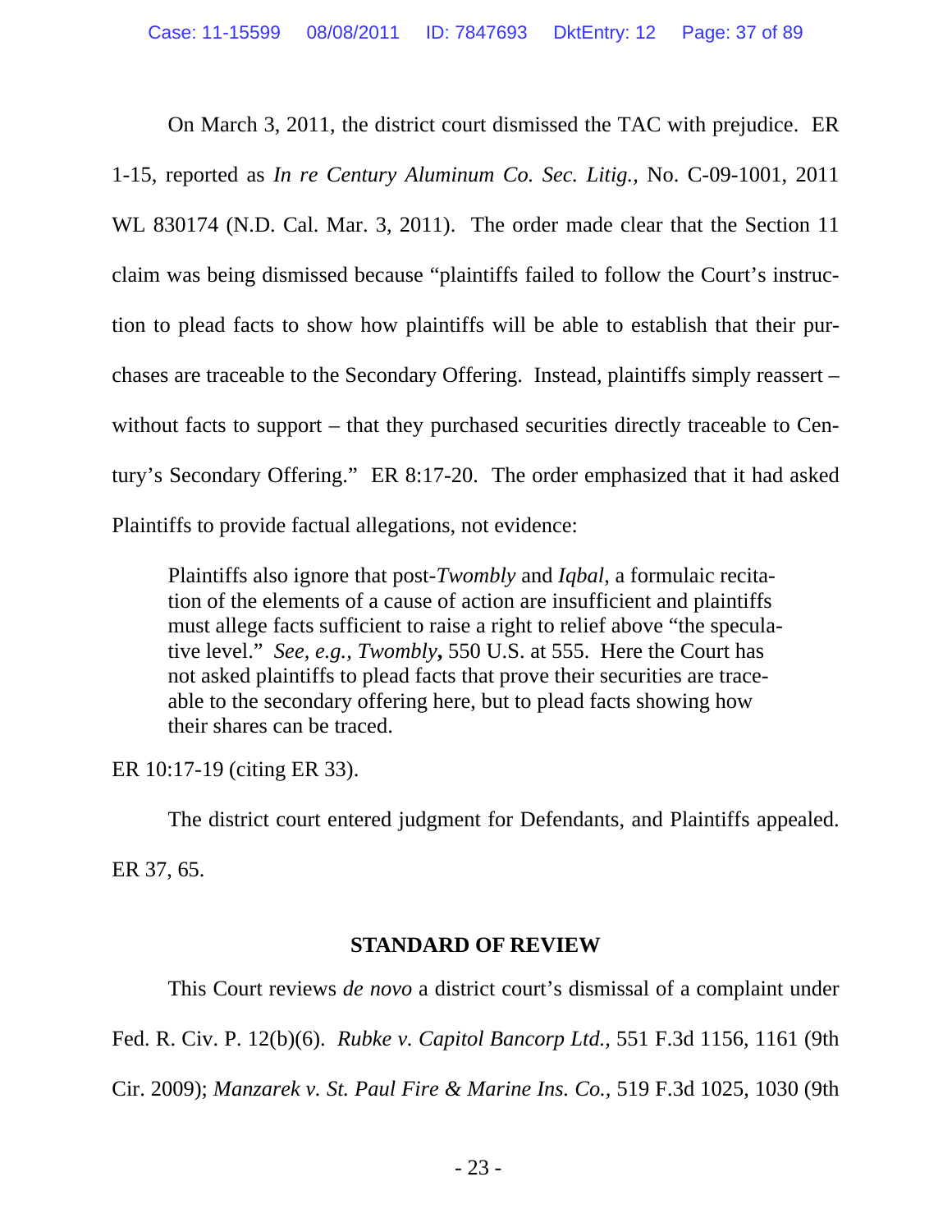On March 3, 2011, the district court dismissed the TAC with prejudice. ER 1-15, reported as *In re Century Aluminum Co. Sec. Litig.,* No. C-09-1001, 2011 WL 830174 (N.D. Cal. Mar. 3, 2011). The order made clear that the Section 11 claim was being dismissed because "plaintiffs failed to follow the Court's instruction to plead facts to show how plaintiffs will be able to establish that their purchases are traceable to the Secondary Offering. Instead, plaintiffs simply reassert – without facts to support – that they purchased securities directly traceable to Century's Secondary Offering." ER 8:17-20. The order emphasized that it had asked Plaintiffs to provide factual allegations, not evidence:

> Plaintiffs also ignore that post-*Twombly* and *Iqbal*, a formulaic recitation of the elements of a cause of action are insufficient and plaintiffs must allege facts sufficient to raise a right to relief above "the speculative level." *See, e.g., Twombly***,** 550 U.S. at 555. Here the Court has not asked plaintiffs to plead facts that prove their securities are traceable to the secondary offering here, but to plead facts showing how their shares can be traced.

ER 10:17-19 (citing ER 33).

The district court entered judgment for Defendants, and Plaintiffs appealed. ER 37, 65.

## STANDARD OF REVIEW

This Court reviews *de novo* a district court's dismissal of a complaint under Fed. R. Civ. P. 12(b)(6). *Rubke v. Capitol Bancorp Ltd.,* 551 F.3d 1156, 1161 (9th Cir. 2009); *Manzarek v. St. Paul Fire & Marine Ins. Co.,* 519 F.3d 1025, 1030 (9th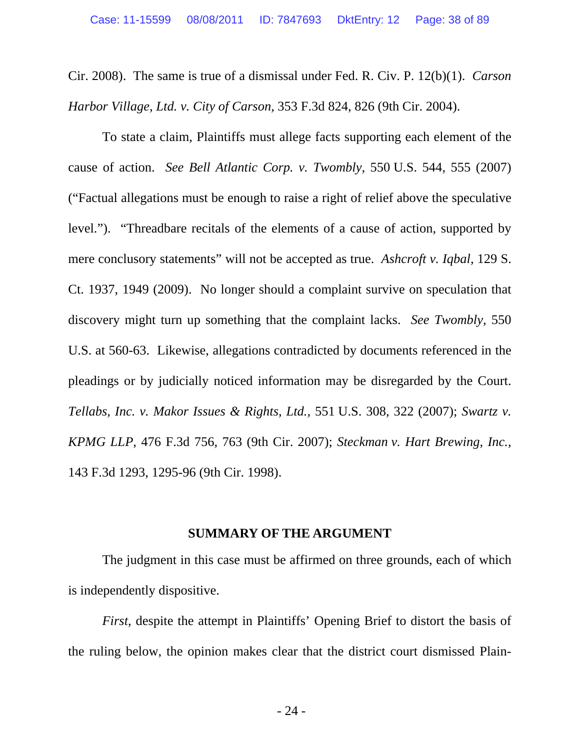Cir. 2008). The same is true of a dismissal under Fed. R. Civ. P. 12(b)(1). *Carson Harbor Village, Ltd. v. City of Carson*, 353 F.3d 824, 826 (9th Cir. 2004).

To state a claim, Plaintiffs must allege facts supporting each element of the cause of action. *See Bell Atlantic Corp. v. Twombly*, 550 U.S. 544, 555 (2007) ("Factual allegations must be enough to raise a right of relief above the speculative level."). "Threadbare recitals of the elements of a cause of action, supported by mere conclusory statements" will not be accepted as true. *Ashcroft v. Iqbal*, 129 S. Ct. 1937, 1949 (2009). No longer should a complaint survive on speculation that discovery might turn up something that the complaint lacks. *See Twombly*, 550 U.S. at 560-63. Likewise, allegations contradicted by documents referenced in the pleadings or by judicially noticed information may be disregarded by the Court. *Tellabs, Inc. v. Makor Issues & Rights, Ltd.*, 551 U.S. 308, 322 (2007); *Swartz v. KPMG LLP*, 476 F.3d 756, 763 (9th Cir. 2007); *Steckman v. Hart Brewing, Inc.*, 143 F.3d 1293, 1295-96 (9th Cir. 1998).

## SUMMARY OF THE ARGUMENT

The judgment in this case must be affirmed on three grounds, each of which is independently dispositive.

*First*, despite the attempt in Plaintiffs' Opening Brief to distort the basis of the ruling below, the opinion makes clear that the district court dismissed Plain-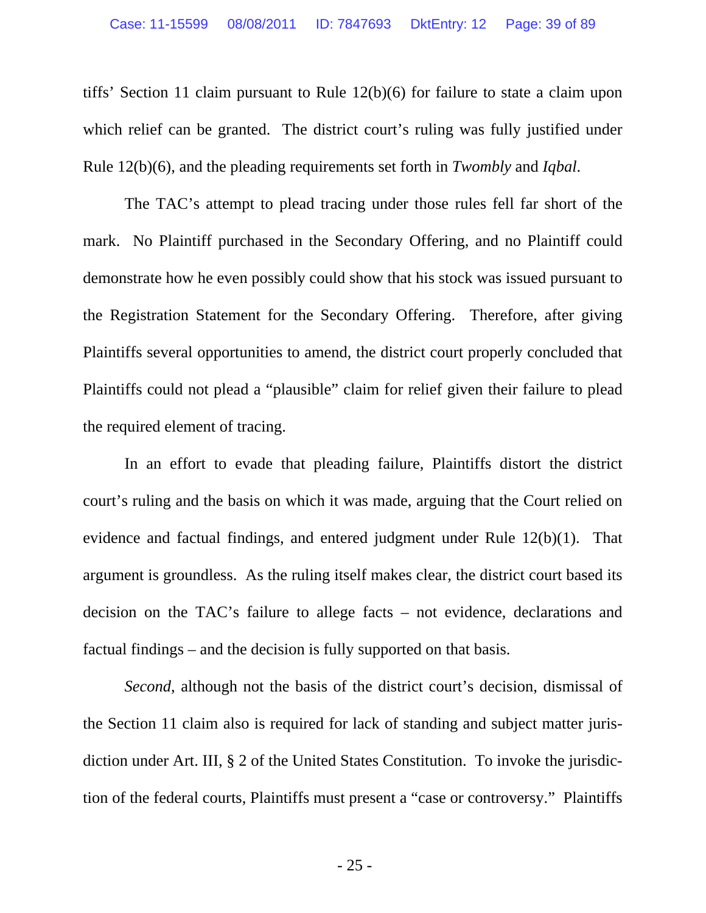tiffs' Section 11 claim pursuant to Rule 12(b)(6) for failure to state a claim upon which relief can be granted. The district court's ruling was fully justified under Rule 12(b)(6), and the pleading requirements set forth in *Twombly* and *Iqbal*.

The TAC's attempt to plead tracing under those rules fell far short of the mark. No Plaintiff purchased in the Secondary Offering, and no Plaintiff could demonstrate how he even possibly could show that his stock was issued pursuant to the Registration Statement for the Secondary Offering. Therefore, after giving Plaintiffs several opportunities to amend, the district court properly concluded that Plaintiffs could not plead a "plausible" claim for relief given their failure to plead the required element of tracing.

In an effort to evade that pleading failure, Plaintiffs distort the district court's ruling and the basis on which it was made, arguing that the Court relied on evidence and factual findings, and entered judgment under Rule 12(b)(1). That argument is groundless. As the ruling itself makes clear, the district court based its decision on the TAC's failure to allege facts – not evidence, declarations and factual findings – and the decision is fully supported on that basis.

*Second*, although not the basis of the district court's decision, dismissal of the Section 11 claim also is required for lack of standing and subject matter jurisdiction under Art. III, § 2 of the United States Constitution. To invoke the jurisdiction of the federal courts, Plaintiffs must present a "case or controversy." Plaintiffs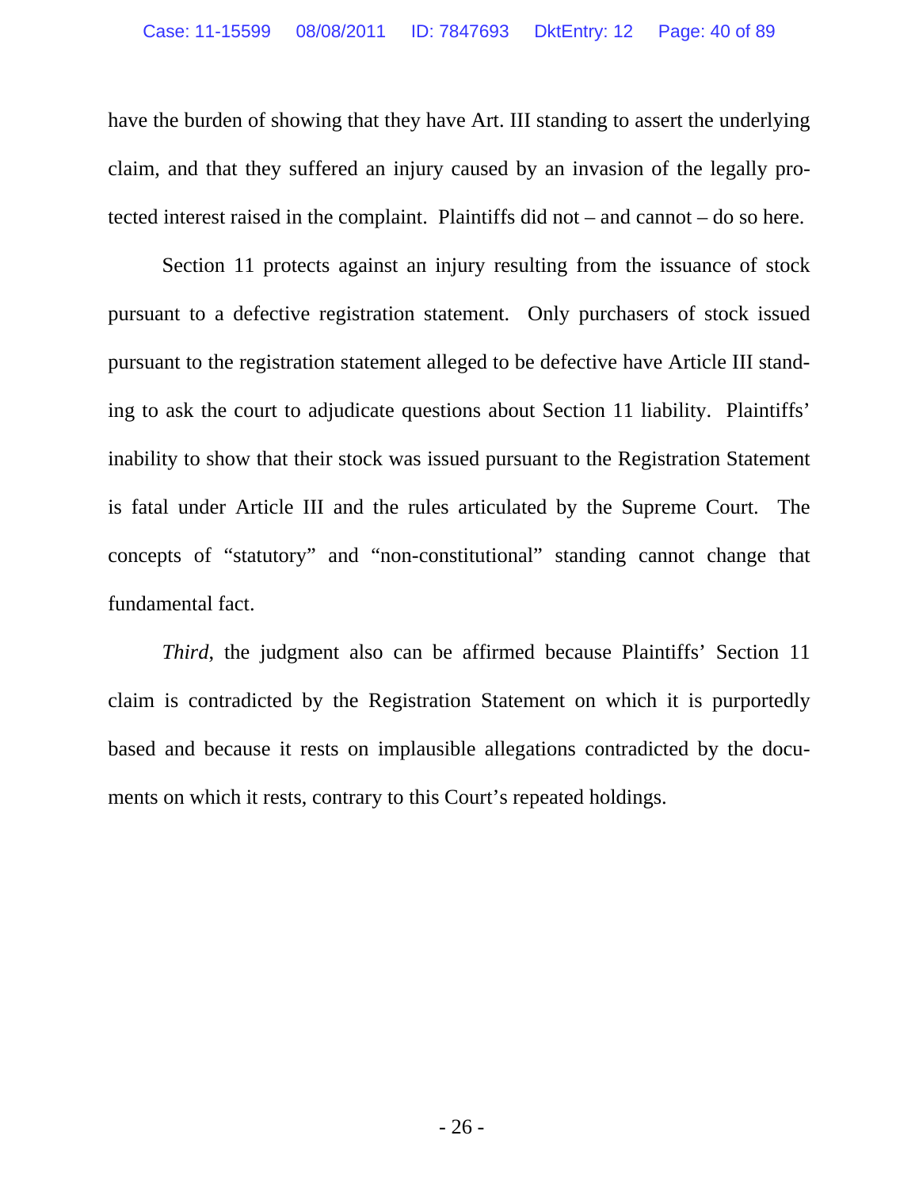have the burden of showing that they have Art. III standing to assert the underlying claim, and that they suffered an injury caused by an invasion of the legally protected interest raised in the complaint. Plaintiffs did not – and cannot – do so here.

Section 11 protects against an injury resulting from the issuance of stock pursuant to a defective registration statement. Only purchasers of stock issued pursuant to the registration statement alleged to be defective have Article III standing to ask the court to adjudicate questions about Section 11 liability. Plaintiffs' inability to show that their stock was issued pursuant to the Registration Statement is fatal under Article III and the rules articulated by the Supreme Court. The concepts of "statutory" and "non-constitutional" standing cannot change that fundamental fact.

*Third*, the judgment also can be affirmed because Plaintiffs' Section 11 claim is contradicted by the Registration Statement on which it is purportedly based and because it rests on implausible allegations contradicted by the documents on which it rests, contrary to this Court's repeated holdings.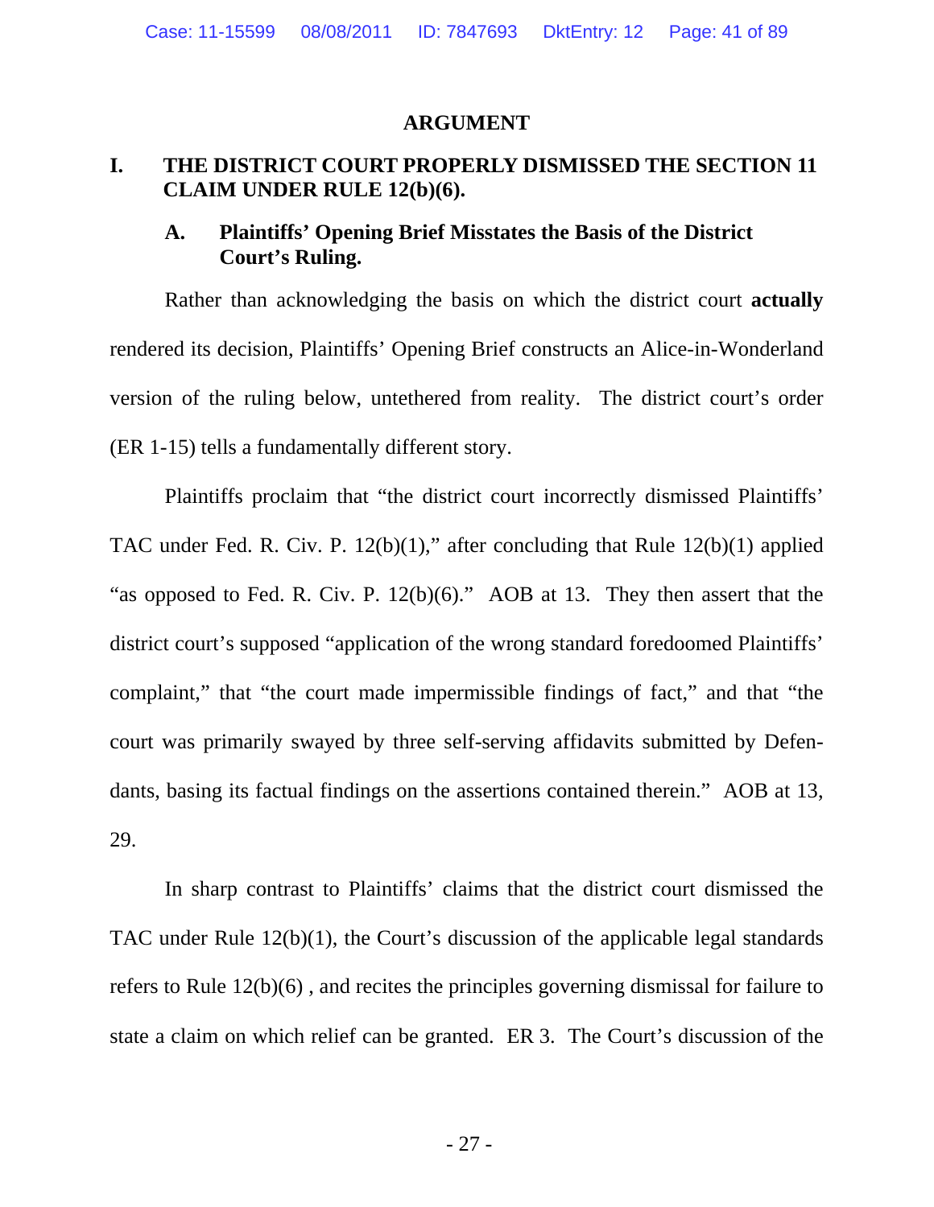## ARGUMENT

### I. THE DISTRICT COURT PROPERLY DISMISSED THE SECTION 11 CLAIM UNDER RULE 12(b)(6).

#### A. Plaintiffs' Opening Brief Misstates the Basis of the District Court's Ruling.

Rather than acknowledging the basis on which the district court **actually** rendered its decision, Plaintiffs' Opening Brief constructs an Alice-in-Wonderland version of the ruling below, untethered from reality. The district court's order (ER 1-15) tells a fundamentally different story.

Plaintiffs proclaim that "the district court incorrectly dismissed Plaintiffs' TAC under Fed. R. Civ. P. 12(b)(1)," after concluding that Rule 12(b)(1) applied "as opposed to Fed. R. Civ. P. 12(b)(6)." AOB at 13. They then assert that the district court's supposed "application of the wrong standard foredoomed Plaintiffs' complaint," that "the court made impermissible findings of fact," and that "the court was primarily swayed by three self-serving affidavits submitted by Defendants, basing its factual findings on the assertions contained therein." AOB at 13, 29.

In sharp contrast to Plaintiffs' claims that the district court dismissed the TAC under Rule 12(b)(1), the Court's discussion of the applicable legal standards refers to Rule 12(b)(6) , and recites the principles governing dismissal for failure to state a claim on which relief can be granted. ER 3. The Court's discussion of the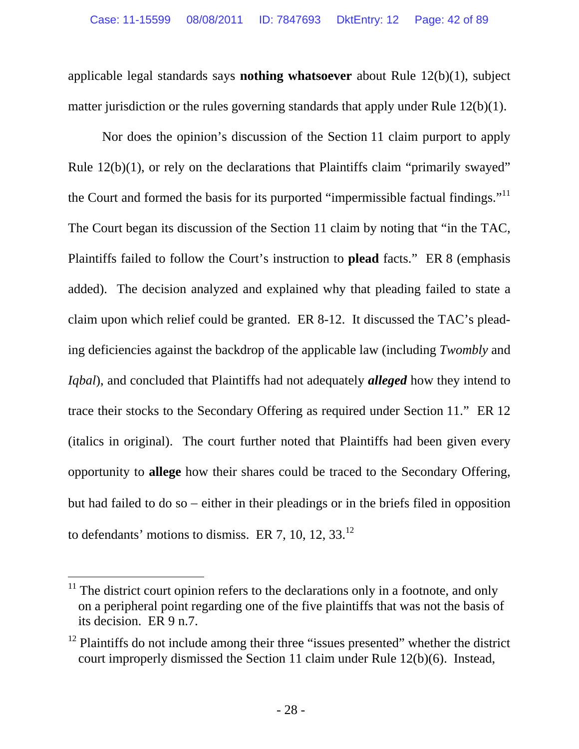applicable legal standards says **nothing whatsoever** about Rule 12(b)(1), subject matter jurisdiction or the rules governing standards that apply under Rule 12(b)(1).

Nor does the opinion's discussion of the Section 11 claim purport to apply Rule 12(b)(1), or rely on the declarations that Plaintiffs claim "primarily swayed" the Court and formed the basis for its purported "impermissible factual findings."[11] The Court began its discussion of the Section 11 claim by noting that "in the TAC, Plaintiffs failed to follow the Court's instruction to **plead** facts." ER 8 (emphasis added). The decision analyzed and explained why that pleading failed to state a claim upon which relief could be granted. ER 8-12. It discussed the TAC's pleading deficiencies against the backdrop of the applicable law (including *Twombly* and *Iqbal*), and concluded that Plaintiffs had not adequately ***alleged*** how they intend to trace their stocks to the Secondary Offering as required under Section 11." ER 12 (italics in original). The court further noted that Plaintiffs had been given every opportunity to **allege** how their shares could be traced to the Secondary Offering, but had failed to do so – either in their pleadings or in the briefs filed in opposition to defendants' motions to dismiss. ER 7, 10, 12, 33.[12]

---

[11] The district court opinion refers to the declarations only in a footnote, and only on a peripheral point regarding one of the five plaintiffs that was not the basis of its decision. ER 9 n.7.

[12] Plaintiffs do not include among their three "issues presented" whether the district court improperly dismissed the Section 11 claim under Rule 12(b)(6). Instead,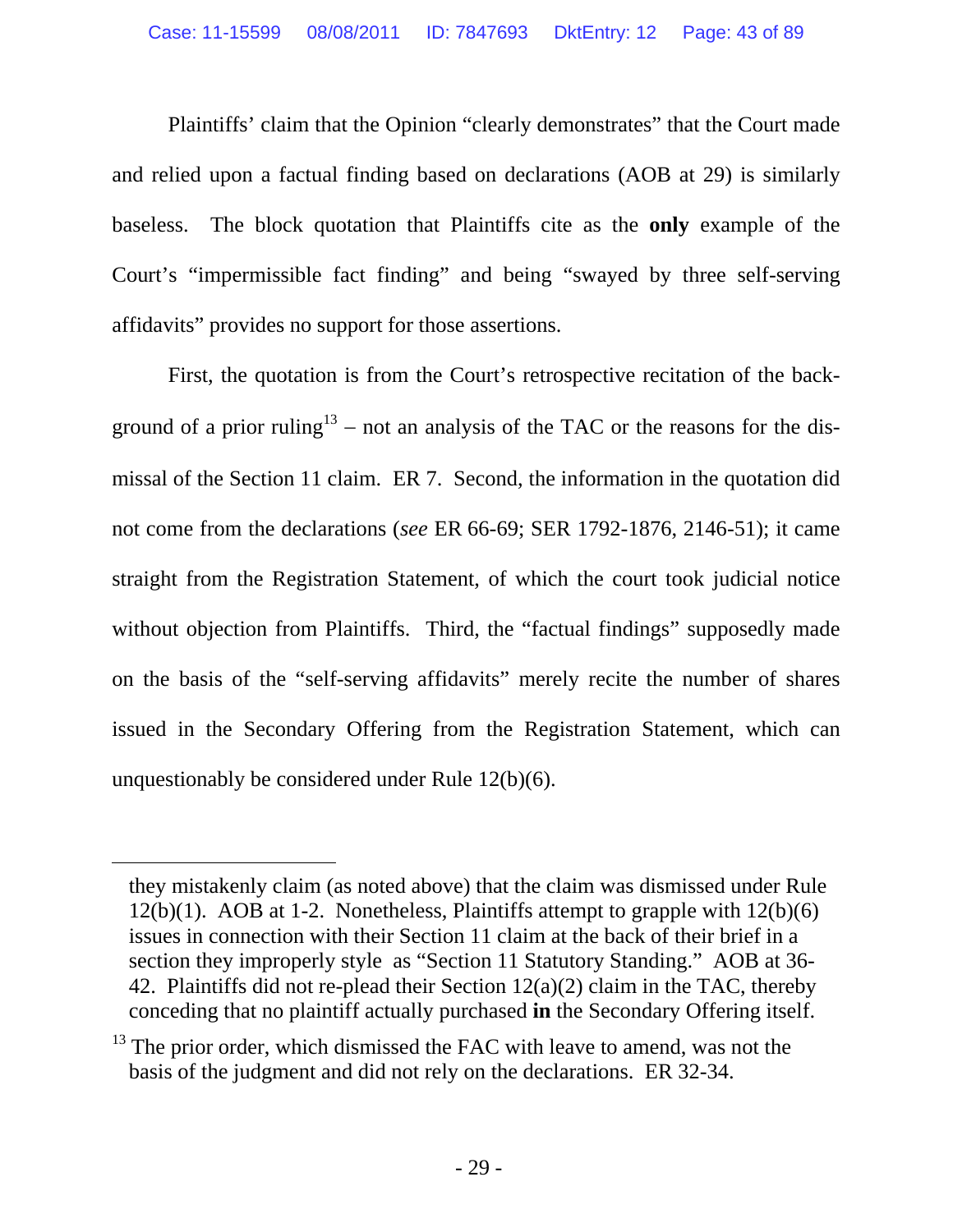Plaintiffs' claim that the Opinion "clearly demonstrates" that the Court made and relied upon a factual finding based on declarations (AOB at 29) is similarly baseless. The block quotation that Plaintiffs cite as the **only** example of the Court's "impermissible fact finding" and being "swayed by three self-serving affidavits" provides no support for those assertions.

First, the quotation is from the Court's retrospective recitation of the background of a prior ruling[13] – not an analysis of the TAC or the reasons for the dismissal of the Section 11 claim. ER 7. Second, the information in the quotation did not come from the declarations (*see* ER 66-69; SER 1792-1876, 2146-51); it came straight from the Registration Statement, of which the court took judicial notice without objection from Plaintiffs. Third, the "factual findings" supposedly made on the basis of the "self-serving affidavits" merely recite the number of shares issued in the Secondary Offering from the Registration Statement, which can unquestionably be considered under Rule 12(b)(6).

---

they mistakenly claim (as noted above) that the claim was dismissed under Rule 12(b)(1). AOB at 1-2. Nonetheless, Plaintiffs attempt to grapple with 12(b)(6) issues in connection with their Section 11 claim at the back of their brief in a section they improperly style as "Section 11 Statutory Standing." AOB at 36-42. Plaintiffs did not re-plead their Section 12(a)(2) claim in the TAC, thereby conceding that no plaintiff actually purchased **in** the Secondary Offering itself.

[13] The prior order, which dismissed the FAC with leave to amend, was not the basis of the judgment and did not rely on the declarations. ER 32-34.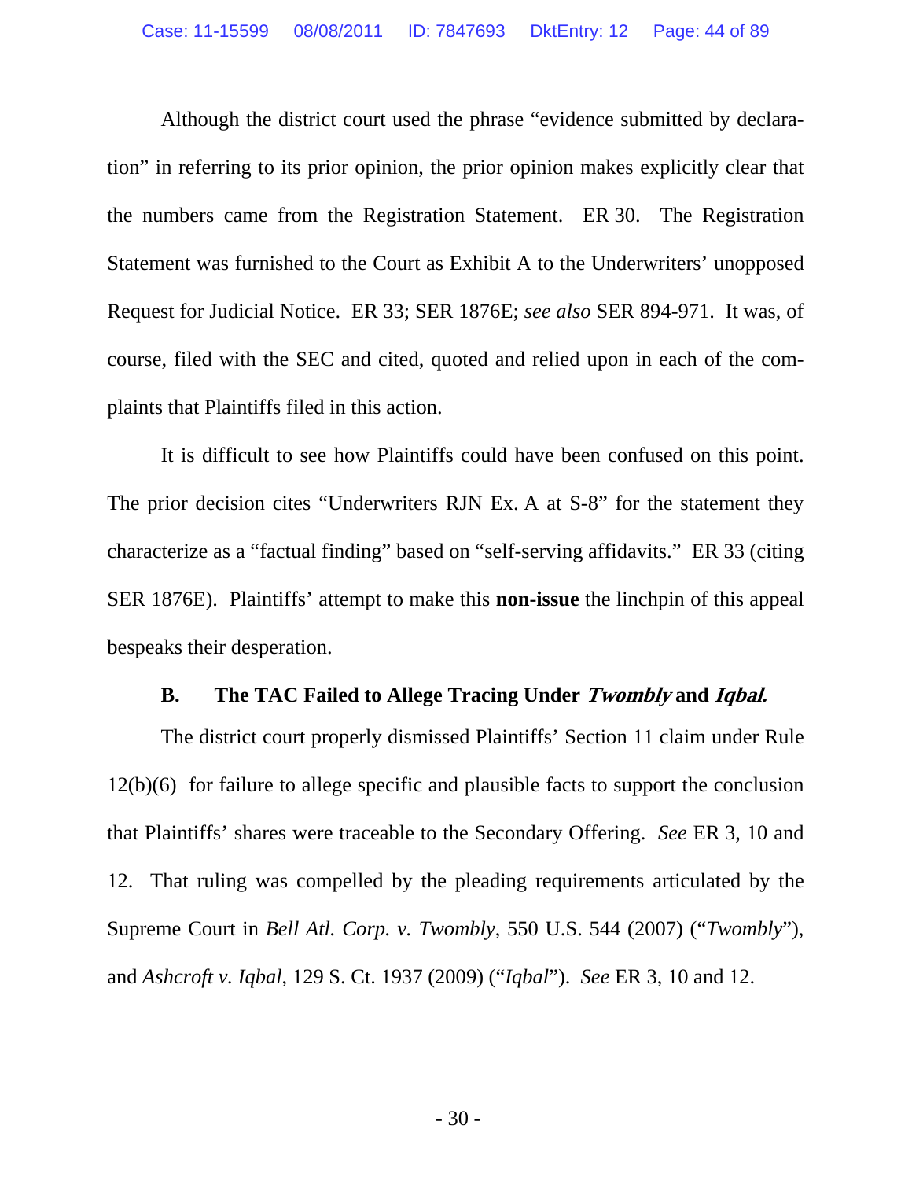Although the district court used the phrase "evidence submitted by declaration" in referring to its prior opinion, the prior opinion makes explicitly clear that the numbers came from the Registration Statement. ER 30. The Registration Statement was furnished to the Court as Exhibit A to the Underwriters' unopposed Request for Judicial Notice. ER 33; SER 1876E; *see also* SER 894-971. It was, of course, filed with the SEC and cited, quoted and relied upon in each of the complaints that Plaintiffs filed in this action.

It is difficult to see how Plaintiffs could have been confused on this point. The prior decision cites "Underwriters RJN Ex. A at S-8" for the statement they characterize as a "factual finding" based on "self-serving affidavits." ER 33 (citing SER 1876E). Plaintiffs' attempt to make this **non-issue** the linchpin of this appeal bespeaks their desperation.

### B. The TAC Failed to Allege Tracing Under *Twombly* and *Iqbal.*

The district court properly dismissed Plaintiffs' Section 11 claim under Rule 12(b)(6) for failure to allege specific and plausible facts to support the conclusion that Plaintiffs' shares were traceable to the Secondary Offering. *See* ER 3, 10 and 12. That ruling was compelled by the pleading requirements articulated by the Supreme Court in *Bell Atl. Corp. v. Twombly*, 550 U.S. 544 (2007) ("*Twombly*"), and *Ashcroft v. Iqbal*, 129 S. Ct. 1937 (2009) ("*Iqbal*"). *See* ER 3, 10 and 12.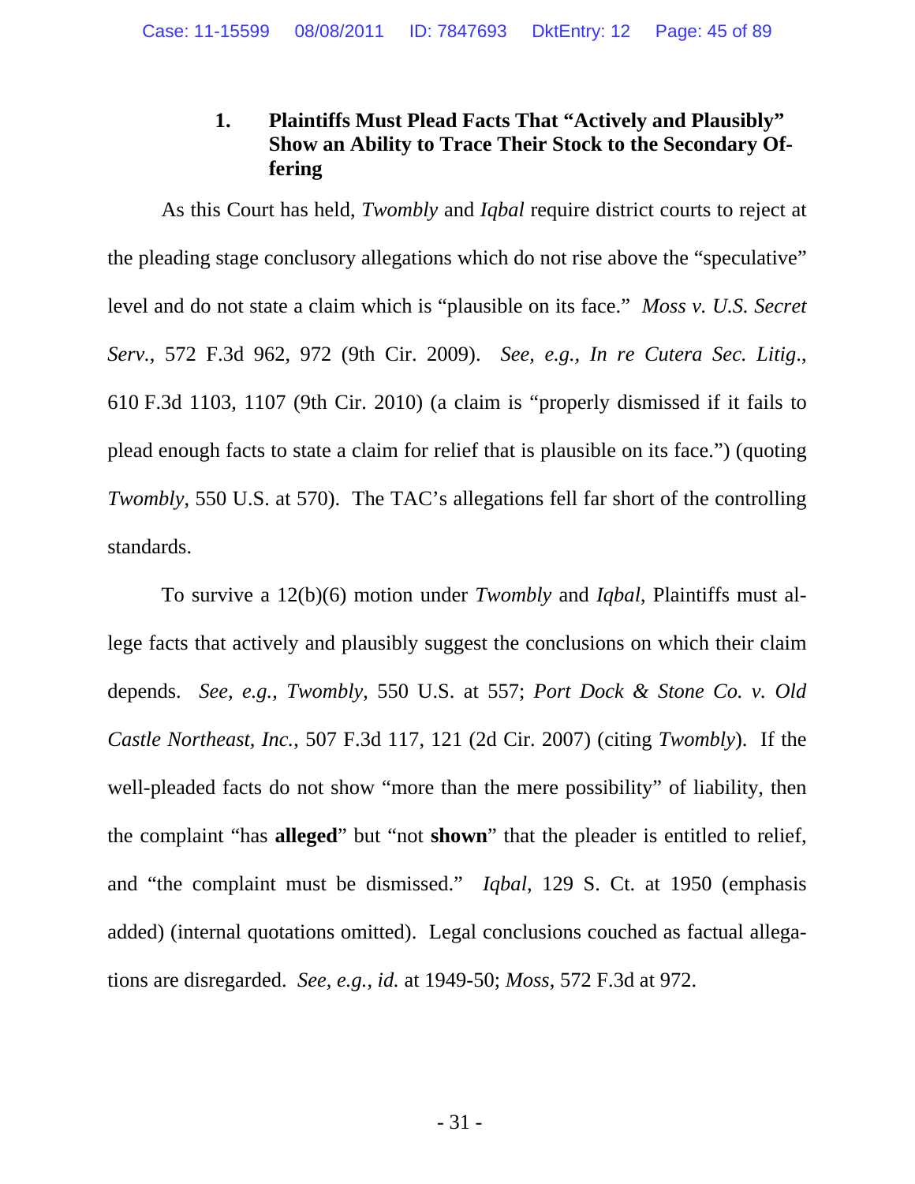### 1. Plaintiffs Must Plead Facts That "Actively and Plausibly" Show an Ability to Trace Their Stock to the Secondary Offering

As this Court has held, *Twombly* and *Iqbal* require district courts to reject at the pleading stage conclusory allegations which do not rise above the "speculative" level and do not state a claim which is "plausible on its face." *Moss v. U.S. Secret Serv.*, 572 F.3d 962, 972 (9th Cir. 2009). *See, e.g.*, *In re Cutera Sec. Litig.*, 610 F.3d 1103, 1107 (9th Cir. 2010) (a claim is "properly dismissed if it fails to plead enough facts to state a claim for relief that is plausible on its face.") (quoting *Twombly*, 550 U.S. at 570). The TAC's allegations fell far short of the controlling standards.

To survive a 12(b)(6) motion under *Twombly* and *Iqbal*, Plaintiffs must allege facts that actively and plausibly suggest the conclusions on which their claim depends. *See, e.g.*, *Twombly*, 550 U.S. at 557; *Port Dock & Stone Co. v. Old Castle Northeast, Inc.*, 507 F.3d 117, 121 (2d Cir. 2007) (citing *Twombly*). If the well-pleaded facts do not show "more than the mere possibility" of liability, then the complaint "has **alleged**" but "not **shown**" that the pleader is entitled to relief, and "the complaint must be dismissed." *Iqbal*, 129 S. Ct. at 1950 (emphasis added) (internal quotations omitted). Legal conclusions couched as factual allegations are disregarded. *See, e.g.*, *id.* at 1949-50; *Moss*, 572 F.3d at 972.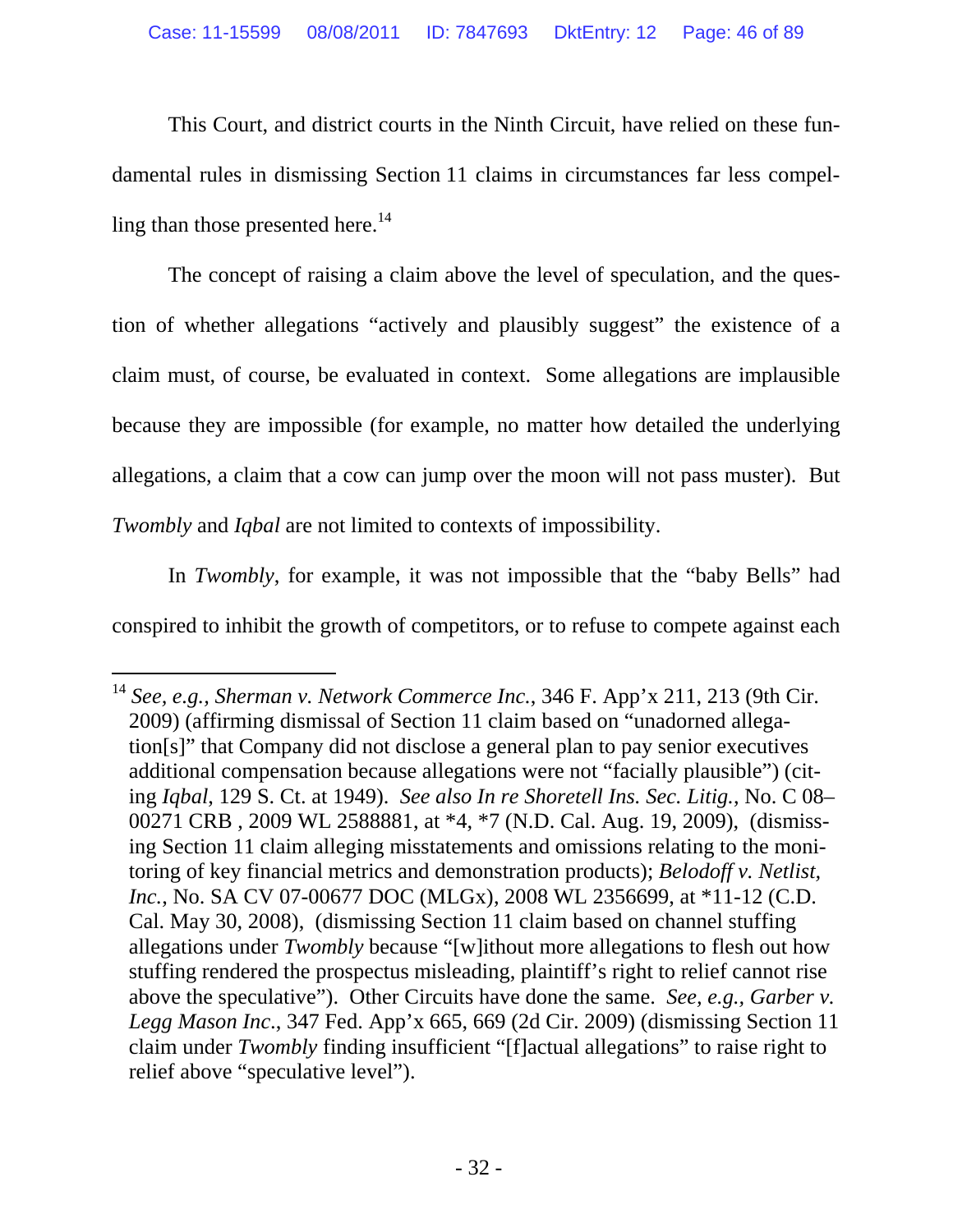This Court, and district courts in the Ninth Circuit, have relied on these fundamental rules in dismissing Section 11 claims in circumstances far less compelling than those presented here.[14]

The concept of raising a claim above the level of speculation, and the question of whether allegations "actively and plausibly suggest" the existence of a claim must, of course, be evaluated in context. Some allegations are implausible because they are impossible (for example, no matter how detailed the underlying allegations, a claim that a cow can jump over the moon will not pass muster). But *Twombly* and *Iqbal* are not limited to contexts of impossibility.

In *Twombly*, for example, it was not impossible that the "baby Bells" had conspired to inhibit the growth of competitors, or to refuse to compete against each

---

[14] *See, e.g., Sherman v. Network Commerce Inc.*, 346 F. App'x 211, 213 (9th Cir. 2009) (affirming dismissal of Section 11 claim based on "unadorned allegation[s]" that Company did not disclose a general plan to pay senior executives additional compensation because allegations were not "facially plausible") (citing *Iqbal*, 129 S. Ct. at 1949). *See also In re Shoretell Ins. Sec. Litig.*, No. C 08–00271 CRB , 2009 WL 2588881, at *4, *7 (N.D. Cal. Aug. 19, 2009), (dismissing Section 11 claim alleging misstatements and omissions relating to the monitoring of key financial metrics and demonstration products); *Belodoff v. Netlist, Inc.*, No. SA CV 07-00677 DOC (MLGx), 2008 WL 2356699, at *11-12 (C.D. Cal. May 30, 2008), (dismissing Section 11 claim based on channel stuffing allegations under *Twombly* because "[w]ithout more allegations to flesh out how stuffing rendered the prospectus misleading, plaintiff's right to relief cannot rise above the speculative"). Other Circuits have done the same. *See, e.g., Garber v. Legg Mason Inc.*, 347 Fed. App'x 665, 669 (2d Cir. 2009) (dismissing Section 11 claim under *Twombly* finding insufficient "[f]actual allegations" to raise right to relief above "speculative level").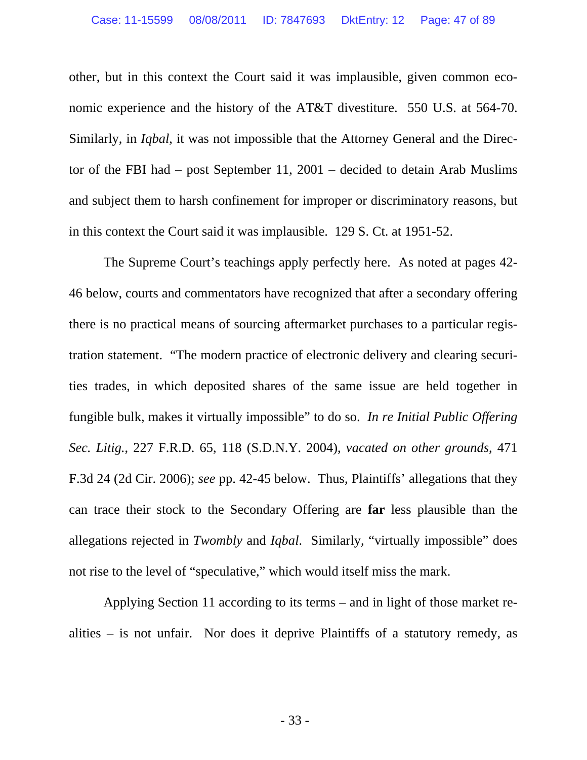other, but in this context the Court said it was implausible, given common economic experience and the history of the AT&T divestiture. 550 U.S. at 564-70. Similarly, in *Iqbal*, it was not impossible that the Attorney General and the Director of the FBI had – post September 11, 2001 – decided to detain Arab Muslims and subject them to harsh confinement for improper or discriminatory reasons, but in this context the Court said it was implausible. 129 S. Ct. at 1951-52.

The Supreme Court's teachings apply perfectly here. As noted at pages 42-46 below, courts and commentators have recognized that after a secondary offering there is no practical means of sourcing aftermarket purchases to a particular registration statement. "The modern practice of electronic delivery and clearing securities trades, in which deposited shares of the same issue are held together in fungible bulk, makes it virtually impossible" to do so. *In re Initial Public Offering Sec. Litig.*, 227 F.R.D. 65, 118 (S.D.N.Y. 2004), *vacated on other grounds*, 471 F.3d 24 (2d Cir. 2006); *see* pp. 42-45 below. Thus, Plaintiffs' allegations that they can trace their stock to the Secondary Offering are **far** less plausible than the allegations rejected in *Twombly* and *Iqbal*. Similarly, "virtually impossible" does not rise to the level of "speculative," which would itself miss the mark.

Applying Section 11 according to its terms – and in light of those market realities – is not unfair. Nor does it deprive Plaintiffs of a statutory remedy, as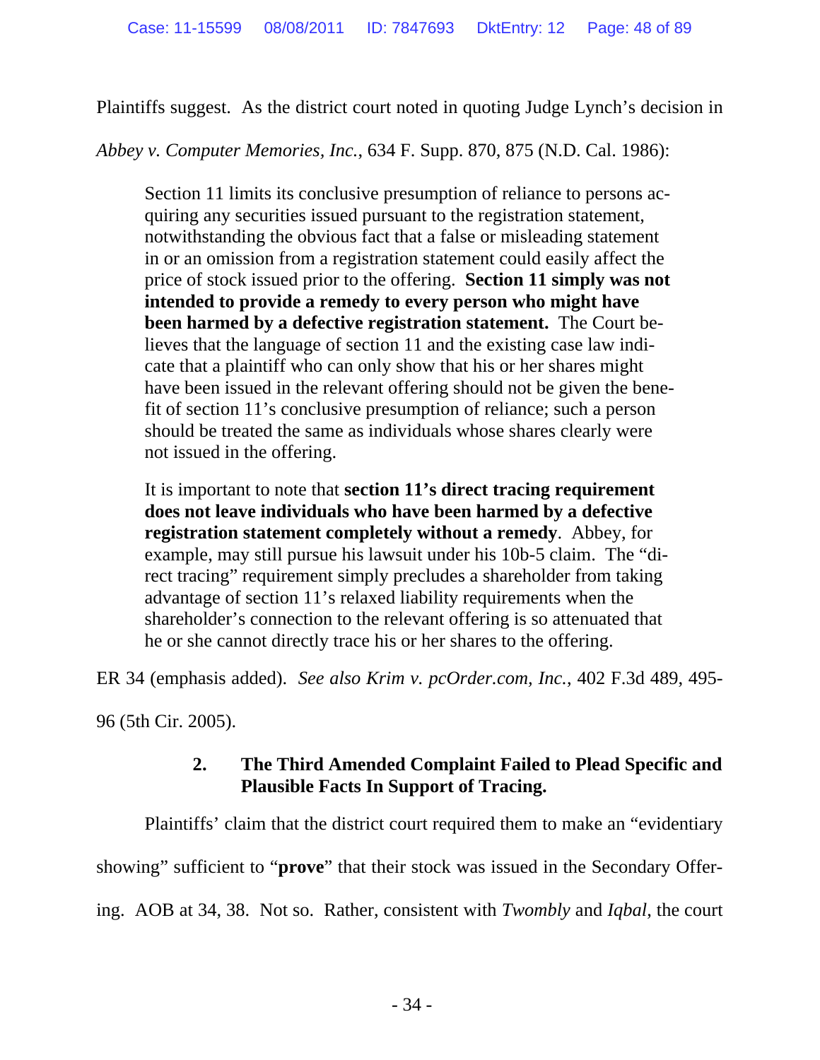Plaintiffs suggest. As the district court noted in quoting Judge Lynch's decision in *Abbey v. Computer Memories, Inc.*, 634 F. Supp. 870, 875 (N.D. Cal. 1986):

> Section 11 limits its conclusive presumption of reliance to persons acquiring any securities issued pursuant to the registration statement, notwithstanding the obvious fact that a false or misleading statement in or an omission from a registration statement could easily affect the price of stock issued prior to the offering. **Section 11 simply was not intended to provide a remedy to every person who might have been harmed by a defective registration statement.** The Court believes that the language of section 11 and the existing case law indicate that a plaintiff who can only show that his or her shares might have been issued in the relevant offering should not be given the benefit of section 11's conclusive presumption of reliance; such a person should be treated the same as individuals whose shares clearly were not issued in the offering.
>
> It is important to note that **section 11's direct tracing requirement does not leave individuals who have been harmed by a defective registration statement completely without a remedy**. Abbey, for example, may still pursue his lawsuit under his 10b-5 claim. The "direct tracing" requirement simply precludes a shareholder from taking advantage of section 11's relaxed liability requirements when the shareholder's connection to the relevant offering is so attenuated that he or she cannot directly trace his or her shares to the offering.

ER 34 (emphasis added). *See also Krim v. pcOrder.com, Inc.*, 402 F.3d 489, 495-96 (5th Cir. 2005).

### 2. The Third Amended Complaint Failed to Plead Specific and Plausible Facts In Support of Tracing.

Plaintiffs' claim that the district court required them to make an "evidentiary showing" sufficient to "**prove**" that their stock was issued in the Secondary Offering. AOB at 34, 38. Not so. Rather, consistent with *Twombly* and *Iqbal*, the court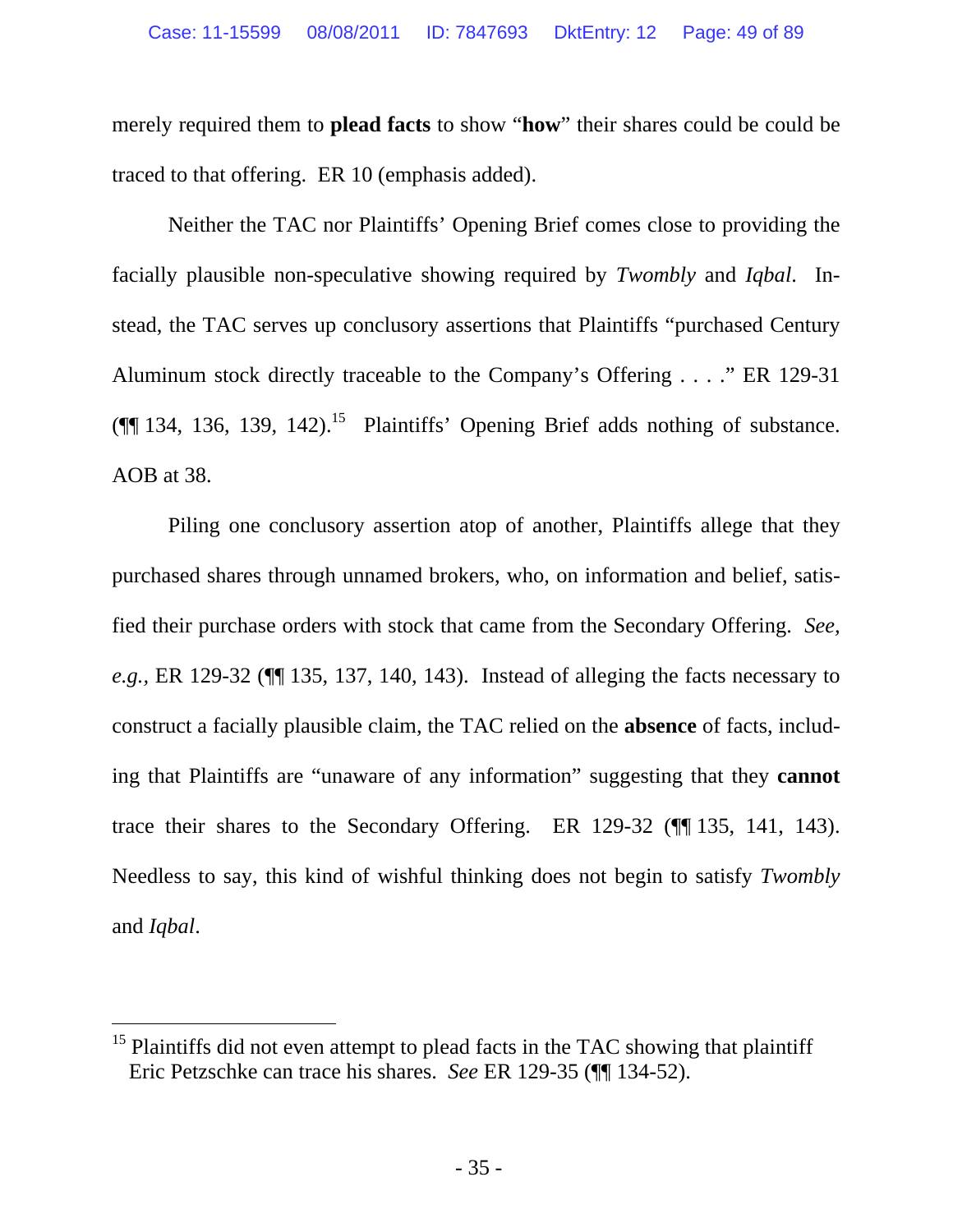merely required them to **plead facts** to show "**how**" their shares could be could be traced to that offering. ER 10 (emphasis added).

Neither the TAC nor Plaintiffs' Opening Brief comes close to providing the facially plausible non-speculative showing required by *Twombly* and *Iqbal*. Instead, the TAC serves up conclusory assertions that Plaintiffs "purchased Century Aluminum stock directly traceable to the Company's Offering . . . ." ER 129-31 (¶¶ 134, 136, 139, 142).[15] Plaintiffs' Opening Brief adds nothing of substance. AOB at 38.

Piling one conclusory assertion atop of another, Plaintiffs allege that they purchased shares through unnamed brokers, who, on information and belief, satisfied their purchase orders with stock that came from the Secondary Offering. *See, e.g.,* ER 129-32 (¶¶ 135, 137, 140, 143). Instead of alleging the facts necessary to construct a facially plausible claim, the TAC relied on the **absence** of facts, including that Plaintiffs are "unaware of any information" suggesting that they **cannot** trace their shares to the Secondary Offering. ER 129-32 (¶¶ 135, 141, 143). Needless to say, this kind of wishful thinking does not begin to satisfy *Twombly* and *Iqbal*.

---

[15] Plaintiffs did not even attempt to plead facts in the TAC showing that plaintiff Eric Petzschke can trace his shares. *See* ER 129-35 (¶¶ 134-52).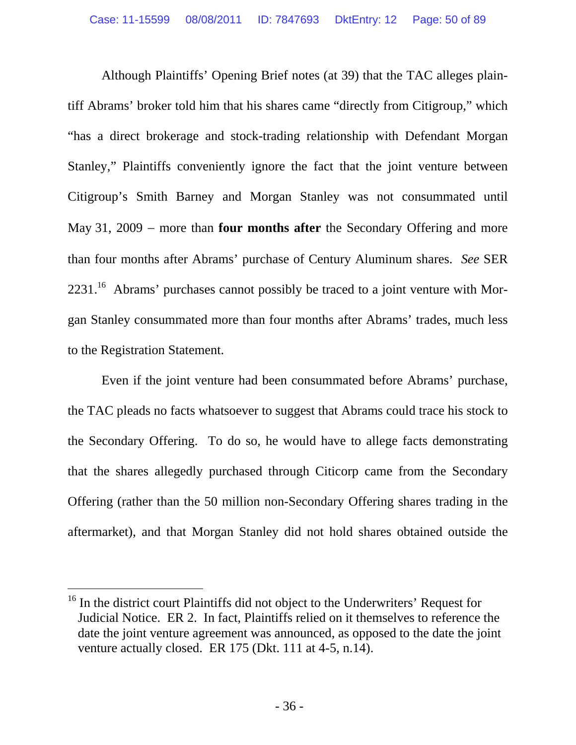Although Plaintiffs' Opening Brief notes (at 39) that the TAC alleges plaintiff Abrams' broker told him that his shares came "directly from Citigroup," which "has a direct brokerage and stock-trading relationship with Defendant Morgan Stanley," Plaintiffs conveniently ignore the fact that the joint venture between Citigroup's Smith Barney and Morgan Stanley was not consummated until May 31, 2009 – more than **four months after** the Secondary Offering and more than four months after Abrams' purchase of Century Aluminum shares. *See* SER 2231.[16] Abrams' purchases cannot possibly be traced to a joint venture with Morgan Stanley consummated more than four months after Abrams' trades, much less to the Registration Statement.

Even if the joint venture had been consummated before Abrams' purchase, the TAC pleads no facts whatsoever to suggest that Abrams could trace his stock to the Secondary Offering. To do so, he would have to allege facts demonstrating that the shares allegedly purchased through Citicorp came from the Secondary Offering (rather than the 50 million non-Secondary Offering shares trading in the aftermarket), and that Morgan Stanley did not hold shares obtained outside the

[16] In the district court Plaintiffs did not object to the Underwriters' Request for Judicial Notice. ER 2. In fact, Plaintiffs relied on it themselves to reference the date the joint venture agreement was announced, as opposed to the date the joint venture actually closed. ER 175 (Dkt. 111 at 4-5, n.14).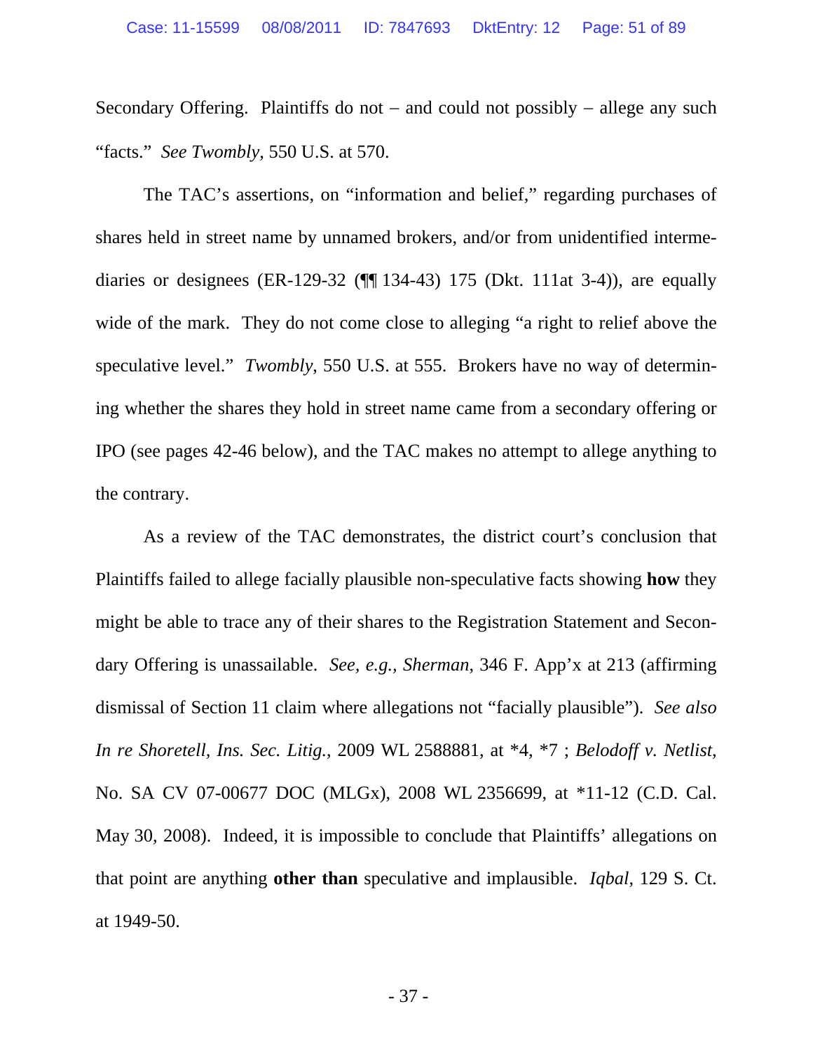Secondary Offering. Plaintiffs do not – and could not possibly – allege any such "facts." *See Twombly*, 550 U.S. at 570.

The TAC's assertions, on "information and belief," regarding purchases of shares held in street name by unnamed brokers, and/or from unidentified intermediaries or designees (ER-129-32 (¶¶ 134-43) 175 (Dkt. 111at 3-4)), are equally wide of the mark. They do not come close to alleging "a right to relief above the speculative level." *Twombly*, 550 U.S. at 555. Brokers have no way of determining whether the shares they hold in street name came from a secondary offering or IPO (see pages 42-46 below), and the TAC makes no attempt to allege anything to the contrary.

As a review of the TAC demonstrates, the district court's conclusion that Plaintiffs failed to allege facially plausible non-speculative facts showing **how** they might be able to trace any of their shares to the Registration Statement and Secondary Offering is unassailable. *See, e.g.*, *Sherman*, 346 F. App'x at 213 (affirming dismissal of Section 11 claim where allegations not "facially plausible"). *See also In re Shoretell, Ins. Sec. Litig.*, 2009 WL 2588881, at *4, *7 ; *Belodoff v. Netlist*, No. SA CV 07-00677 DOC (MLGx), 2008 WL 2356699, at *11-12 (C.D. Cal. May 30, 2008). Indeed, it is impossible to conclude that Plaintiffs' allegations on that point are anything **other than** speculative and implausible. *Iqbal*, 129 S. Ct. at 1949-50.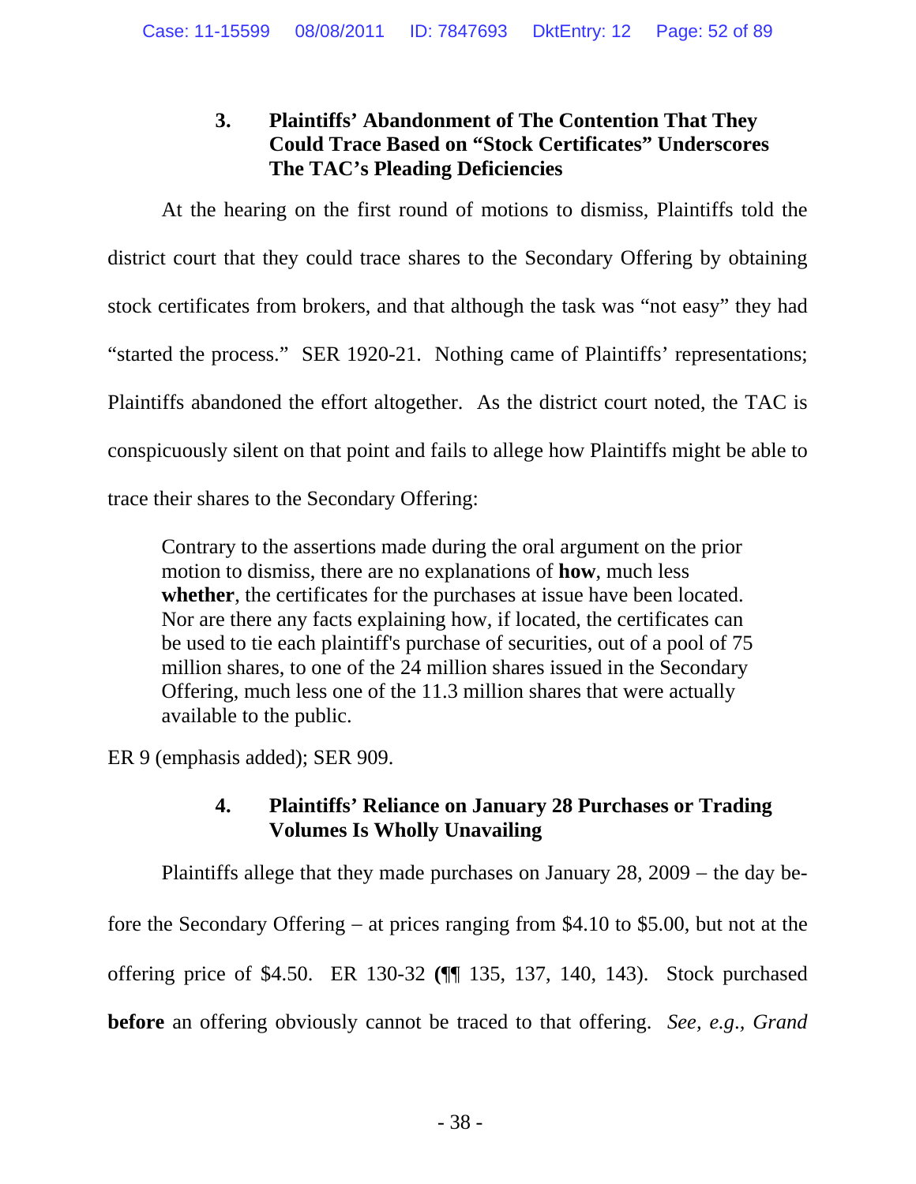### 3. Plaintiffs' Abandonment of The Contention That They Could Trace Based on "Stock Certificates" Underscores The TAC's Pleading Deficiencies

At the hearing on the first round of motions to dismiss, Plaintiffs told the district court that they could trace shares to the Secondary Offering by obtaining stock certificates from brokers, and that although the task was "not easy" they had "started the process." SER 1920-21. Nothing came of Plaintiffs' representations; Plaintiffs abandoned the effort altogether. As the district court noted, the TAC is conspicuously silent on that point and fails to allege how Plaintiffs might be able to trace their shares to the Secondary Offering:

> Contrary to the assertions made during the oral argument on the prior motion to dismiss, there are no explanations of **how**, much less **whether**, the certificates for the purchases at issue have been located. Nor are there any facts explaining how, if located, the certificates can be used to tie each plaintiff's purchase of securities, out of a pool of 75 million shares, to one of the 24 million shares issued in the Secondary Offering, much less one of the 11.3 million shares that were actually available to the public.

ER 9 (emphasis added); SER 909.

### 4. Plaintiffs' Reliance on January 28 Purchases or Trading Volumes Is Wholly Unavailing

Plaintiffs allege that they made purchases on January 28, 2009 – the day before the Secondary Offering – at prices ranging from $4.10 to $5.00, but not at the offering price of $4.50. ER 130-32 **(**¶¶ 135, 137, 140, 143). Stock purchased **before** an offering obviously cannot be traced to that offering. *See, e.g., Grand*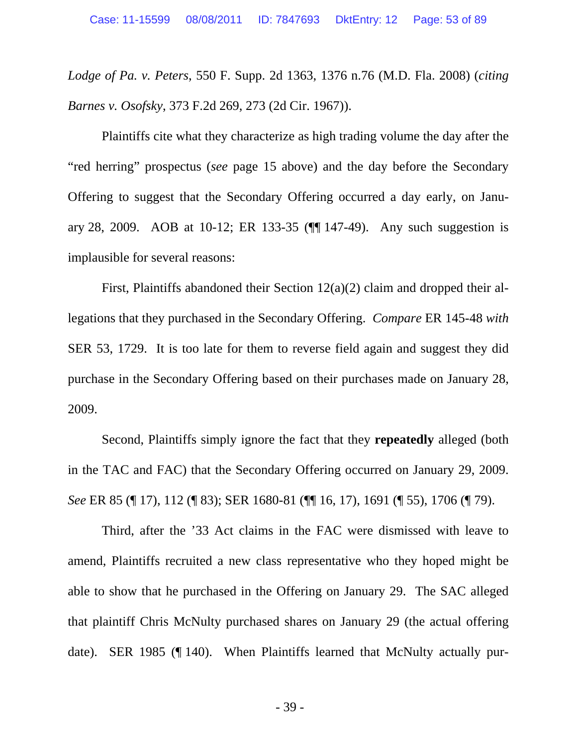*Lodge of Pa. v. Peters*, 550 F. Supp. 2d 1363, 1376 n.76 (M.D. Fla. 2008) (*citing Barnes v. Osofsky*, 373 F.2d 269, 273 (2d Cir. 1967)).

Plaintiffs cite what they characterize as high trading volume the day after the "red herring" prospectus (*see* page 15 above) and the day before the Secondary Offering to suggest that the Secondary Offering occurred a day early, on January 28, 2009. AOB at 10-12; ER 133-35 (¶¶ 147-49). Any such suggestion is implausible for several reasons:

First, Plaintiffs abandoned their Section 12(a)(2) claim and dropped their allegations that they purchased in the Secondary Offering. *Compare* ER 145-48 *with* SER 53, 1729. It is too late for them to reverse field again and suggest they did purchase in the Secondary Offering based on their purchases made on January 28, 2009.

Second, Plaintiffs simply ignore the fact that they **repeatedly** alleged (both in the TAC and FAC) that the Secondary Offering occurred on January 29, 2009. *See* ER 85 (¶ 17), 112 (¶ 83); SER 1680-81 (¶¶ 16, 17), 1691 (¶ 55), 1706 (¶ 79).

Third, after the '33 Act claims in the FAC were dismissed with leave to amend, Plaintiffs recruited a new class representative who they hoped might be able to show that he purchased in the Offering on January 29. The SAC alleged that plaintiff Chris McNulty purchased shares on January 29 (the actual offering date). SER 1985 (¶ 140). When Plaintiffs learned that McNulty actually pur-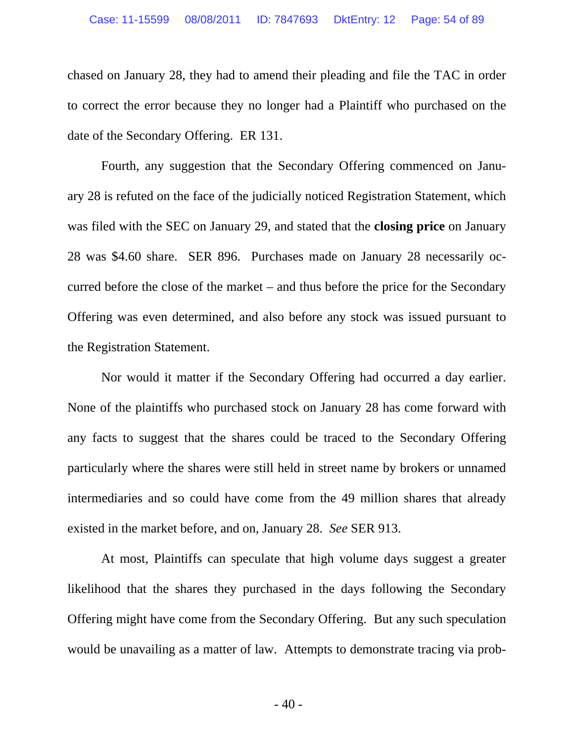chased on January 28, they had to amend their pleading and file the TAC in order to correct the error because they no longer had a Plaintiff who purchased on the date of the Secondary Offering. ER 131.

Fourth, any suggestion that the Secondary Offering commenced on January 28 is refuted on the face of the judicially noticed Registration Statement, which was filed with the SEC on January 29, and stated that the **closing price** on January 28 was $4.60 share. SER 896. Purchases made on January 28 necessarily occurred before the close of the market – and thus before the price for the Secondary Offering was even determined, and also before any stock was issued pursuant to the Registration Statement.

Nor would it matter if the Secondary Offering had occurred a day earlier. None of the plaintiffs who purchased stock on January 28 has come forward with any facts to suggest that the shares could be traced to the Secondary Offering particularly where the shares were still held in street name by brokers or unnamed intermediaries and so could have come from the 49 million shares that already existed in the market before, and on, January 28. *See* SER 913.

At most, Plaintiffs can speculate that high volume days suggest a greater likelihood that the shares they purchased in the days following the Secondary Offering might have come from the Secondary Offering. But any such speculation would be unavailing as a matter of law. Attempts to demonstrate tracing via prob-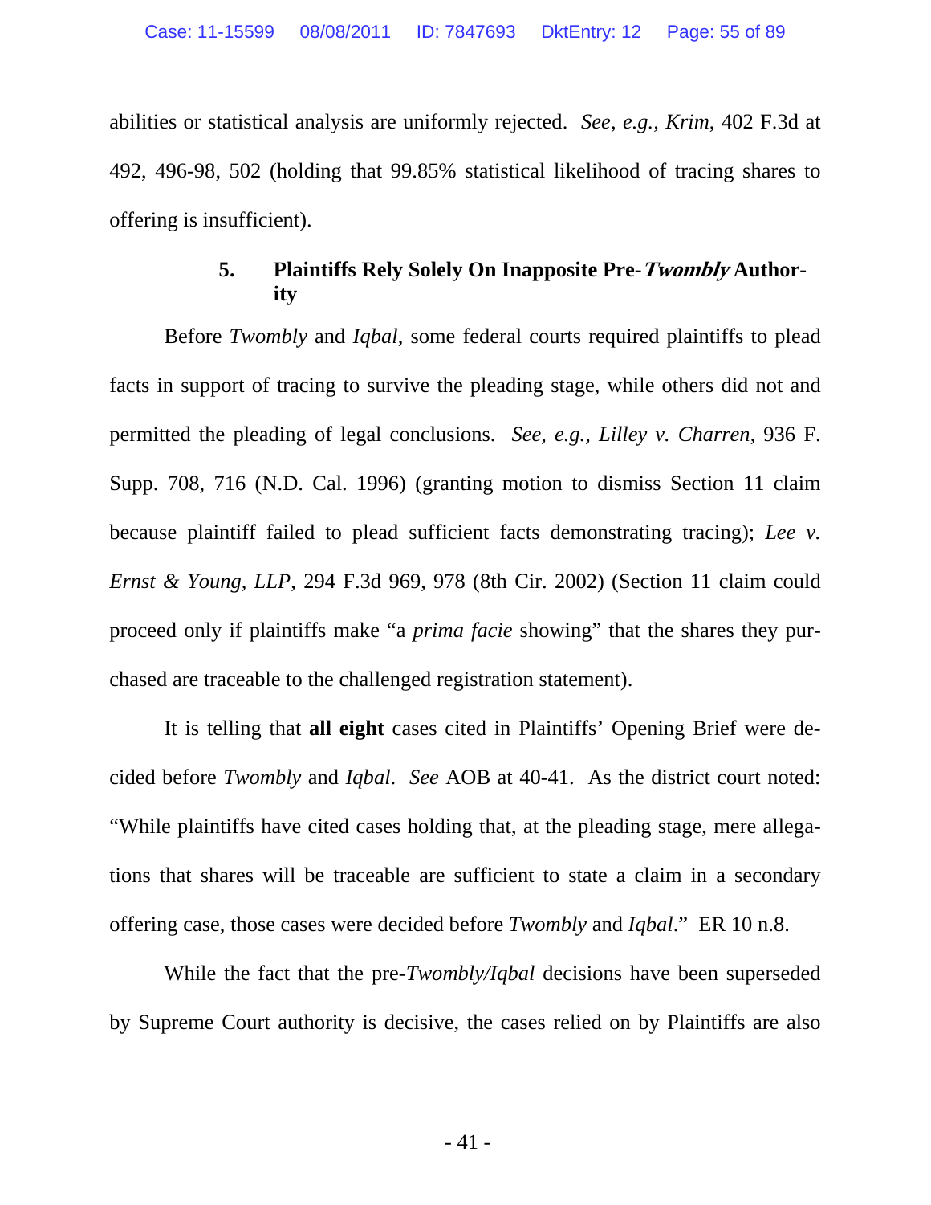abilities or statistical analysis are uniformly rejected. *See, e.g., Krim*, 402 F.3d at 492, 496-98, 502 (holding that 99.85% statistical likelihood of tracing shares to offering is insufficient).

#### 5. Plaintiffs Rely Solely On Inapposite Pre-*Twombly* Authority

Before *Twombly* and *Iqbal*, some federal courts required plaintiffs to plead facts in support of tracing to survive the pleading stage, while others did not and permitted the pleading of legal conclusions. *See, e.g., Lilley v. Charren*, 936 F. Supp. 708, 716 (N.D. Cal. 1996) (granting motion to dismiss Section 11 claim because plaintiff failed to plead sufficient facts demonstrating tracing); *Lee v. Ernst & Young, LLP*, 294 F.3d 969, 978 (8th Cir. 2002) (Section 11 claim could proceed only if plaintiffs make "a *prima facie* showing" that the shares they purchased are traceable to the challenged registration statement).

It is telling that **all eight** cases cited in Plaintiffs' Opening Brief were decided before *Twombly* and *Iqbal*. *See* AOB at 40-41. As the district court noted: "While plaintiffs have cited cases holding that, at the pleading stage, mere allegations that shares will be traceable are sufficient to state a claim in a secondary offering case, those cases were decided before *Twombly* and *Iqbal*." ER 10 n.8.

While the fact that the pre-*Twombly/Iqbal* decisions have been superseded by Supreme Court authority is decisive, the cases relied on by Plaintiffs are also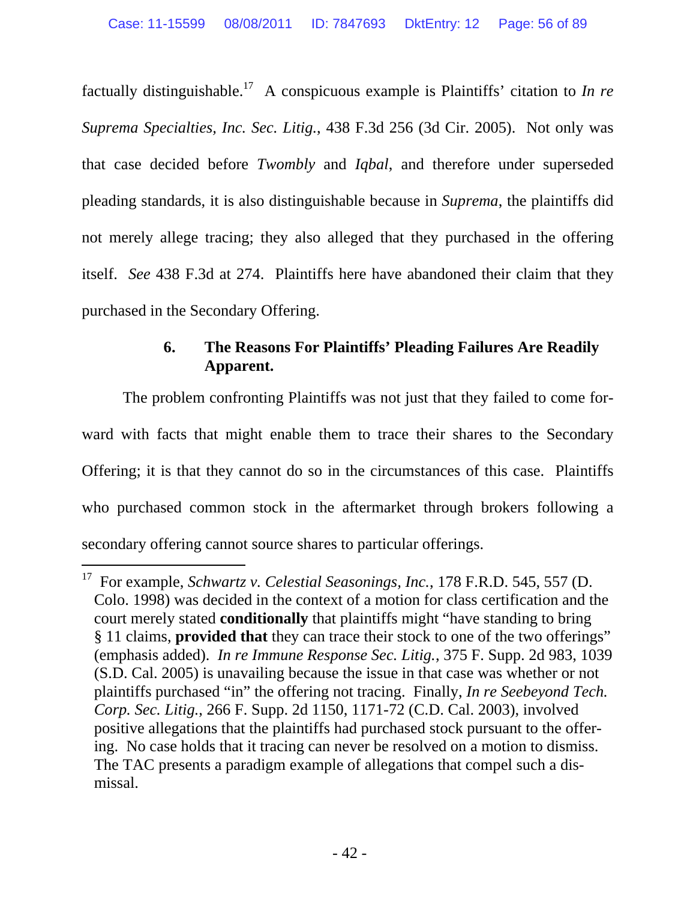factually distinguishable.[17] A conspicuous example is Plaintiffs' citation to *In re Suprema Specialties, Inc. Sec. Litig.*, 438 F.3d 256 (3d Cir. 2005). Not only was that case decided before *Twombly* and *Iqbal*, and therefore under superseded pleading standards, it is also distinguishable because in *Suprema*, the plaintiffs did not merely allege tracing; they also alleged that they purchased in the offering itself. *See* 438 F.3d at 274. Plaintiffs here have abandoned their claim that they purchased in the Secondary Offering.

### 6. The Reasons For Plaintiffs' Pleading Failures Are Readily Apparent.

The problem confronting Plaintiffs was not just that they failed to come forward with facts that might enable them to trace their shares to the Secondary Offering; it is that they cannot do so in the circumstances of this case. Plaintiffs who purchased common stock in the aftermarket through brokers following a secondary offering cannot source shares to particular offerings.

---

[17] For example, *Schwartz v. Celestial Seasonings, Inc.*, 178 F.R.D. 545, 557 (D. Colo. 1998) was decided in the context of a motion for class certification and the court merely stated **conditionally** that plaintiffs might "have standing to bring § 11 claims, **provided that** they can trace their stock to one of the two offerings" (emphasis added). *In re Immune Response Sec. Litig.*, 375 F. Supp. 2d 983, 1039 (S.D. Cal. 2005) is unavailing because the issue in that case was whether or not plaintiffs purchased "in" the offering not tracing. Finally, *In re Seebeyond Tech. Corp. Sec. Litig.*, 266 F. Supp. 2d 1150, 1171-72 (C.D. Cal. 2003), involved positive allegations that the plaintiffs had purchased stock pursuant to the offering. No case holds that it tracing can never be resolved on a motion to dismiss. The TAC presents a paradigm example of allegations that compel such a dismissal.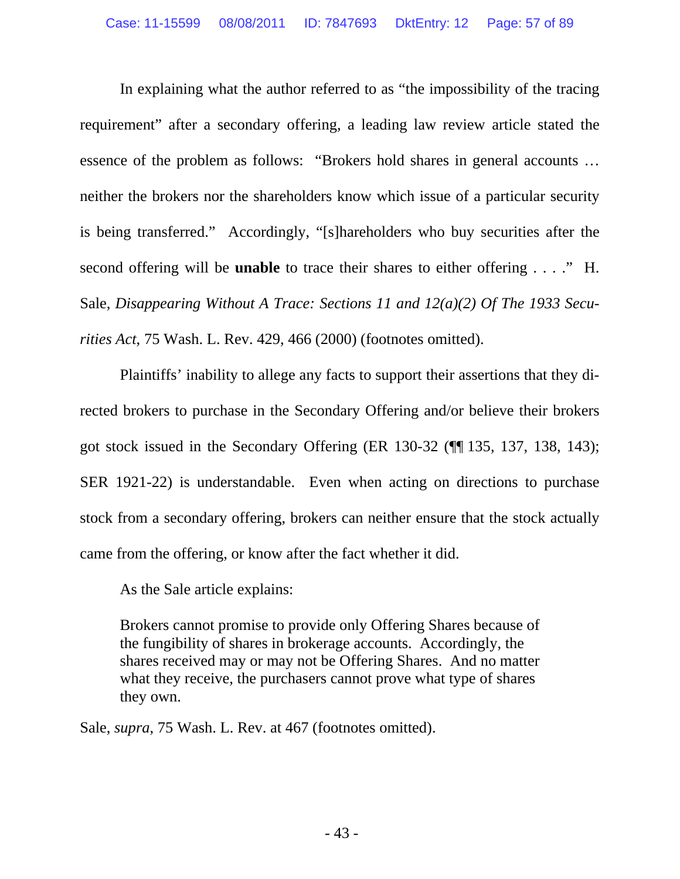In explaining what the author referred to as "the impossibility of the tracing requirement" after a secondary offering, a leading law review article stated the essence of the problem as follows: "Brokers hold shares in general accounts … neither the brokers nor the shareholders know which issue of a particular security is being transferred." Accordingly, "[s]hareholders who buy securities after the second offering will be **unable** to trace their shares to either offering . . . ." H. Sale, *Disappearing Without A Trace: Sections 11 and 12(a)(2) Of The 1933 Securities Act*, 75 Wash. L. Rev. 429, 466 (2000) (footnotes omitted).

Plaintiffs' inability to allege any facts to support their assertions that they directed brokers to purchase in the Secondary Offering and/or believe their brokers got stock issued in the Secondary Offering (ER 130-32 (¶¶ 135, 137, 138, 143); SER 1921-22) is understandable. Even when acting on directions to purchase stock from a secondary offering, brokers can neither ensure that the stock actually came from the offering, or know after the fact whether it did.

As the Sale article explains:

> Brokers cannot promise to provide only Offering Shares because of the fungibility of shares in brokerage accounts. Accordingly, the shares received may or may not be Offering Shares. And no matter what they receive, the purchasers cannot prove what type of shares they own.

Sale, *supra*, 75 Wash. L. Rev. at 467 (footnotes omitted).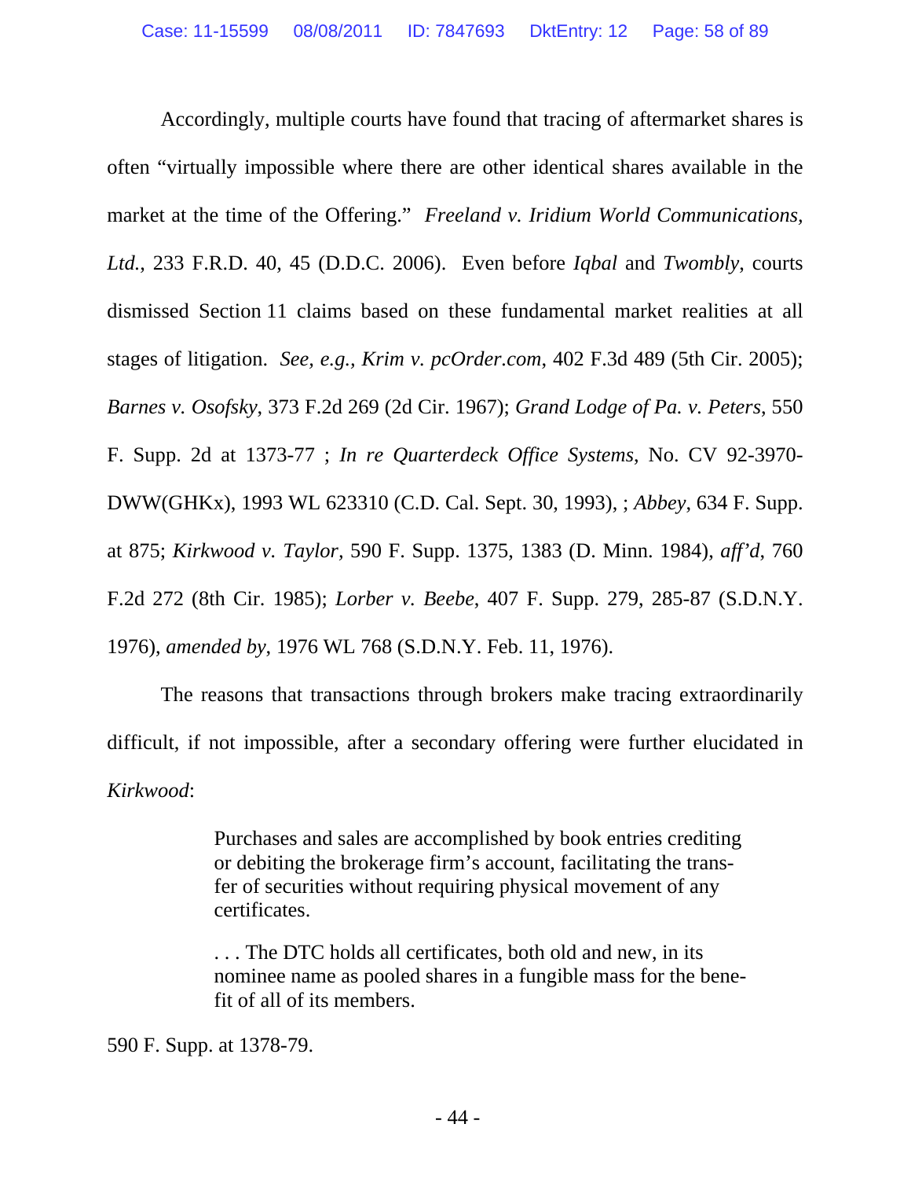Accordingly, multiple courts have found that tracing of aftermarket shares is often "virtually impossible where there are other identical shares available in the market at the time of the Offering." *Freeland v. Iridium World Communications, Ltd.*, 233 F.R.D. 40, 45 (D.D.C. 2006). Even before *Iqbal* and *Twombly*, courts dismissed Section 11 claims based on these fundamental market realities at all stages of litigation. *See, e.g.*, *Krim v. pcOrder.com*, 402 F.3d 489 (5th Cir. 2005); *Barnes v. Osofsky*, 373 F.2d 269 (2d Cir. 1967); *Grand Lodge of Pa. v. Peters*, 550 F. Supp. 2d at 1373-77 ; *In re Quarterdeck Office Systems*, No. CV 92-3970-DWW(GHKx), 1993 WL 623310 (C.D. Cal. Sept. 30, 1993), ; *Abbey*, 634 F. Supp. at 875; *Kirkwood v. Taylor*, 590 F. Supp. 1375, 1383 (D. Minn. 1984), *aff'd*, 760 F.2d 272 (8th Cir. 1985); *Lorber v. Beebe*, 407 F. Supp. 279, 285-87 (S.D.N.Y. 1976), *amended by*, 1976 WL 768 (S.D.N.Y. Feb. 11, 1976).

The reasons that transactions through brokers make tracing extraordinarily difficult, if not impossible, after a secondary offering were further elucidated in *Kirkwood*:

> Purchases and sales are accomplished by book entries crediting or debiting the brokerage firm's account, facilitating the transfer of securities without requiring physical movement of any certificates.
>
> . . . The DTC holds all certificates, both old and new, in its nominee name as pooled shares in a fungible mass for the benefit of all of its members.

590 F. Supp. at 1378-79.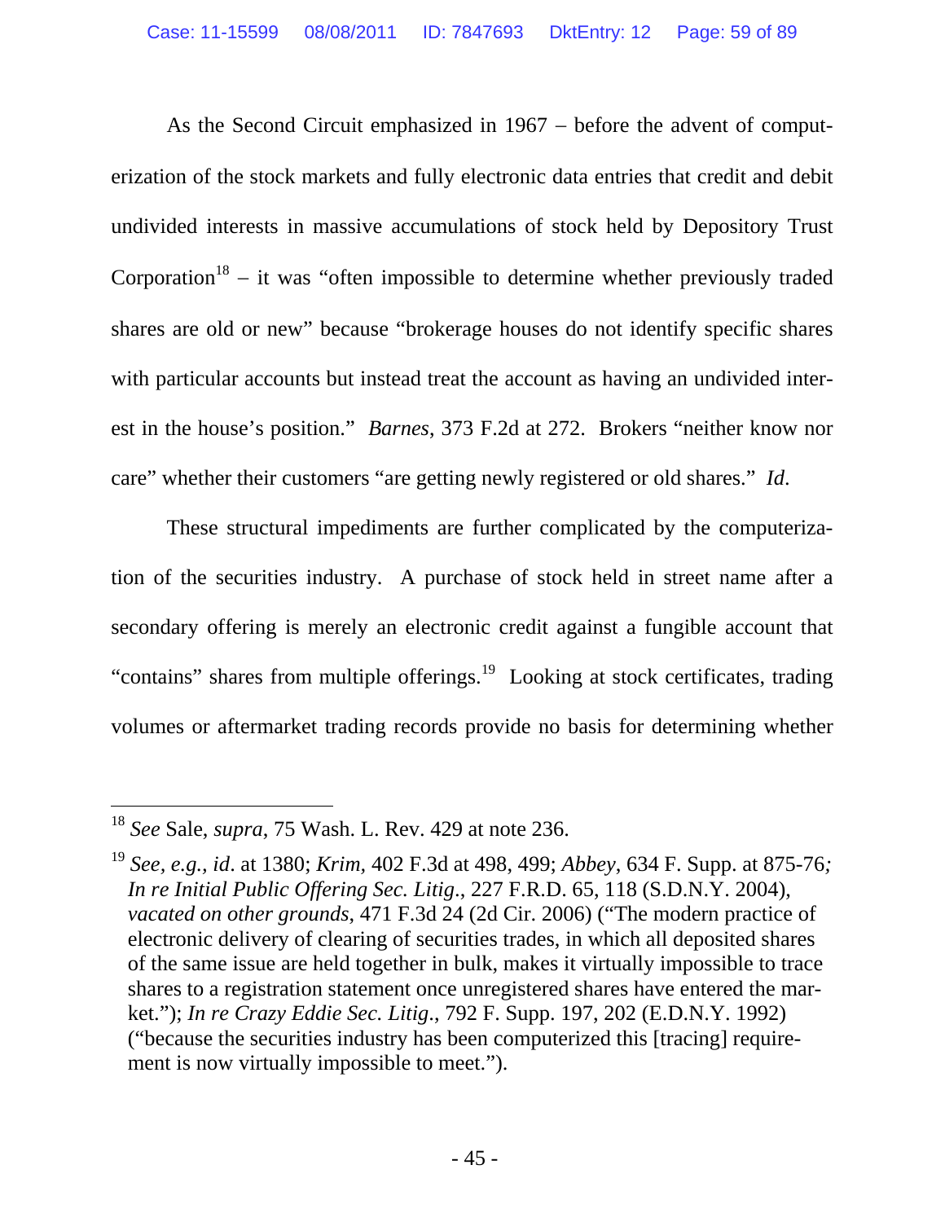As the Second Circuit emphasized in 1967 – before the advent of computerization of the stock markets and fully electronic data entries that credit and debit undivided interests in massive accumulations of stock held by Depository Trust Corporation[18] – it was "often impossible to determine whether previously traded shares are old or new" because "brokerage houses do not identify specific shares with particular accounts but instead treat the account as having an undivided interest in the house's position." *Barnes*, 373 F.2d at 272. Brokers "neither know nor care" whether their customers "are getting newly registered or old shares." *Id*.

These structural impediments are further complicated by the computerization of the securities industry. A purchase of stock held in street name after a secondary offering is merely an electronic credit against a fungible account that "contains" shares from multiple offerings.[19] Looking at stock certificates, trading volumes or aftermarket trading records provide no basis for determining whether

---

[18] *See* Sale, *supra*, 75 Wash. L. Rev. 429 at note 236.

[19] *See, e.g., id*. at 1380; *Krim,* 402 F.3d at 498, 499; *Abbey*, 634 F. Supp. at 875-76*; In re Initial Public Offering Sec. Litig*., 227 F.R.D. 65, 118 (S.D.N.Y. 2004), *vacated on other grounds,* 471 F.3d 24 (2d Cir. 2006) ("The modern practice of electronic delivery of clearing of securities trades, in which all deposited shares of the same issue are held together in bulk, makes it virtually impossible to trace shares to a registration statement once unregistered shares have entered the market."); *In re Crazy Eddie Sec. Litig*., 792 F. Supp. 197, 202 (E.D.N.Y. 1992) ("because the securities industry has been computerized this [tracing] requirement is now virtually impossible to meet.").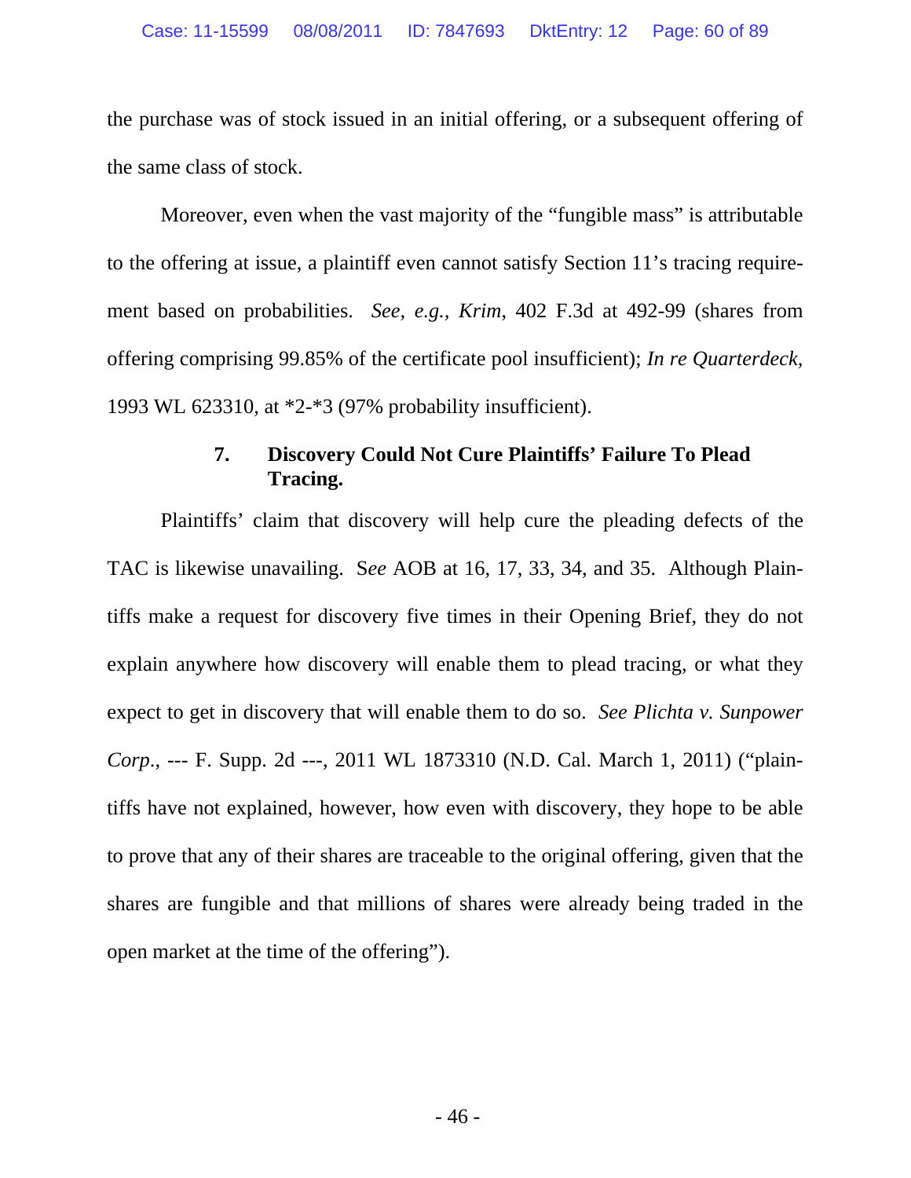the purchase was of stock issued in an initial offering, or a subsequent offering of the same class of stock.

Moreover, even when the vast majority of the "fungible mass" is attributable to the offering at issue, a plaintiff even cannot satisfy Section 11's tracing requirement based on probabilities. *See, e.g.*, *Krim*, 402 F.3d at 492-99 (shares from offering comprising 99.85% of the certificate pool insufficient); *In re Quarterdeck*, 1993 WL 623310, at *2-*3 (97% probability insufficient).

### 7. Discovery Could Not Cure Plaintiffs' Failure To Plead Tracing.

Plaintiffs' claim that discovery will help cure the pleading defects of the TAC is likewise unavailing. S*ee* AOB at 16, 17, 33, 34, and 35. Although Plaintiffs make a request for discovery five times in their Opening Brief, they do not explain anywhere how discovery will enable them to plead tracing, or what they expect to get in discovery that will enable them to do so. *See Plichta v. Sunpower Corp*., --- F. Supp. 2d ---, 2011 WL 1873310 (N.D. Cal. March 1, 2011) ("plaintiffs have not explained, however, how even with discovery, they hope to be able to prove that any of their shares are traceable to the original offering, given that the shares are fungible and that millions of shares were already being traded in the open market at the time of the offering").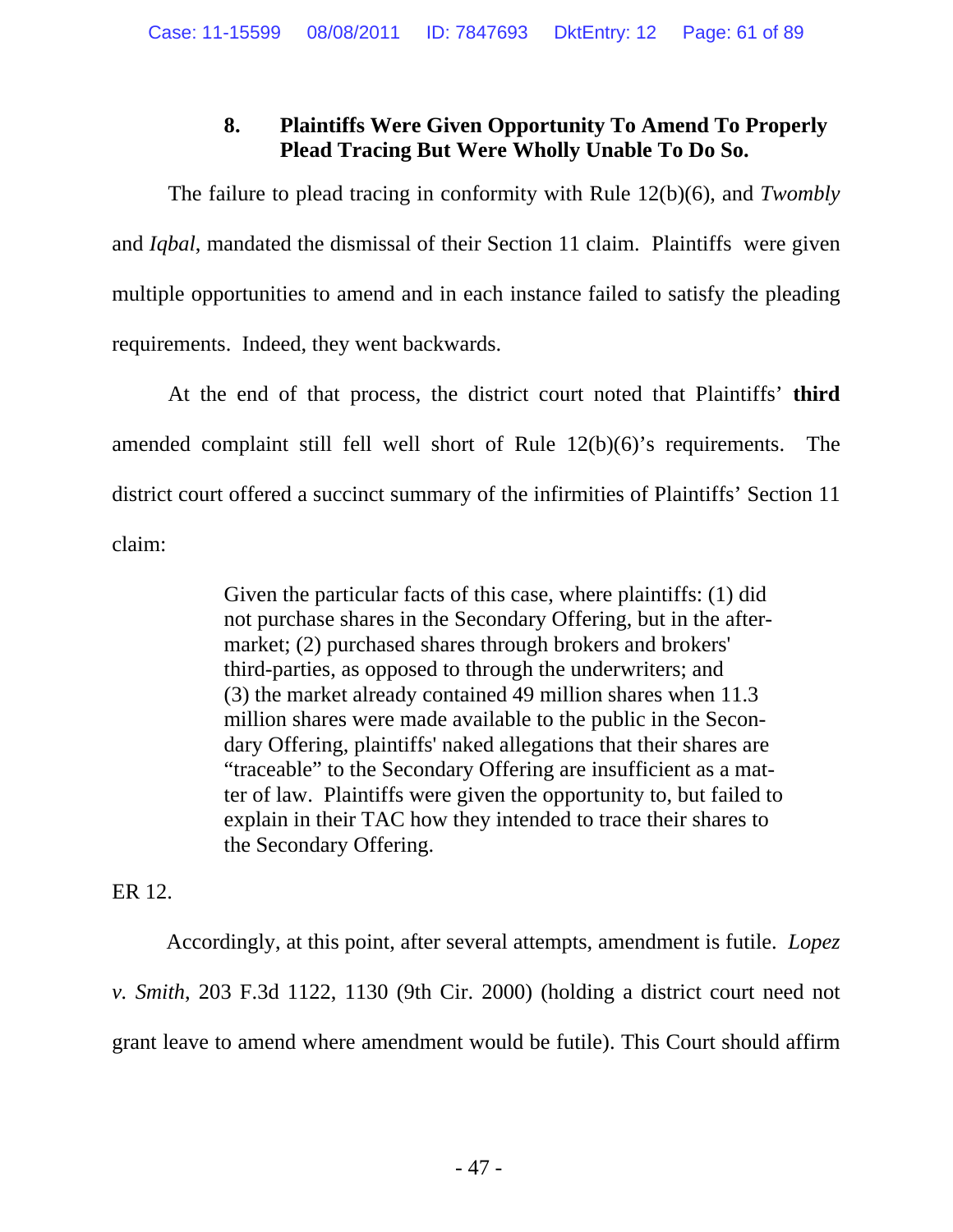### 8. Plaintiffs Were Given Opportunity To Amend To Properly Plead Tracing But Were Wholly Unable To Do So.

The failure to plead tracing in conformity with Rule 12(b)(6), and *Twombly* and *Iqbal*, mandated the dismissal of their Section 11 claim. Plaintiffs were given multiple opportunities to amend and in each instance failed to satisfy the pleading requirements. Indeed, they went backwards.

At the end of that process, the district court noted that Plaintiffs' **third** amended complaint still fell well short of Rule 12(b)(6)'s requirements. The district court offered a succinct summary of the infirmities of Plaintiffs' Section 11 claim:

> Given the particular facts of this case, where plaintiffs: (1) did not purchase shares in the Secondary Offering, but in the after-market; (2) purchased shares through brokers and brokers' third-parties, as opposed to through the underwriters; and (3) the market already contained 49 million shares when 11.3 million shares were made available to the public in the Secondary Offering, plaintiffs' naked allegations that their shares are "traceable" to the Secondary Offering are insufficient as a matter of law. Plaintiffs were given the opportunity to, but failed to explain in their TAC how they intended to trace their shares to the Secondary Offering.

ER 12.

Accordingly, at this point, after several attempts, amendment is futile. *Lopez v. Smith*, 203 F.3d 1122, 1130 (9th Cir. 2000) (holding a district court need not grant leave to amend where amendment would be futile). This Court should affirm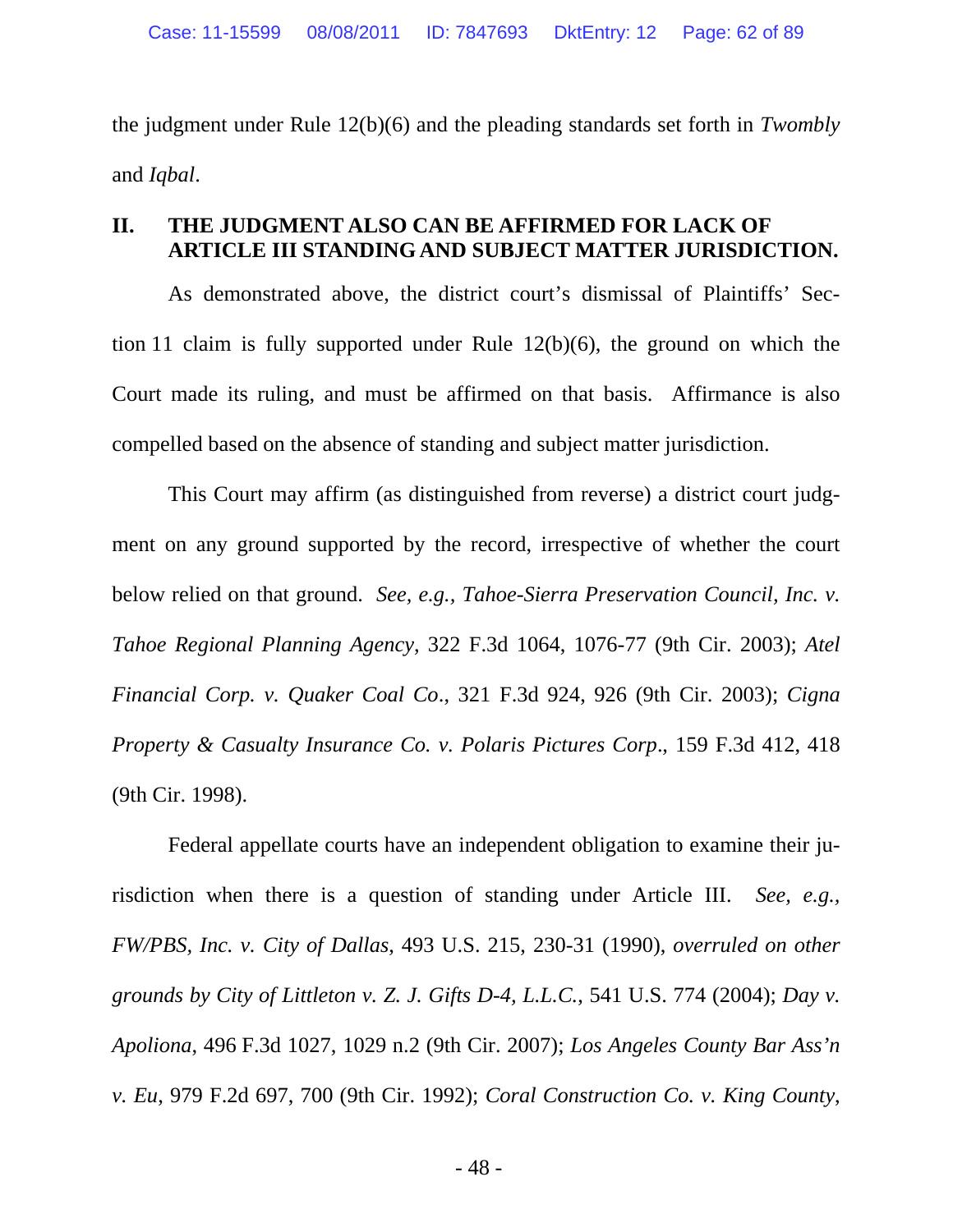the judgment under Rule 12(b)(6) and the pleading standards set forth in *Twombly* and *Iqbal*.

## II. THE JUDGMENT ALSO CAN BE AFFIRMED FOR LACK OF ARTICLE III STANDING AND SUBJECT MATTER JURISDICTION.

As demonstrated above, the district court's dismissal of Plaintiffs' Section 11 claim is fully supported under Rule 12(b)(6), the ground on which the Court made its ruling, and must be affirmed on that basis. Affirmance is also compelled based on the absence of standing and subject matter jurisdiction.

This Court may affirm (as distinguished from reverse) a district court judgment on any ground supported by the record, irrespective of whether the court below relied on that ground. *See, e.g.*, *Tahoe-Sierra Preservation Council, Inc. v. Tahoe Regional Planning Agency*, 322 F.3d 1064, 1076-77 (9th Cir. 2003); *Atel Financial Corp. v. Quaker Coal Co.*, 321 F.3d 924, 926 (9th Cir. 2003); *Cigna Property & Casualty Insurance Co. v. Polaris Pictures Corp*., 159 F.3d 412, 418 (9th Cir. 1998).

Federal appellate courts have an independent obligation to examine their jurisdiction when there is a question of standing under Article III. *See, e.g.*, *FW/PBS, Inc. v. City of Dallas*, 493 U.S. 215, 230-31 (1990), *overruled on other grounds by City of Littleton v. Z. J. Gifts D-4, L.L.C.*, 541 U.S. 774 (2004); *Day v. Apoliona*, 496 F.3d 1027, 1029 n.2 (9th Cir. 2007); *Los Angeles County Bar Ass'n v. Eu*, 979 F.2d 697, 700 (9th Cir. 1992); *Coral Construction Co. v. King County*,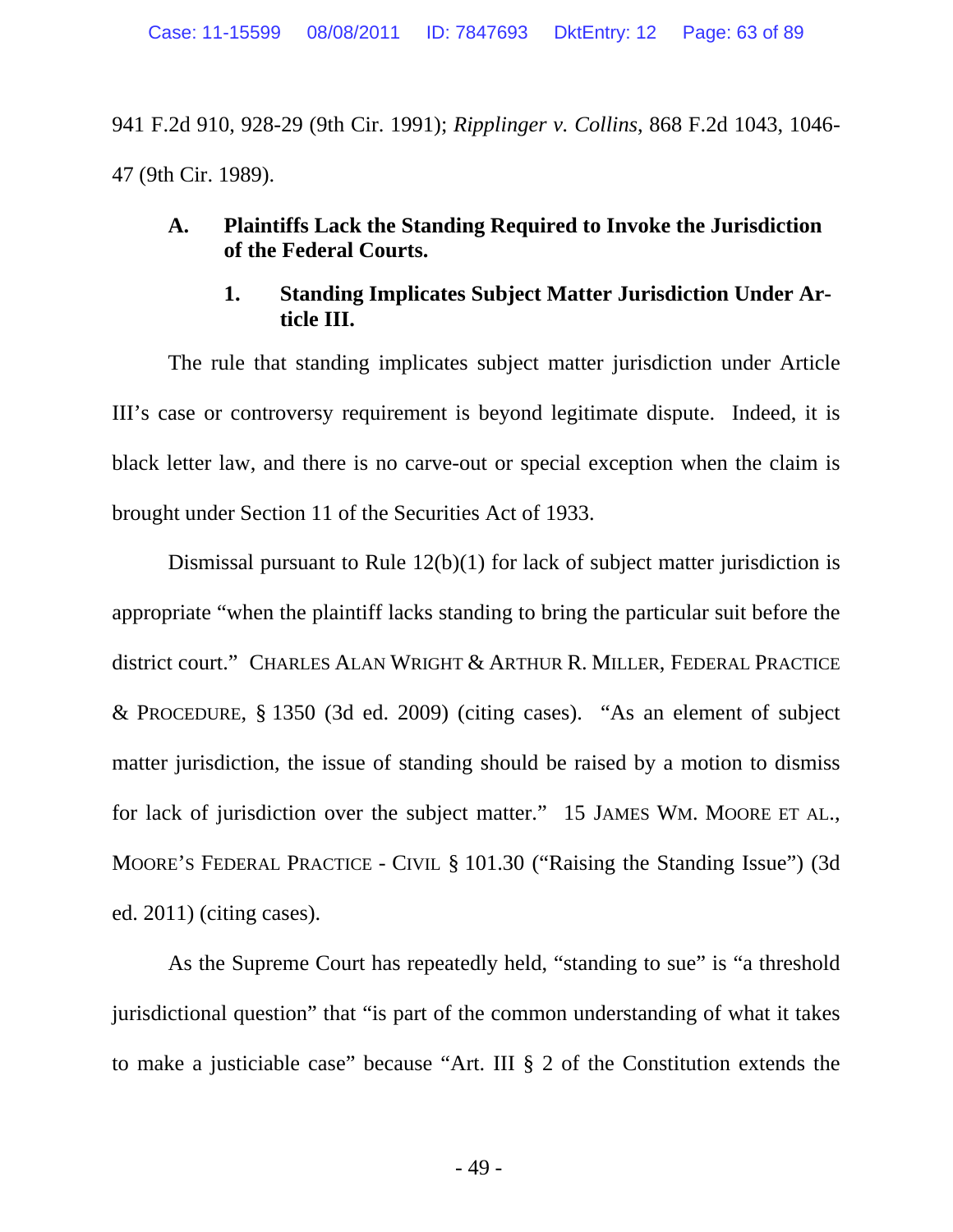941 F.2d 910, 928-29 (9th Cir. 1991); *Ripplinger v. Collins*, 868 F.2d 1043, 1046-47 (9th Cir. 1989).

### A. Plaintiffs Lack the Standing Required to Invoke the Jurisdiction of the Federal Courts.

#### 1. Standing Implicates Subject Matter Jurisdiction Under Article III.

The rule that standing implicates subject matter jurisdiction under Article III's case or controversy requirement is beyond legitimate dispute. Indeed, it is black letter law, and there is no carve-out or special exception when the claim is brought under Section 11 of the Securities Act of 1933.

Dismissal pursuant to Rule 12(b)(1) for lack of subject matter jurisdiction is appropriate "when the plaintiff lacks standing to bring the particular suit before the district court." CHARLES ALAN WRIGHT & ARTHUR R. MILLER, FEDERAL PRACTICE & PROCEDURE, § 1350 (3d ed. 2009) (citing cases). "As an element of subject matter jurisdiction, the issue of standing should be raised by a motion to dismiss for lack of jurisdiction over the subject matter." 15 JAMES WM. MOORE ET AL., MOORE'S FEDERAL PRACTICE - CIVIL § 101.30 ("Raising the Standing Issue") (3d ed. 2011) (citing cases).

As the Supreme Court has repeatedly held, "standing to sue" is "a threshold jurisdictional question" that "is part of the common understanding of what it takes to make a justiciable case" because "Art. III § 2 of the Constitution extends the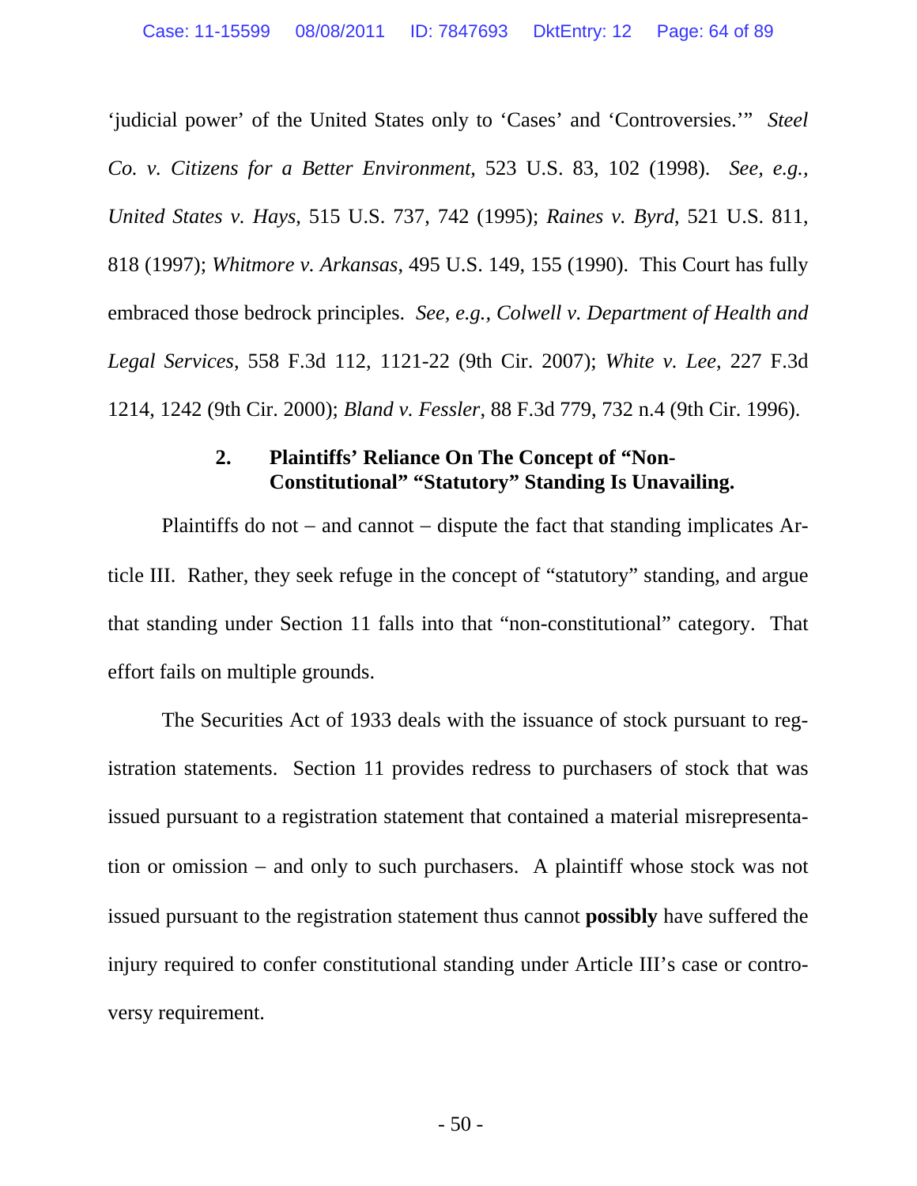'judicial power' of the United States only to 'Cases' and 'Controversies.'" *Steel Co. v. Citizens for a Better Environment*, 523 U.S. 83, 102 (1998). *See, e.g.*, *United States v. Hays*, 515 U.S. 737, 742 (1995); *Raines v. Byrd*, 521 U.S. 811, 818 (1997); *Whitmore v. Arkansas*, 495 U.S. 149, 155 (1990). This Court has fully embraced those bedrock principles. *See, e.g.*, *Colwell v. Department of Health and Legal Services*, 558 F.3d 112, 1121-22 (9th Cir. 2007); *White v. Lee*, 227 F.3d 1214, 1242 (9th Cir. 2000); *Bland v. Fessler*, 88 F.3d 779, 732 n.4 (9th Cir. 1996).

### 2. Plaintiffs' Reliance On The Concept of "Non-Constitutional" "Statutory" Standing Is Unavailing.

Plaintiffs do not – and cannot – dispute the fact that standing implicates Article III. Rather, they seek refuge in the concept of "statutory" standing, and argue that standing under Section 11 falls into that "non-constitutional" category. That effort fails on multiple grounds.

The Securities Act of 1933 deals with the issuance of stock pursuant to registration statements. Section 11 provides redress to purchasers of stock that was issued pursuant to a registration statement that contained a material misrepresentation or omission – and only to such purchasers. A plaintiff whose stock was not issued pursuant to the registration statement thus cannot **possibly** have suffered the injury required to confer constitutional standing under Article III's case or controversy requirement.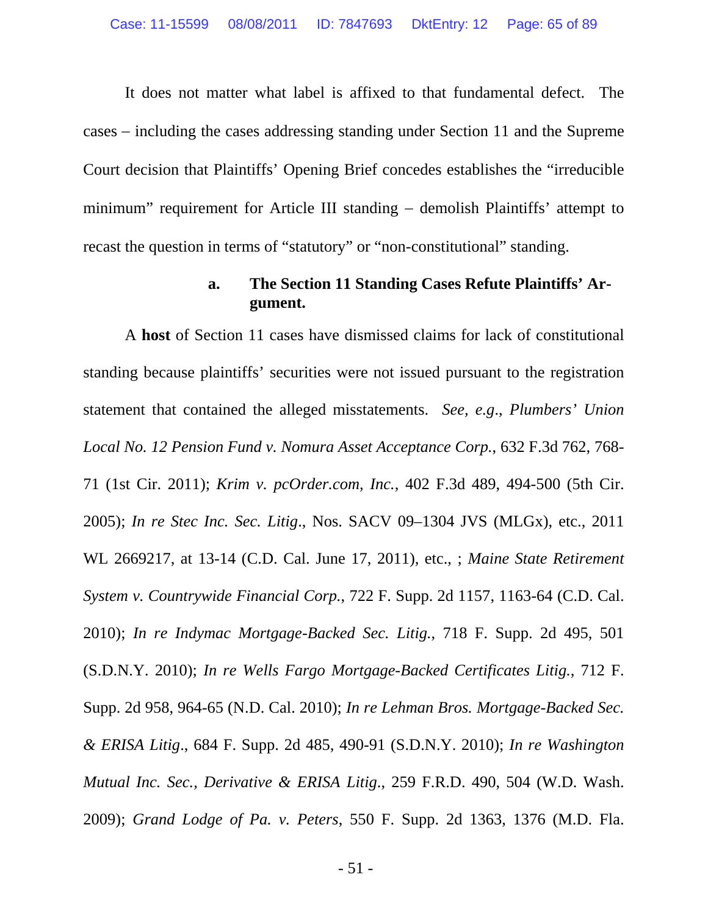It does not matter what label is affixed to that fundamental defect. The cases – including the cases addressing standing under Section 11 and the Supreme Court decision that Plaintiffs' Opening Brief concedes establishes the "irreducible minimum" requirement for Article III standing – demolish Plaintiffs' attempt to recast the question in terms of "statutory" or "non-constitutional" standing.

#### a. The Section 11 Standing Cases Refute Plaintiffs' Argument.

A **host** of Section 11 cases have dismissed claims for lack of constitutional standing because plaintiffs' securities were not issued pursuant to the registration statement that contained the alleged misstatements. *See, e.g*., *Plumbers' Union Local No. 12 Pension Fund v. Nomura Asset Acceptance Corp.*, 632 F.3d 762, 768-71 (1st Cir. 2011); *Krim v. pcOrder.com, Inc.*, 402 F.3d 489, 494-500 (5th Cir. 2005); *In re Stec Inc. Sec. Litig*., Nos. SACV 09–1304 JVS (MLGx), etc., 2011 WL 2669217, at 13-14 (C.D. Cal. June 17, 2011), etc., ; *Maine State Retirement System v. Countrywide Financial Corp.*, 722 F. Supp. 2d 1157, 1163-64 (C.D. Cal. 2010); *In re Indymac Mortgage-Backed Sec. Litig.*, 718 F. Supp. 2d 495, 501 (S.D.N.Y. 2010); *In re Wells Fargo Mortgage-Backed Certificates Litig.*, 712 F. Supp. 2d 958, 964-65 (N.D. Cal. 2010); *In re Lehman Bros. Mortgage-Backed Sec. & ERISA Litig*., 684 F. Supp. 2d 485, 490-91 (S.D.N.Y. 2010); *In re Washington Mutual Inc. Sec., Derivative & ERISA Litig*., 259 F.R.D. 490, 504 (W.D. Wash. 2009); *Grand Lodge of Pa. v. Peters*, 550 F. Supp. 2d 1363, 1376 (M.D. Fla.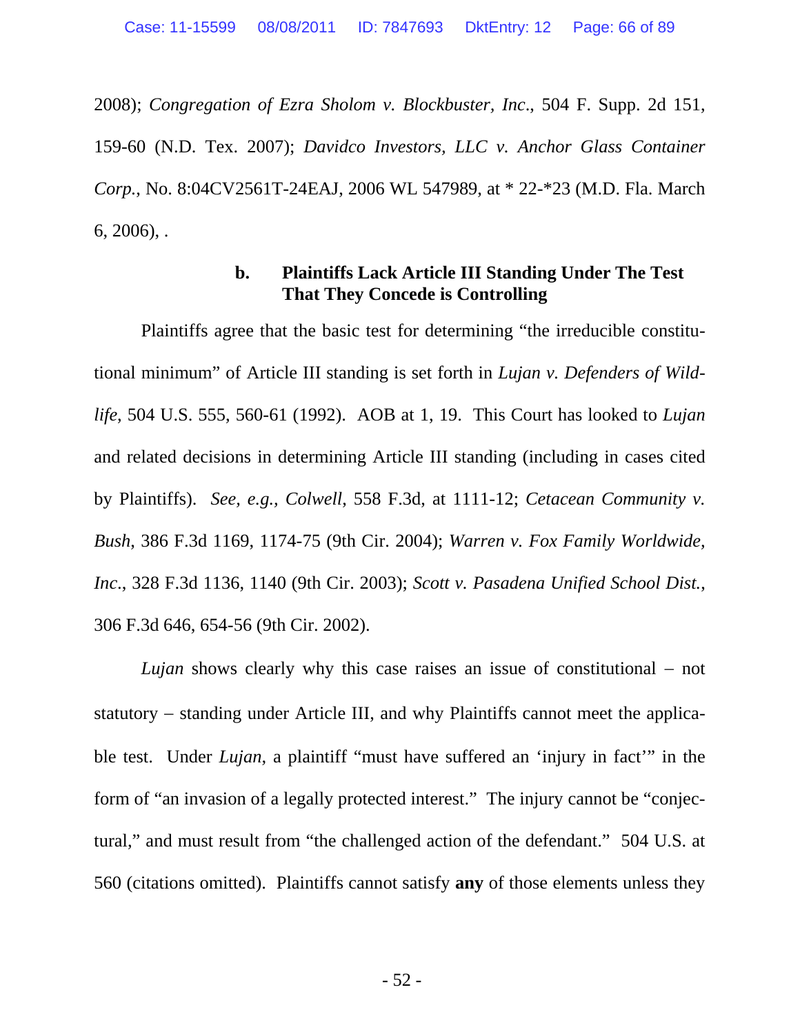2008); *Congregation of Ezra Sholom v. Blockbuster, Inc*., 504 F. Supp. 2d 151, 159-60 (N.D. Tex. 2007); *Davidco Investors, LLC v. Anchor Glass Container Corp.*, No. 8:04CV2561T-24EAJ, 2006 WL 547989, at * 22-*23 (M.D. Fla. March 6, 2006), .

#### b. Plaintiffs Lack Article III Standing Under The Test That They Concede is Controlling

Plaintiffs agree that the basic test for determining "the irreducible constitutional minimum" of Article III standing is set forth in *Lujan v. Defenders of Wildlife*, 504 U.S. 555, 560-61 (1992). AOB at 1, 19. This Court has looked to *Lujan* and related decisions in determining Article III standing (including in cases cited by Plaintiffs). *See, e.g., Colwell*, 558 F.3d, at 1111-12; *Cetacean Community v. Bush*, 386 F.3d 1169, 1174-75 (9th Cir. 2004); *Warren v. Fox Family Worldwide, Inc.*, 328 F.3d 1136, 1140 (9th Cir. 2003); *Scott v. Pasadena Unified School Dist.*, 306 F.3d 646, 654-56 (9th Cir. 2002).

*Lujan* shows clearly why this case raises an issue of constitutional – not statutory – standing under Article III, and why Plaintiffs cannot meet the applicable test. Under *Lujan*, a plaintiff "must have suffered an 'injury in fact'" in the form of "an invasion of a legally protected interest." The injury cannot be "conjectural," and must result from "the challenged action of the defendant." 504 U.S. at 560 (citations omitted). Plaintiffs cannot satisfy **any** of those elements unless they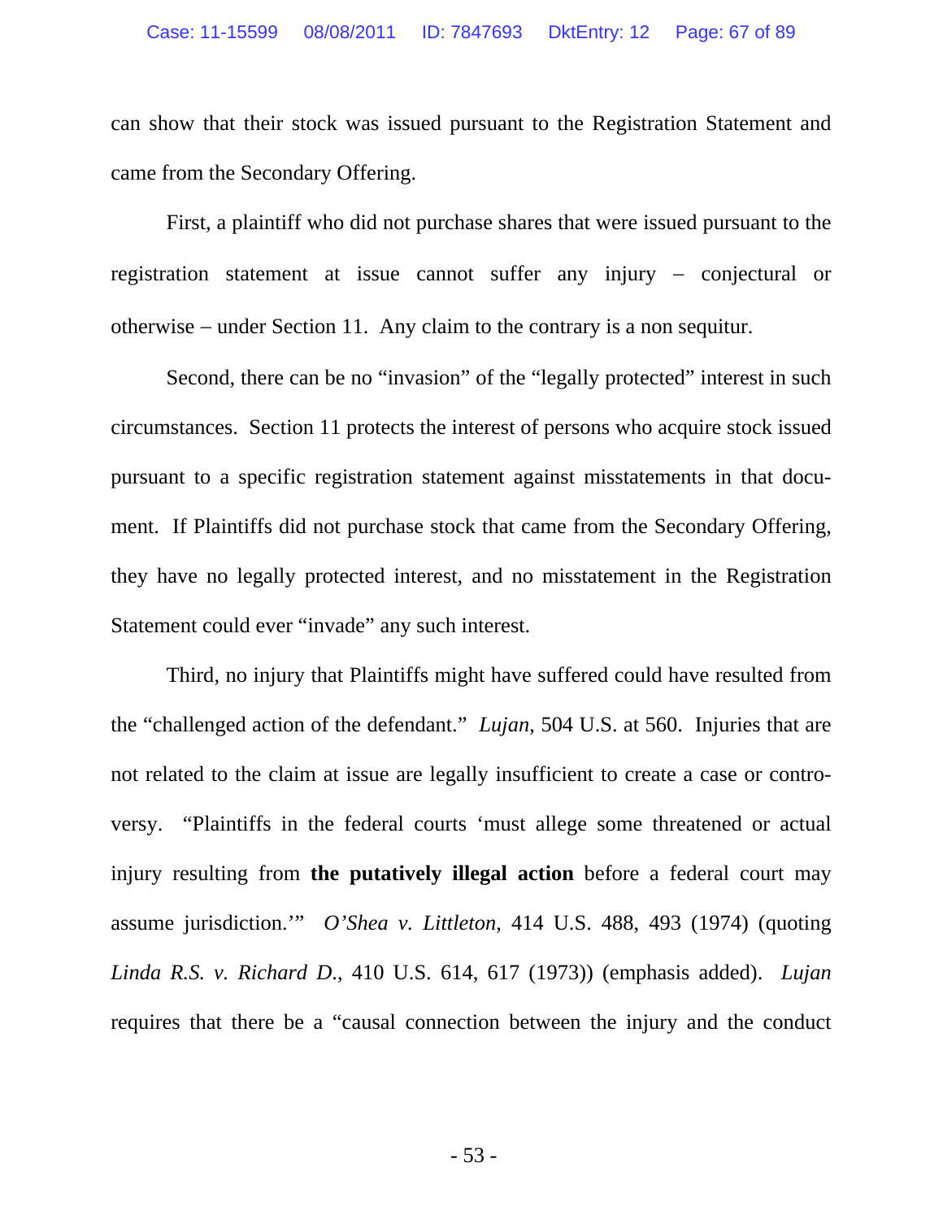can show that their stock was issued pursuant to the Registration Statement and came from the Secondary Offering.

First, a plaintiff who did not purchase shares that were issued pursuant to the registration statement at issue cannot suffer any injury – conjectural or otherwise – under Section 11. Any claim to the contrary is a non sequitur.

Second, there can be no "invasion" of the "legally protected" interest in such circumstances. Section 11 protects the interest of persons who acquire stock issued pursuant to a specific registration statement against misstatements in that document. If Plaintiffs did not purchase stock that came from the Secondary Offering, they have no legally protected interest, and no misstatement in the Registration Statement could ever "invade" any such interest.

Third, no injury that Plaintiffs might have suffered could have resulted from the "challenged action of the defendant." *Lujan,* 504 U.S. at 560. Injuries that are not related to the claim at issue are legally insufficient to create a case or controversy. "Plaintiffs in the federal courts 'must allege some threatened or actual injury resulting from **the putatively illegal action** before a federal court may assume jurisdiction.'" *O'Shea v. Littleton,* 414 U.S. 488, 493 (1974) (quoting *Linda R.S. v. Richard D.*, 410 U.S. 614, 617 (1973)) (emphasis added). *Lujan* requires that there be a "causal connection between the injury and the conduct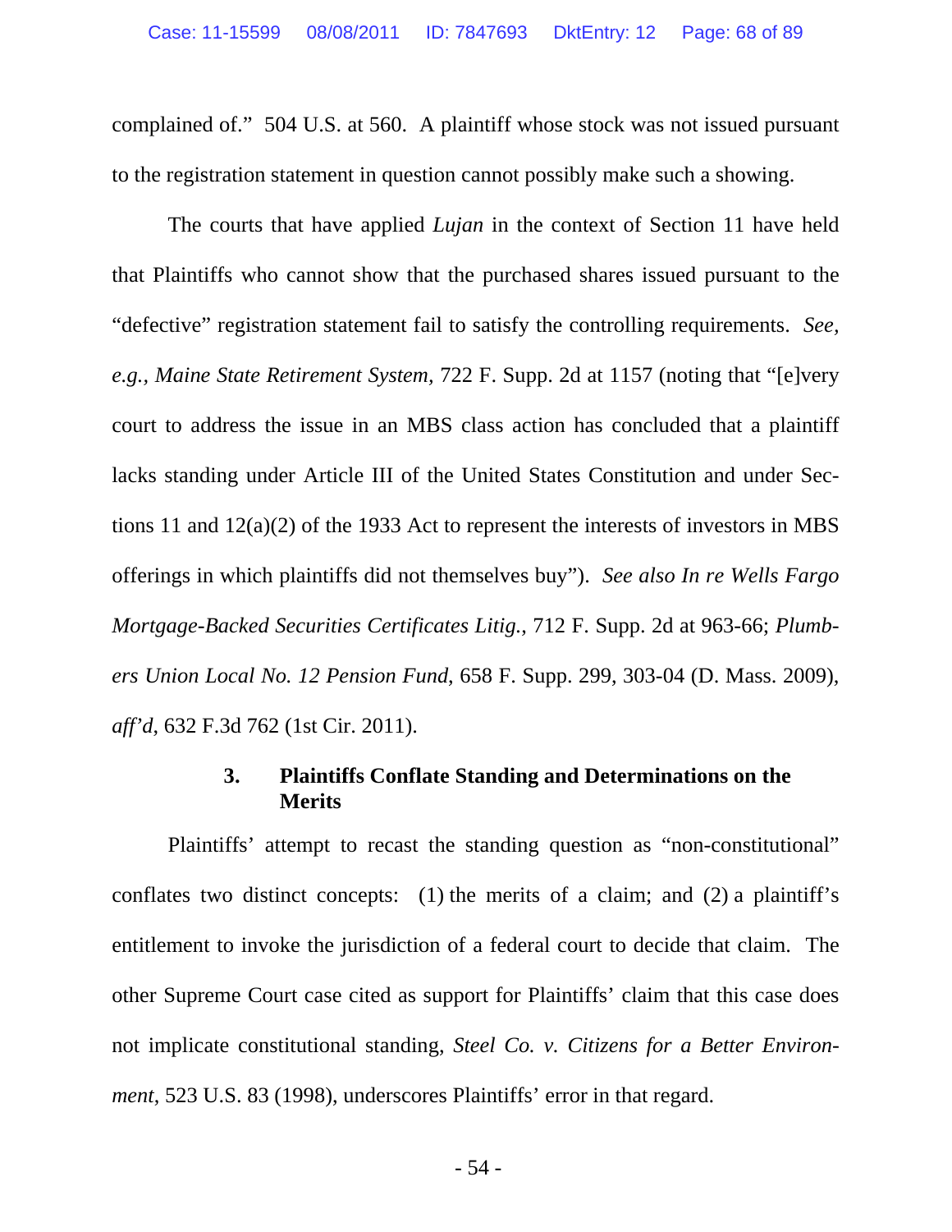complained of." 504 U.S. at 560. A plaintiff whose stock was not issued pursuant to the registration statement in question cannot possibly make such a showing.

The courts that have applied *Lujan* in the context of Section 11 have held that Plaintiffs who cannot show that the purchased shares issued pursuant to the "defective" registration statement fail to satisfy the controlling requirements. *See, e.g., Maine State Retirement System*, 722 F. Supp. 2d at 1157 (noting that "[e]very court to address the issue in an MBS class action has concluded that a plaintiff lacks standing under Article III of the United States Constitution and under Sections 11 and 12(a)(2) of the 1933 Act to represent the interests of investors in MBS offerings in which plaintiffs did not themselves buy"). *See also In re Wells Fargo Mortgage-Backed Securities Certificates Litig.*, 712 F. Supp. 2d at 963-66; *Plumbers Union Local No. 12 Pension Fund*, 658 F. Supp. 299, 303-04 (D. Mass. 2009), *aff'd*, 632 F.3d 762 (1st Cir. 2011).

### 3. Plaintiffs Conflate Standing and Determinations on the Merits

Plaintiffs' attempt to recast the standing question as "non-constitutional" conflates two distinct concepts: (1) the merits of a claim; and (2) a plaintiff's entitlement to invoke the jurisdiction of a federal court to decide that claim. The other Supreme Court case cited as support for Plaintiffs' claim that this case does not implicate constitutional standing, *Steel Co. v. Citizens for a Better Environment*, 523 U.S. 83 (1998), underscores Plaintiffs' error in that regard.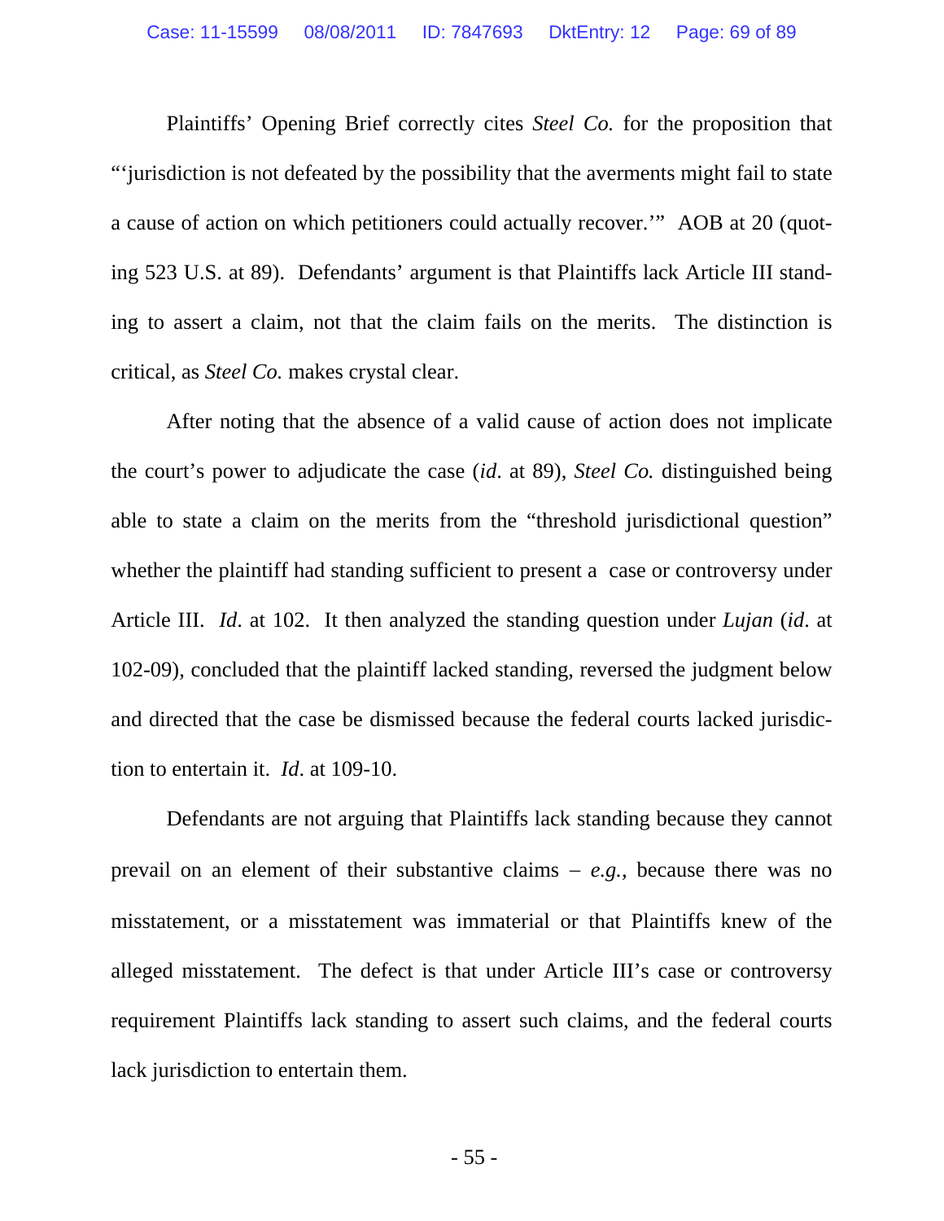Plaintiffs' Opening Brief correctly cites *Steel Co.* for the proposition that "'jurisdiction is not defeated by the possibility that the averments might fail to state a cause of action on which petitioners could actually recover.'" AOB at 20 (quoting 523 U.S. at 89). Defendants' argument is that Plaintiffs lack Article III standing to assert a claim, not that the claim fails on the merits. The distinction is critical, as *Steel Co.* makes crystal clear.

After noting that the absence of a valid cause of action does not implicate the court's power to adjudicate the case (*id*. at 89), *Steel Co.* distinguished being able to state a claim on the merits from the "threshold jurisdictional question" whether the plaintiff had standing sufficient to present a case or controversy under Article III. *Id*. at 102. It then analyzed the standing question under *Lujan* (*id*. at 102-09), concluded that the plaintiff lacked standing, reversed the judgment below and directed that the case be dismissed because the federal courts lacked jurisdiction to entertain it. *Id*. at 109-10.

Defendants are not arguing that Plaintiffs lack standing because they cannot prevail on an element of their substantive claims – *e.g.*, because there was no misstatement, or a misstatement was immaterial or that Plaintiffs knew of the alleged misstatement. The defect is that under Article III's case or controversy requirement Plaintiffs lack standing to assert such claims, and the federal courts lack jurisdiction to entertain them.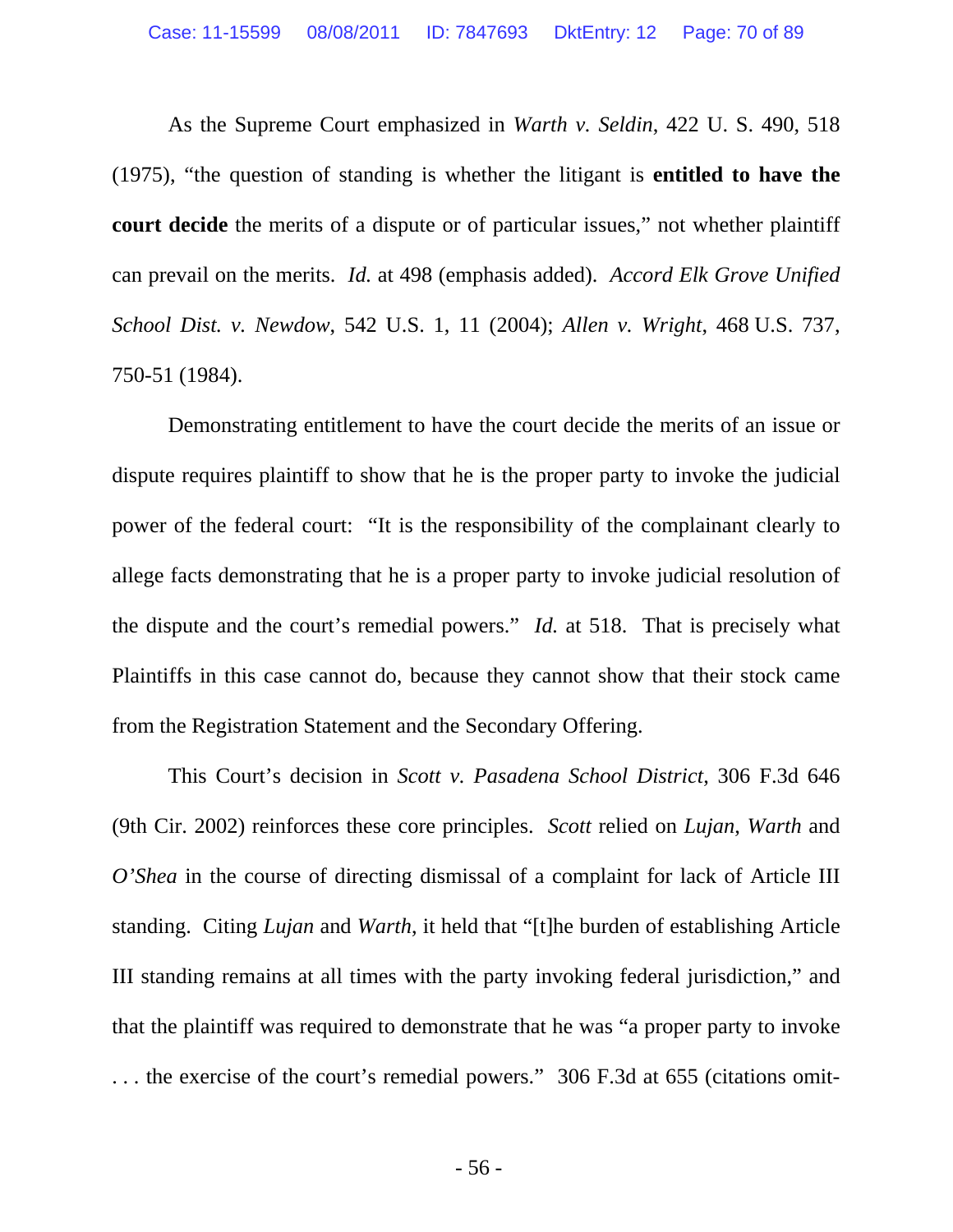As the Supreme Court emphasized in *Warth v. Seldin*, 422 U. S. 490, 518 (1975), "the question of standing is whether the litigant is **entitled to have the court decide** the merits of a dispute or of particular issues," not whether plaintiff can prevail on the merits. *Id.* at 498 (emphasis added). *Accord Elk Grove Unified School Dist. v. Newdow*, 542 U.S. 1, 11 (2004); *Allen v. Wright*, 468 U.S. 737, 750-51 (1984).

Demonstrating entitlement to have the court decide the merits of an issue or dispute requires plaintiff to show that he is the proper party to invoke the judicial power of the federal court: "It is the responsibility of the complainant clearly to allege facts demonstrating that he is a proper party to invoke judicial resolution of the dispute and the court's remedial powers." *Id.* at 518. That is precisely what Plaintiffs in this case cannot do, because they cannot show that their stock came from the Registration Statement and the Secondary Offering.

This Court's decision in *Scott v. Pasadena School District*, 306 F.3d 646 (9th Cir. 2002) reinforces these core principles. *Scott* relied on *Lujan*, *Warth* and *O'Shea* in the course of directing dismissal of a complaint for lack of Article III standing. Citing *Lujan* and *Warth*, it held that "[t]he burden of establishing Article III standing remains at all times with the party invoking federal jurisdiction," and that the plaintiff was required to demonstrate that he was "a proper party to invoke . . . the exercise of the court's remedial powers." 306 F.3d at 655 (citations omit-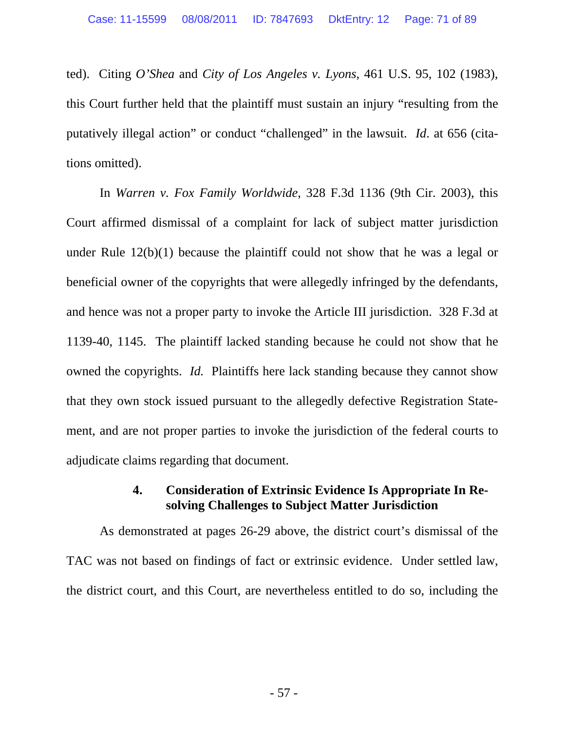ted). Citing *O'Shea* and *City of Los Angeles v. Lyons*, 461 U.S. 95, 102 (1983), this Court further held that the plaintiff must sustain an injury "resulting from the putatively illegal action" or conduct "challenged" in the lawsuit. *Id*. at 656 (citations omitted).

In *Warren v. Fox Family Worldwide*, 328 F.3d 1136 (9th Cir. 2003), this Court affirmed dismissal of a complaint for lack of subject matter jurisdiction under Rule 12(b)(1) because the plaintiff could not show that he was a legal or beneficial owner of the copyrights that were allegedly infringed by the defendants, and hence was not a proper party to invoke the Article III jurisdiction. 328 F.3d at 1139-40, 1145. The plaintiff lacked standing because he could not show that he owned the copyrights. *Id.* Plaintiffs here lack standing because they cannot show that they own stock issued pursuant to the allegedly defective Registration Statement, and are not proper parties to invoke the jurisdiction of the federal courts to adjudicate claims regarding that document.

#### 4. Consideration of Extrinsic Evidence Is Appropriate In Resolving Challenges to Subject Matter Jurisdiction

As demonstrated at pages 26-29 above, the district court's dismissal of the TAC was not based on findings of fact or extrinsic evidence. Under settled law, the district court, and this Court, are nevertheless entitled to do so, including the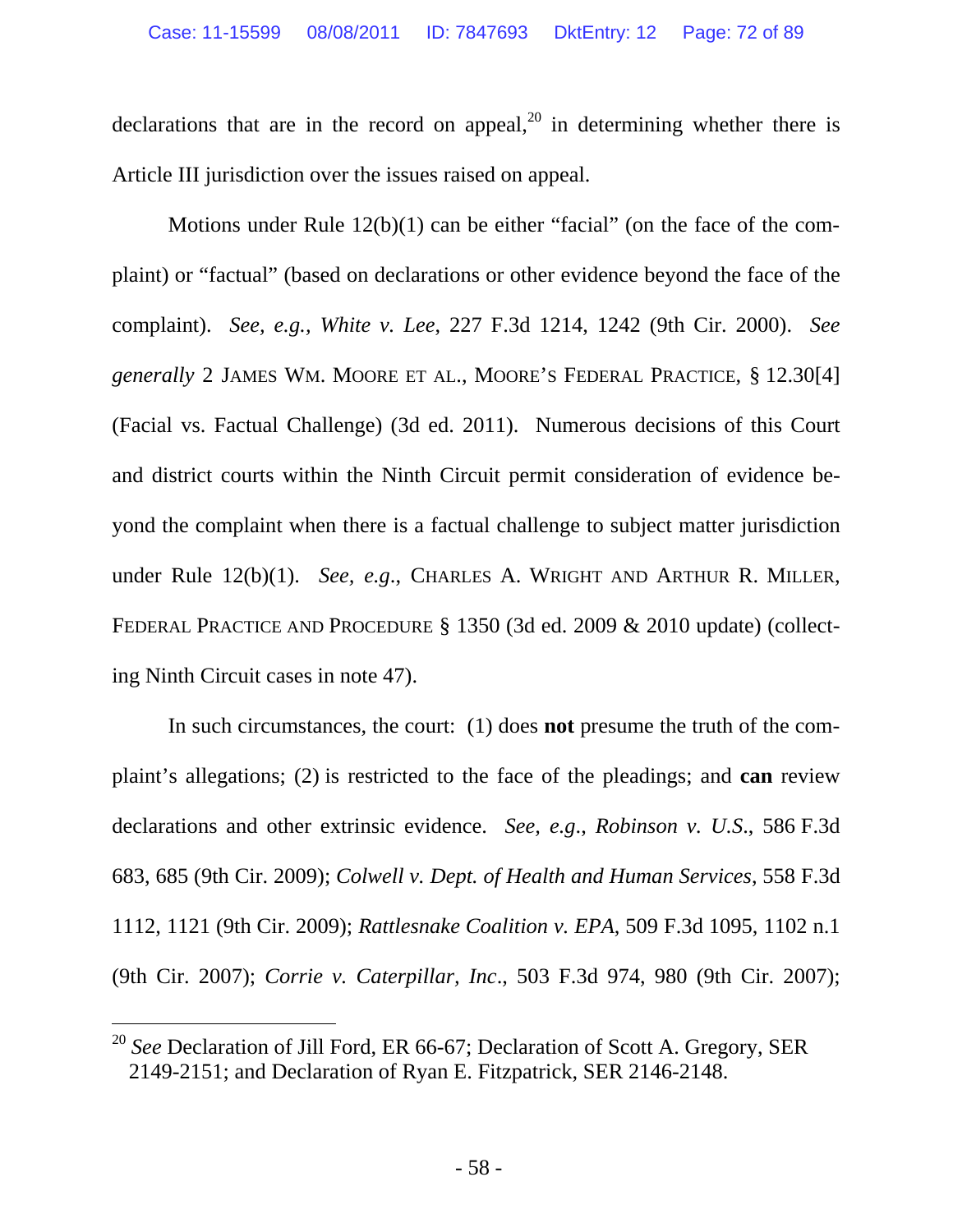declarations that are in the record on appeal,[20] in determining whether there is Article III jurisdiction over the issues raised on appeal.

Motions under Rule 12(b)(1) can be either "facial" (on the face of the complaint) or "factual" (based on declarations or other evidence beyond the face of the complaint). *See, e.g., White v. Lee*, 227 F.3d 1214, 1242 (9th Cir. 2000). *See generally* 2 JAMES WM. MOORE ET AL., MOORE'S FEDERAL PRACTICE, § 12.30[4] (Facial vs. Factual Challenge) (3d ed. 2011). Numerous decisions of this Court and district courts within the Ninth Circuit permit consideration of evidence beyond the complaint when there is a factual challenge to subject matter jurisdiction under Rule 12(b)(1). *See, e.g.*, CHARLES A. WRIGHT AND ARTHUR R. MILLER, FEDERAL PRACTICE AND PROCEDURE § 1350 (3d ed. 2009 & 2010 update) (collecting Ninth Circuit cases in note 47).

In such circumstances, the court: (1) does **not** presume the truth of the complaint's allegations; (2) is restricted to the face of the pleadings; and **can** review declarations and other extrinsic evidence. *See, e.g., Robinson v. U.S.*, 586 F.3d 683, 685 (9th Cir. 2009); *Colwell v. Dept. of Health and Human Services*, 558 F.3d 1112, 1121 (9th Cir. 2009); *Rattlesnake Coalition v. EPA*, 509 F.3d 1095, 1102 n.1 (9th Cir. 2007); *Corrie v. Caterpillar, Inc.*, 503 F.3d 974, 980 (9th Cir. 2007);

---

[20] *See* Declaration of Jill Ford, ER 66-67; Declaration of Scott A. Gregory, SER 2149-2151; and Declaration of Ryan E. Fitzpatrick, SER 2146-2148.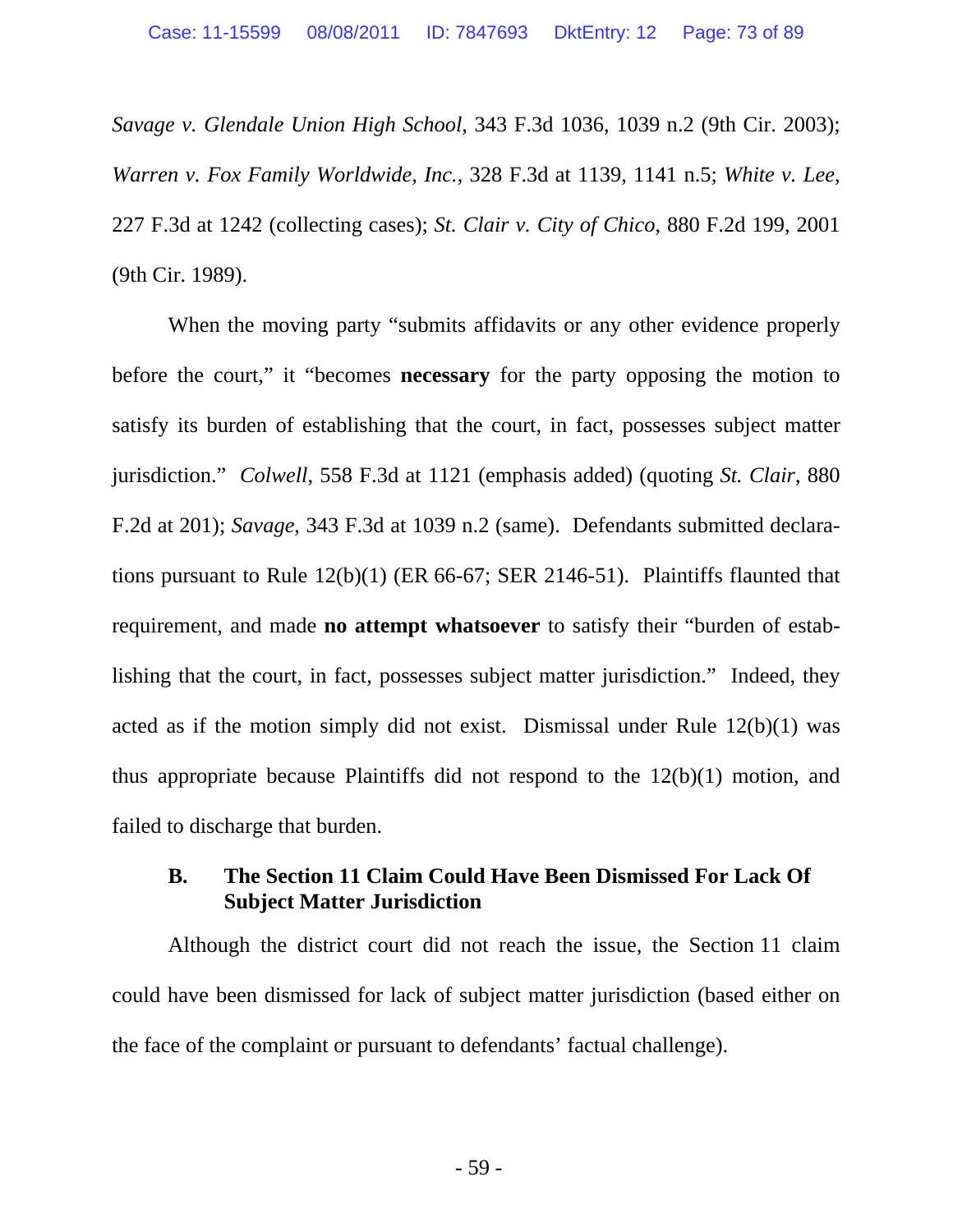*Savage v. Glendale Union High School*, 343 F.3d 1036, 1039 n.2 (9th Cir. 2003); *Warren v. Fox Family Worldwide, Inc.*, 328 F.3d at 1139, 1141 n.5; *White v. Lee*, 227 F.3d at 1242 (collecting cases); *St. Clair v. City of Chico*, 880 F.2d 199, 2001 (9th Cir. 1989).

When the moving party "submits affidavits or any other evidence properly before the court," it "becomes **necessary** for the party opposing the motion to satisfy its burden of establishing that the court, in fact, possesses subject matter jurisdiction." *Colwell*, 558 F.3d at 1121 (emphasis added) (quoting *St. Clair*, 880 F.2d at 201); *Savage*, 343 F.3d at 1039 n.2 (same). Defendants submitted declarations pursuant to Rule 12(b)(1) (ER 66-67; SER 2146-51). Plaintiffs flaunted that requirement, and made **no attempt whatsoever** to satisfy their "burden of establishing that the court, in fact, possesses subject matter jurisdiction." Indeed, they acted as if the motion simply did not exist. Dismissal under Rule 12(b)(1) was thus appropriate because Plaintiffs did not respond to the 12(b)(1) motion, and failed to discharge that burden.

### B. The Section 11 Claim Could Have Been Dismissed For Lack Of Subject Matter Jurisdiction

Although the district court did not reach the issue, the Section 11 claim could have been dismissed for lack of subject matter jurisdiction (based either on the face of the complaint or pursuant to defendants' factual challenge).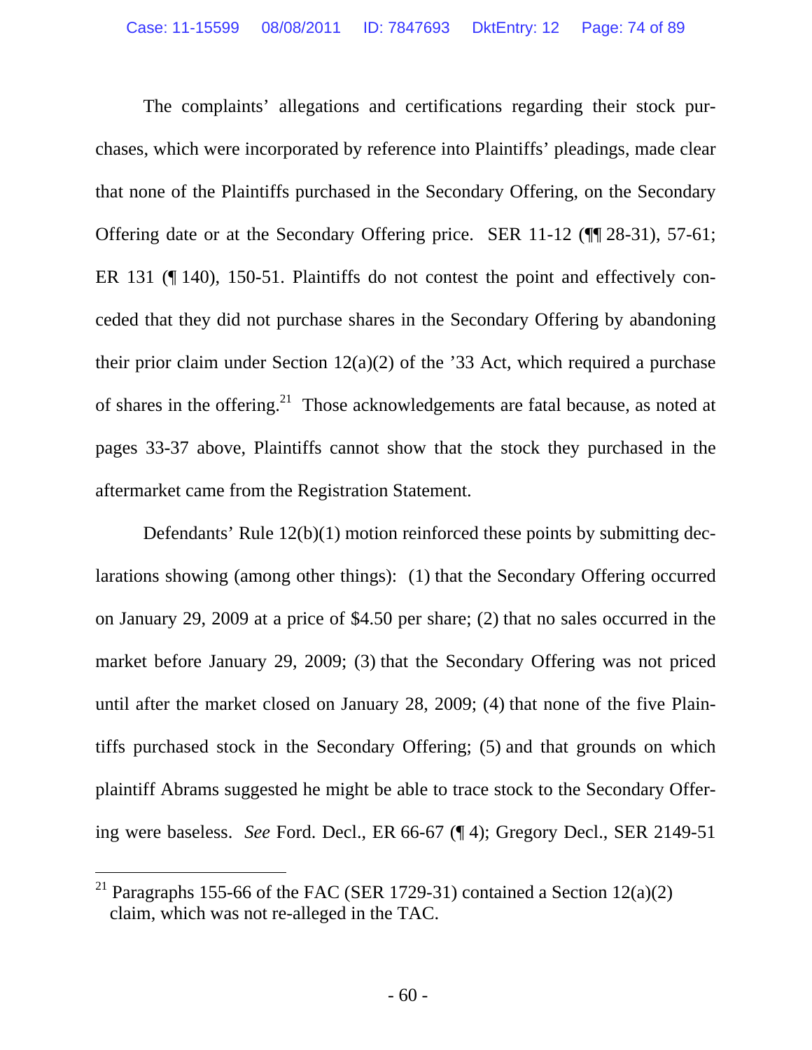The complaints' allegations and certifications regarding their stock purchases, which were incorporated by reference into Plaintiffs' pleadings, made clear that none of the Plaintiffs purchased in the Secondary Offering, on the Secondary Offering date or at the Secondary Offering price. SER 11-12 (¶¶ 28-31), 57-61; ER 131 (¶ 140), 150-51. Plaintiffs do not contest the point and effectively conceded that they did not purchase shares in the Secondary Offering by abandoning their prior claim under Section 12(a)(2) of the '33 Act, which required a purchase of shares in the offering.[21] Those acknowledgements are fatal because, as noted at pages 33-37 above, Plaintiffs cannot show that the stock they purchased in the aftermarket came from the Registration Statement.

Defendants' Rule 12(b)(1) motion reinforced these points by submitting declarations showing (among other things): (1) that the Secondary Offering occurred on January 29, 2009 at a price of $4.50 per share; (2) that no sales occurred in the market before January 29, 2009; (3) that the Secondary Offering was not priced until after the market closed on January 28, 2009; (4) that none of the five Plaintiffs purchased stock in the Secondary Offering; (5) and that grounds on which plaintiff Abrams suggested he might be able to trace stock to the Secondary Offering were baseless. *See* Ford. Decl., ER 66-67 (¶ 4); Gregory Decl., SER 2149-51

[21] Paragraphs 155-66 of the FAC (SER 1729-31) contained a Section 12(a)(2) claim, which was not re-alleged in the TAC.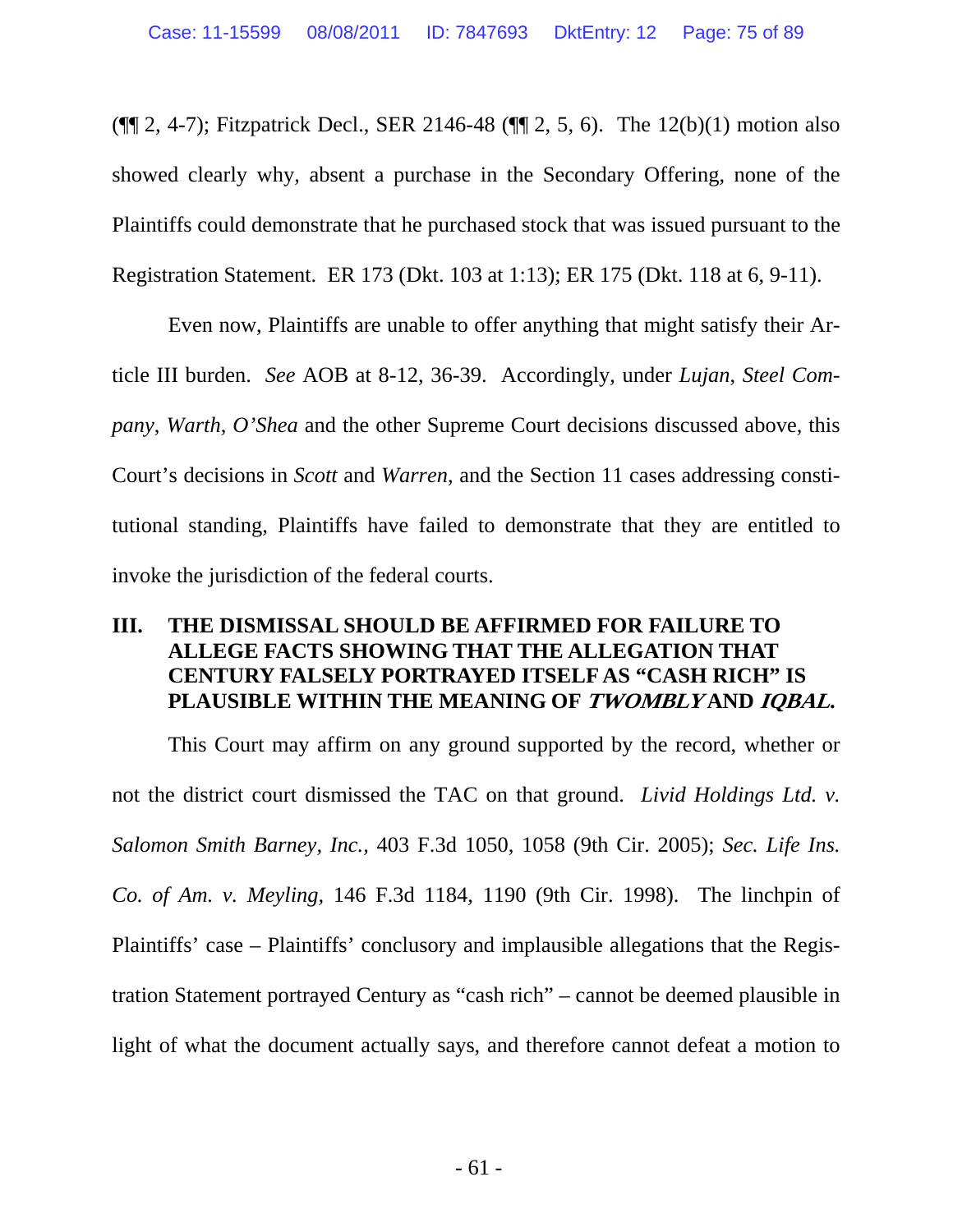(¶¶ 2, 4-7); Fitzpatrick Decl., SER 2146-48 (¶¶ 2, 5, 6). The 12(b)(1) motion also showed clearly why, absent a purchase in the Secondary Offering, none of the Plaintiffs could demonstrate that he purchased stock that was issued pursuant to the Registration Statement. ER 173 (Dkt. 103 at 1:13); ER 175 (Dkt. 118 at 6, 9-11).

Even now, Plaintiffs are unable to offer anything that might satisfy their Article III burden. *See* AOB at 8-12, 36-39. Accordingly, under *Lujan*, *Steel Company*, *Warth*, *O'Shea* and the other Supreme Court decisions discussed above, this Court's decisions in *Scott* and *Warren*, and the Section 11 cases addressing constitutional standing, Plaintiffs have failed to demonstrate that they are entitled to invoke the jurisdiction of the federal courts.

## III. THE DISMISSAL SHOULD BE AFFIRMED FOR FAILURE TO ALLEGE FACTS SHOWING THAT THE ALLEGATION THAT CENTURY FALSELY PORTRAYED ITSELF AS "CASH RICH" IS PLAUSIBLE WITHIN THE MEANING OF *TWOMBLY* AND *IQBAL.*

This Court may affirm on any ground supported by the record, whether or not the district court dismissed the TAC on that ground. *Livid Holdings Ltd. v. Salomon Smith Barney, Inc.*, 403 F.3d 1050, 1058 (9th Cir. 2005); *Sec. Life Ins. Co. of Am. v. Meyling*, 146 F.3d 1184, 1190 (9th Cir. 1998). The linchpin of Plaintiffs' case – Plaintiffs' conclusory and implausible allegations that the Registration Statement portrayed Century as "cash rich" – cannot be deemed plausible in light of what the document actually says, and therefore cannot defeat a motion to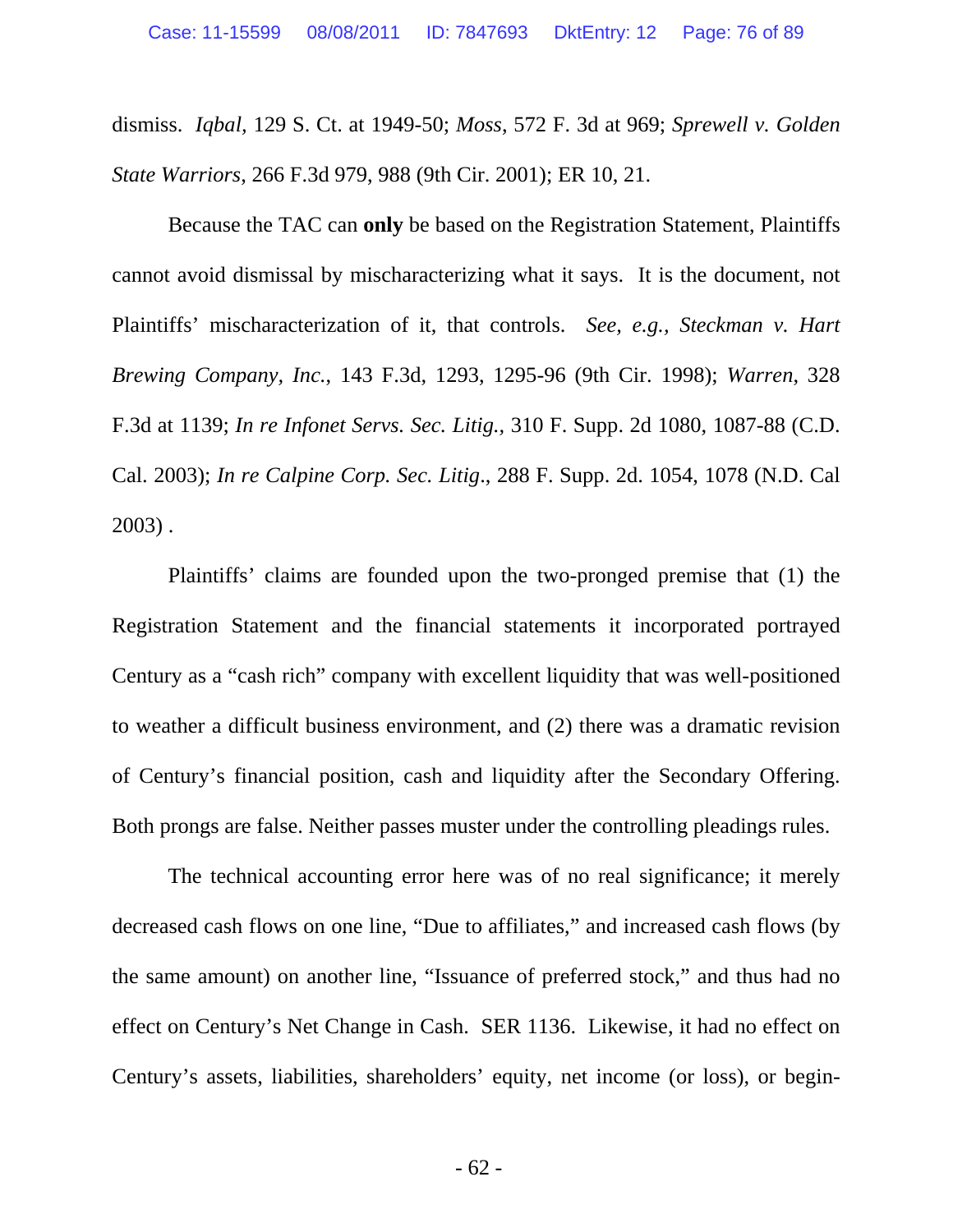dismiss. *Iqbal*, 129 S. Ct. at 1949-50; *Moss*, 572 F. 3d at 969; *Sprewell v. Golden State Warriors*, 266 F.3d 979, 988 (9th Cir. 2001); ER 10, 21.

Because the TAC can **only** be based on the Registration Statement, Plaintiffs cannot avoid dismissal by mischaracterizing what it says. It is the document, not Plaintiffs' mischaracterization of it, that controls. *See, e.g., Steckman v. Hart Brewing Company, Inc.*, 143 F.3d, 1293, 1295-96 (9th Cir. 1998); *Warren*, 328 F.3d at 1139; *In re Infonet Servs. Sec. Litig.,* 310 F. Supp. 2d 1080, 1087-88 (C.D. Cal. 2003); *In re Calpine Corp. Sec. Litig*., 288 F. Supp. 2d. 1054, 1078 (N.D. Cal 2003) .

Plaintiffs' claims are founded upon the two-pronged premise that (1) the Registration Statement and the financial statements it incorporated portrayed Century as a "cash rich" company with excellent liquidity that was well-positioned to weather a difficult business environment, and (2) there was a dramatic revision of Century's financial position, cash and liquidity after the Secondary Offering. Both prongs are false. Neither passes muster under the controlling pleadings rules.

The technical accounting error here was of no real significance; it merely decreased cash flows on one line, "Due to affiliates," and increased cash flows (by the same amount) on another line, "Issuance of preferred stock," and thus had no effect on Century's Net Change in Cash. SER 1136. Likewise, it had no effect on Century's assets, liabilities, shareholders' equity, net income (or loss), or begin-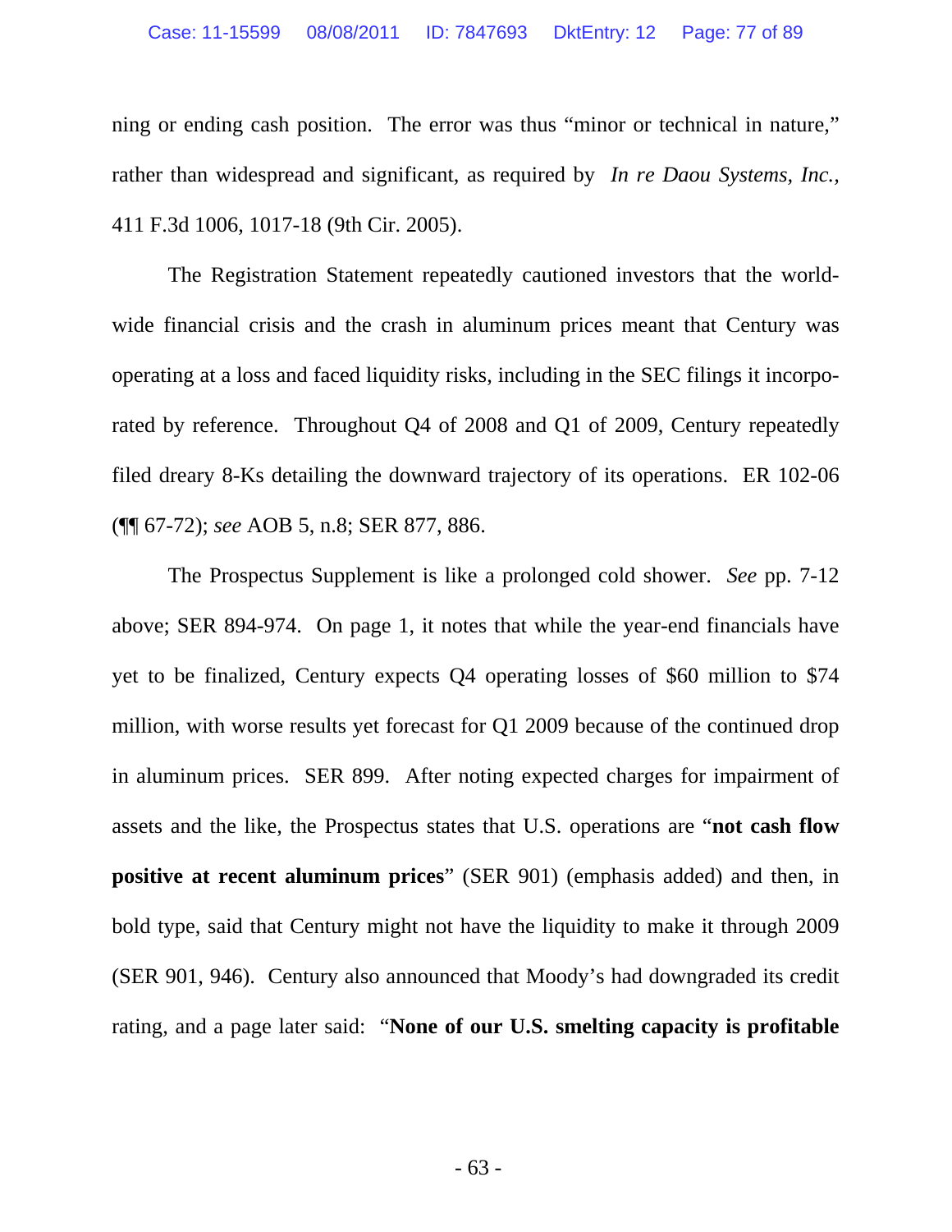ning or ending cash position. The error was thus "minor or technical in nature," rather than widespread and significant, as required by *In re Daou Systems, Inc.*, 411 F.3d 1006, 1017-18 (9th Cir. 2005).

The Registration Statement repeatedly cautioned investors that the world-wide financial crisis and the crash in aluminum prices meant that Century was operating at a loss and faced liquidity risks, including in the SEC filings it incorporated by reference. Throughout Q4 of 2008 and Q1 of 2009, Century repeatedly filed dreary 8-Ks detailing the downward trajectory of its operations. ER 102-06 (¶¶ 67-72); *see* AOB 5, n.8; SER 877, 886.

The Prospectus Supplement is like a prolonged cold shower. *See* pp. 7-12 above; SER 894-974. On page 1, it notes that while the year-end financials have yet to be finalized, Century expects Q4 operating losses of $60 million to $74 million, with worse results yet forecast for Q1 2009 because of the continued drop in aluminum prices. SER 899. After noting expected charges for impairment of assets and the like, the Prospectus states that U.S. operations are "**not cash flow positive at recent aluminum prices**" (SER 901) (emphasis added) and then, in bold type, said that Century might not have the liquidity to make it through 2009 (SER 901, 946). Century also announced that Moody's had downgraded its credit rating, and a page later said: "**None of our U.S. smelting capacity is profitable**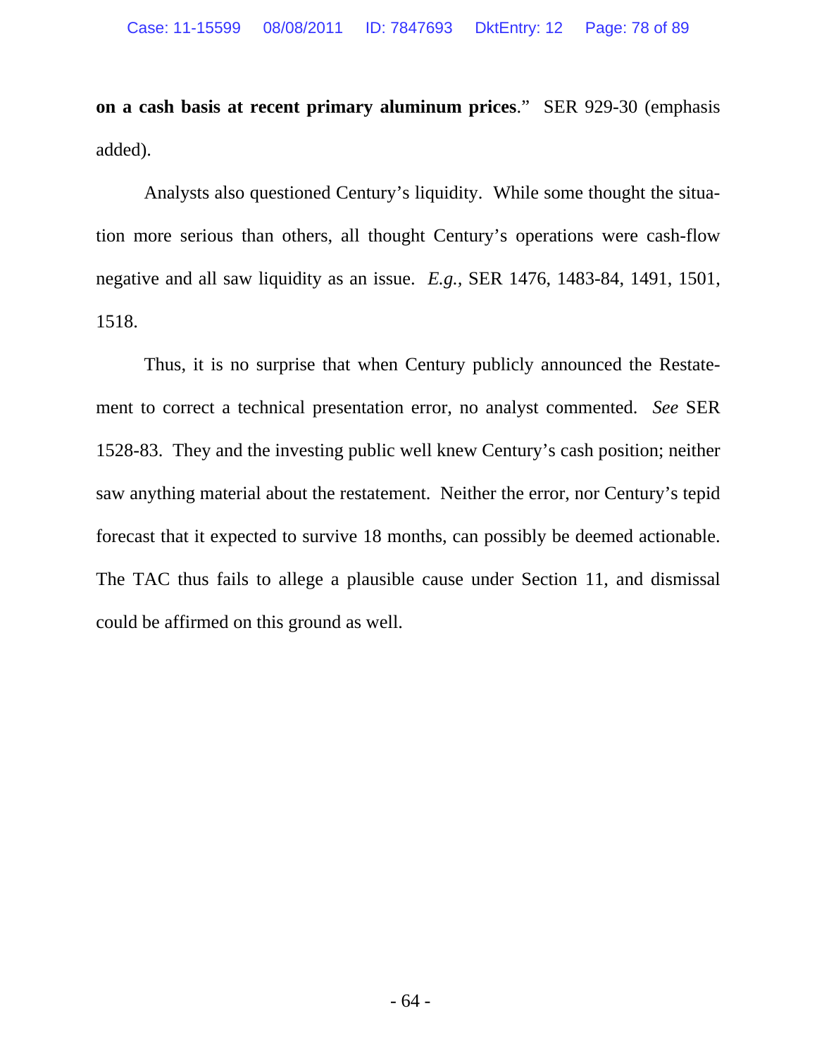**on a cash basis at recent primary aluminum prices**." SER 929-30 (emphasis added).

Analysts also questioned Century's liquidity. While some thought the situation more serious than others, all thought Century's operations were cash-flow negative and all saw liquidity as an issue. *E.g.*, SER 1476, 1483-84, 1491, 1501, 1518.

Thus, it is no surprise that when Century publicly announced the Restatement to correct a technical presentation error, no analyst commented. *See* SER 1528-83. They and the investing public well knew Century's cash position; neither saw anything material about the restatement. Neither the error, nor Century's tepid forecast that it expected to survive 18 months, can possibly be deemed actionable. The TAC thus fails to allege a plausible cause under Section 11, and dismissal could be affirmed on this ground as well.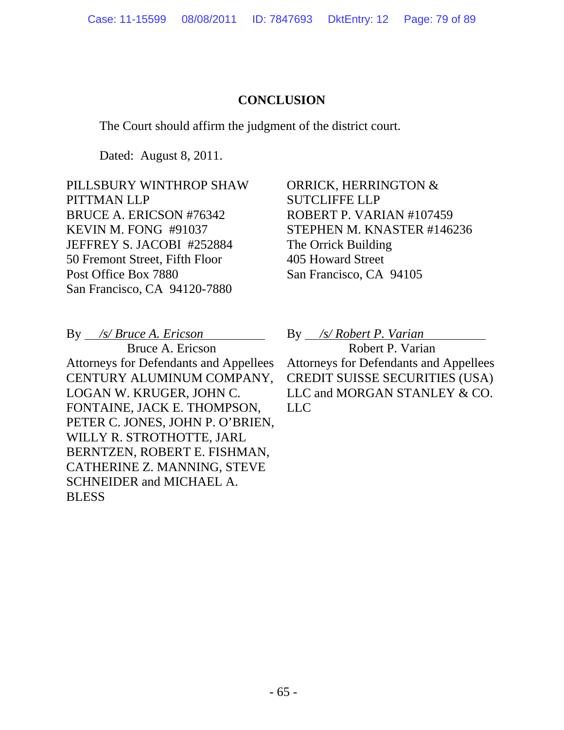## CONCLUSION

The Court should affirm the judgment of the district court.

Dated: August 8, 2011.

PILLSBURY WINTHROP SHAW PITTMAN LLP
BRUCE A. ERICSON #76342
KEVIN M. FONG #91037
JEFFREY S. JACOBI #252884
50 Fremont Street, Fifth Floor
Post Office Box 7880
San Francisco, CA 94120-7880

By *\/s/ Bruce A. Ericson*
Bruce A. Ericson
Attorneys for Defendants and Appellees CENTURY ALUMINUM COMPANY, LOGAN W. KRUGER, JOHN C. FONTAINE, JACK E. THOMPSON, PETER C. JONES, JOHN P. O'BRIEN, WILLY R. STROTHOTTE, JARL BERNTZEN, ROBERT E. FISHMAN, CATHERINE Z. MANNING, STEVE SCHNEIDER and MICHAEL A. BLESS

ORRICK, HERRINGTON & SUTCLIFFE LLP
ROBERT P. VARIAN #107459
STEPHEN M. KNASTER #146236
The Orrick Building
405 Howard Street
San Francisco, CA 94105

By *\/s/ Robert P. Varian*
Robert P. Varian
Attorneys for Defendants and Appellees CREDIT SUISSE SECURITIES (USA) LLC and MORGAN STANLEY & CO. LLC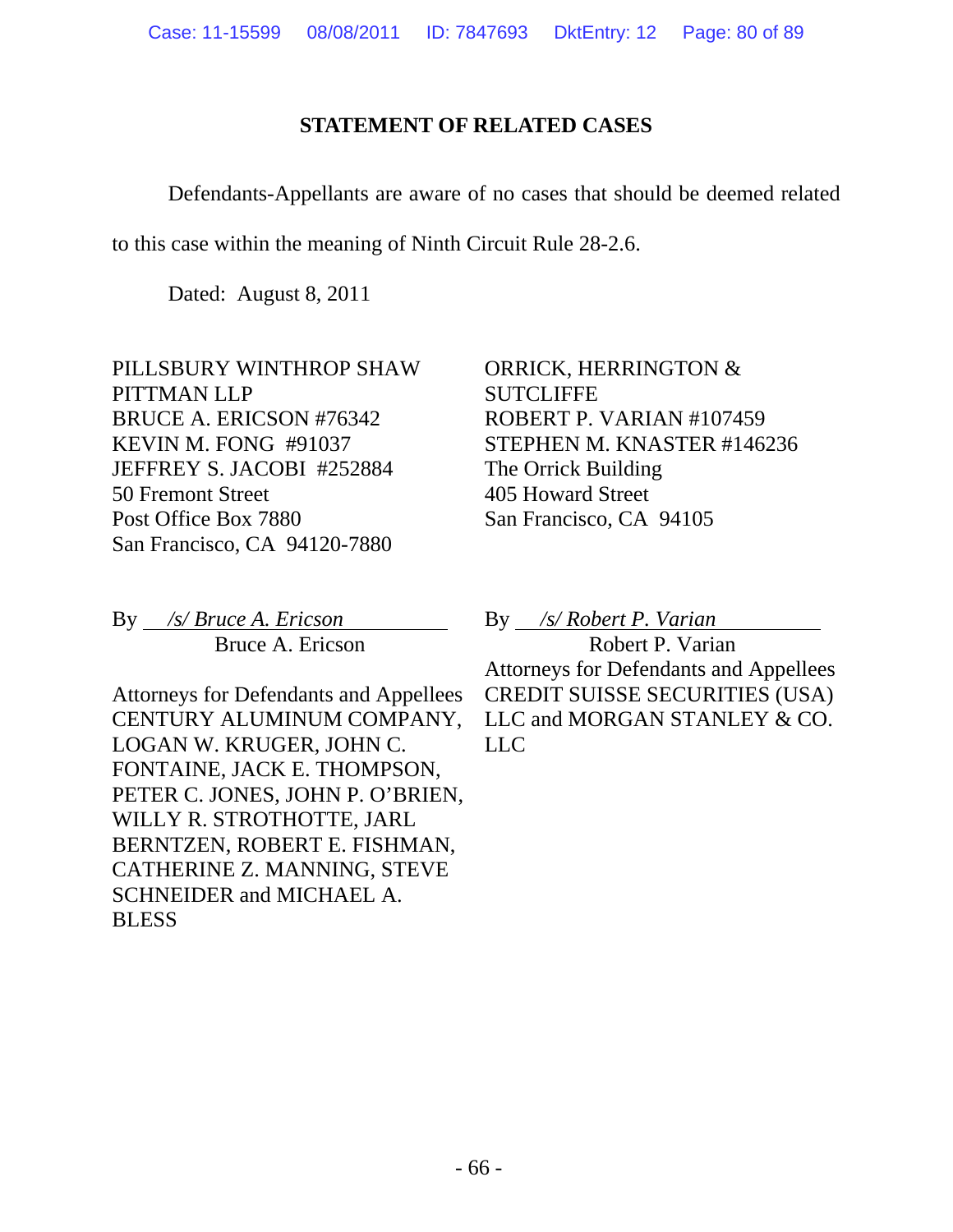## STATEMENT OF RELATED CASES

Defendants-Appellants are aware of no cases that should be deemed related to this case within the meaning of Ninth Circuit Rule 28-2.6.

Dated: August 8, 2011

PILLSBURY WINTHROP SHAW PITTMAN LLP
BRUCE A. ERICSON #76342
KEVIN M. FONG #91037
JEFFREY S. JACOBI #252884
50 Fremont Street
Post Office Box 7880
San Francisco, CA 94120-7880

By *_/s/ Bruce A. Ericson_*
Bruce A. Ericson

Attorneys for Defendants and Appellees CENTURY ALUMINUM COMPANY, LOGAN W. KRUGER, JOHN C. FONTAINE, JACK E. THOMPSON, PETER C. JONES, JOHN P. O'BRIEN, WILLY R. STROTHOTTE, JARL BERNTZEN, ROBERT E. FISHMAN, CATHERINE Z. MANNING, STEVE SCHNEIDER and MICHAEL A. BLESS

ORRICK, HERRINGTON & SUTCLIFFE
ROBERT P. VARIAN #107459
STEPHEN M. KNASTER #146236
The Orrick Building
405 Howard Street
San Francisco, CA 94105

By *_/s/ Robert P. Varian_*
Robert P. Varian

Attorneys for Defendants and Appellees CREDIT SUISSE SECURITIES (USA) LLC and MORGAN STANLEY & CO. LLC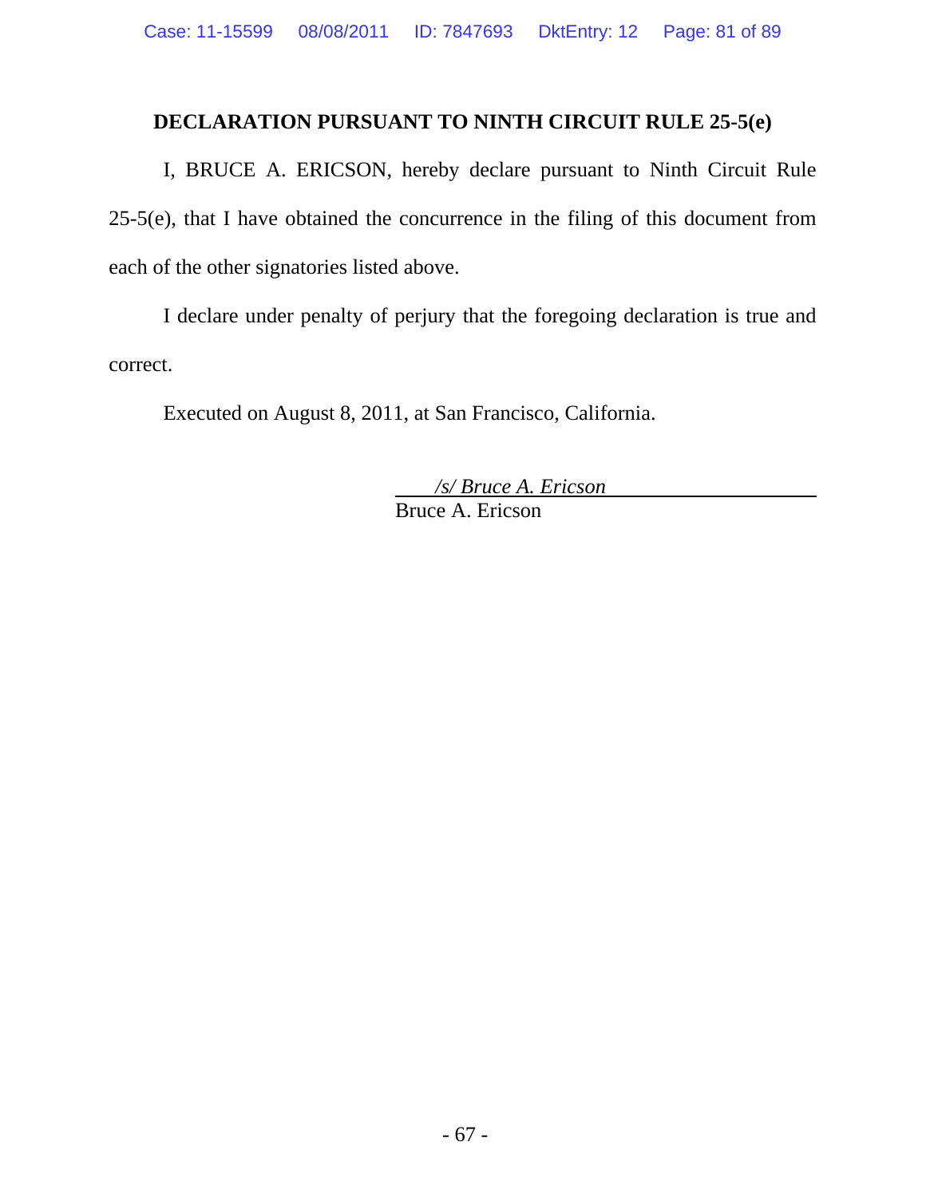## DECLARATION PURSUANT TO NINTH CIRCUIT RULE 25-5(e)

I, BRUCE A. ERICSON, hereby declare pursuant to Ninth Circuit Rule 25-5(e), that I have obtained the concurrence in the filing of this document from each of the other signatories listed above.

I declare under penalty of perjury that the foregoing declaration is true and correct.

Executed on August 8, 2011, at San Francisco, California.

*/s/ Bruce A. Ericson*
Bruce A. Ericson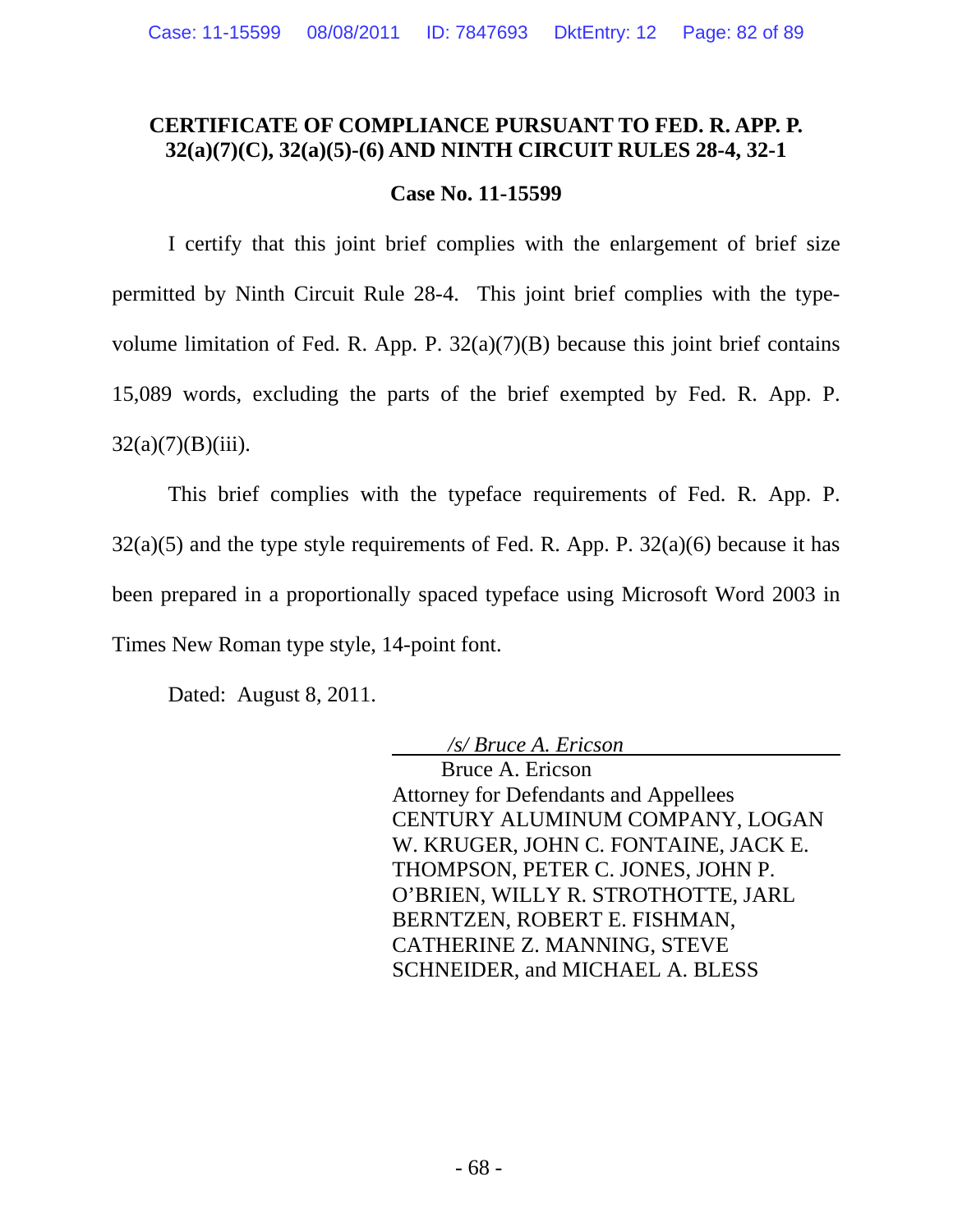**CERTIFICATE OF COMPLIANCE PURSUANT TO FED. R. APP. P. 32(a)(7)(C), 32(a)(5)-(6) AND NINTH CIRCUIT RULES 28-4, 32-1**

**Case No. 11-15599**

I certify that this joint brief complies with the enlargement of brief size permitted by Ninth Circuit Rule 28-4. This joint brief complies with the type-volume limitation of Fed. R. App. P. 32(a)(7)(B) because this joint brief contains 15,089 words, excluding the parts of the brief exempted by Fed. R. App. P. 32(a)(7)(B)(iii).

This brief complies with the typeface requirements of Fed. R. App. P. 32(a)(5) and the type style requirements of Fed. R. App. P. 32(a)(6) because it has been prepared in a proportionally spaced typeface using Microsoft Word 2003 in Times New Roman type style, 14-point font.

Dated: August 8, 2011.

*/s/ Bruce A. Ericson*

Bruce A. Ericson
Attorney for Defendants and Appellees
CENTURY ALUMINUM COMPANY, LOGAN W. KRUGER, JOHN C. FONTAINE, JACK E. THOMPSON, PETER C. JONES, JOHN P. O'BRIEN, WILLY R. STROTHOTTE, JARL BERNTZEN, ROBERT E. FISHMAN, CATHERINE Z. MANNING, STEVE SCHNEIDER, and MICHAEL A. BLESS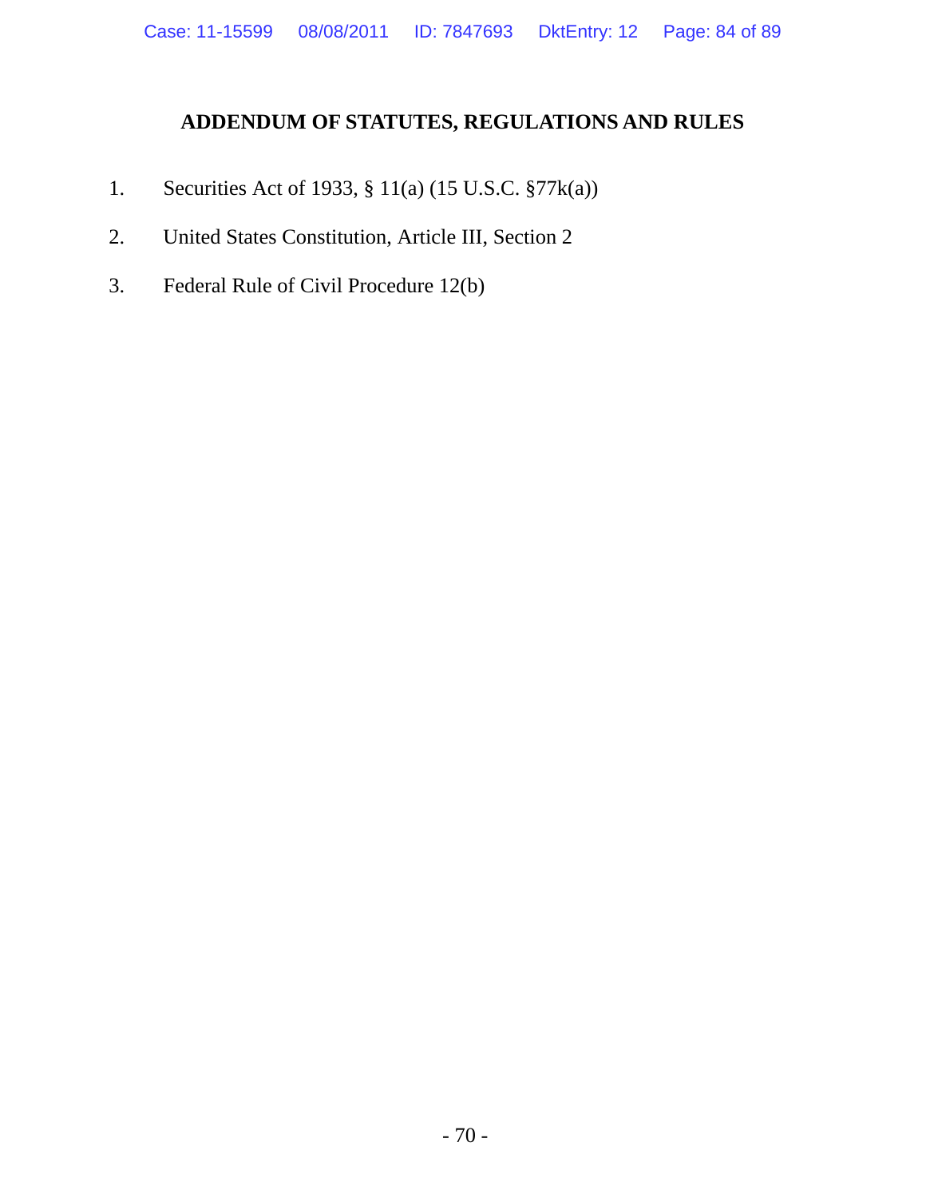## ADDENDUM OF STATUTES, REGULATIONS AND RULES

1. Securities Act of 1933, § 11(a) (15 U.S.C. §77k(a))

2. United States Constitution, Article III, Section 2

3. Federal Rule of Civil Procedure 12(b)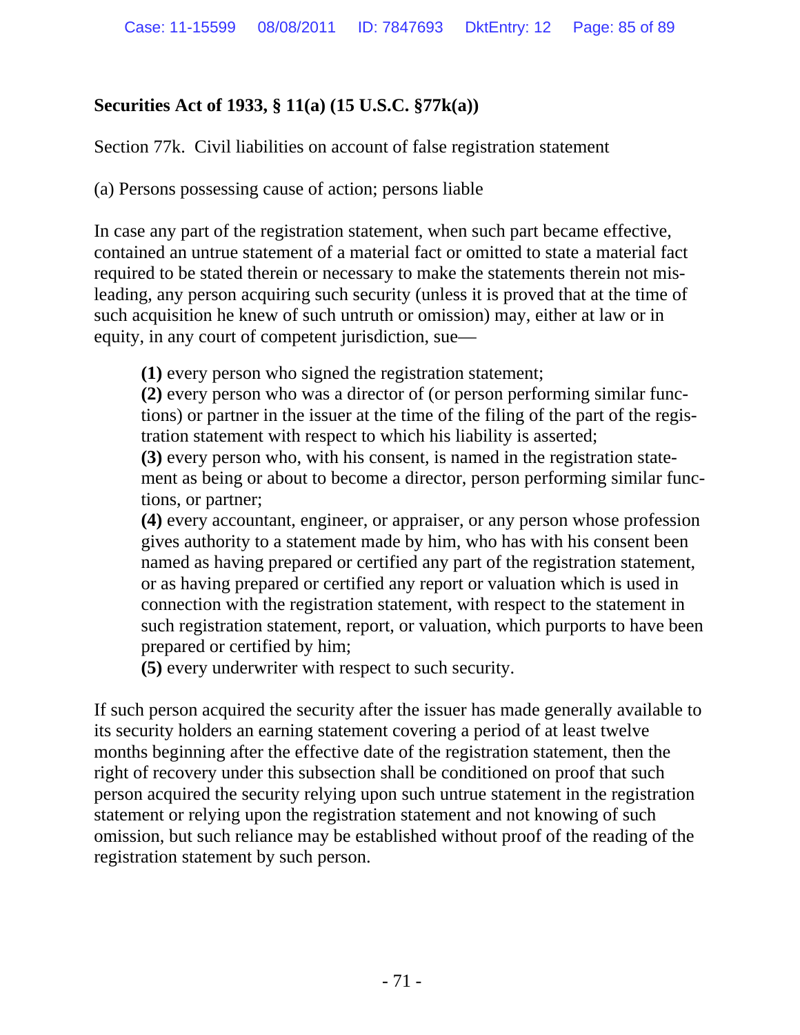**Securities Act of 1933, § 11(a) (15 U.S.C. §77k(a))**

Section 77k. Civil liabilities on account of false registration statement

(a) Persons possessing cause of action; persons liable

In case any part of the registration statement, when such part became effective, contained an untrue statement of a material fact or omitted to state a material fact required to be stated therein or necessary to make the statements therein not misleading, any person acquiring such security (unless it is proved that at the time of such acquisition he knew of such untruth or omission) may, either at law or in equity, in any court of competent jurisdiction, sue—

> **(1)** every person who signed the registration statement;
> **(2)** every person who was a director of (or person performing similar functions) or partner in the issuer at the time of the filing of the part of the registration statement with respect to which his liability is asserted;
> **(3)** every person who, with his consent, is named in the registration statement as being or about to become a director, person performing similar functions, or partner;
> **(4)** every accountant, engineer, or appraiser, or any person whose profession gives authority to a statement made by him, who has with his consent been named as having prepared or certified any part of the registration statement, or as having prepared or certified any report or valuation which is used in connection with the registration statement, with respect to the statement in such registration statement, report, or valuation, which purports to have been prepared or certified by him;
> **(5)** every underwriter with respect to such security.

If such person acquired the security after the issuer has made generally available to its security holders an earning statement covering a period of at least twelve months beginning after the effective date of the registration statement, then the right of recovery under this subsection shall be conditioned on proof that such person acquired the security relying upon such untrue statement in the registration statement or relying upon the registration statement and not knowing of such omission, but such reliance may be established without proof of the reading of the registration statement by such person.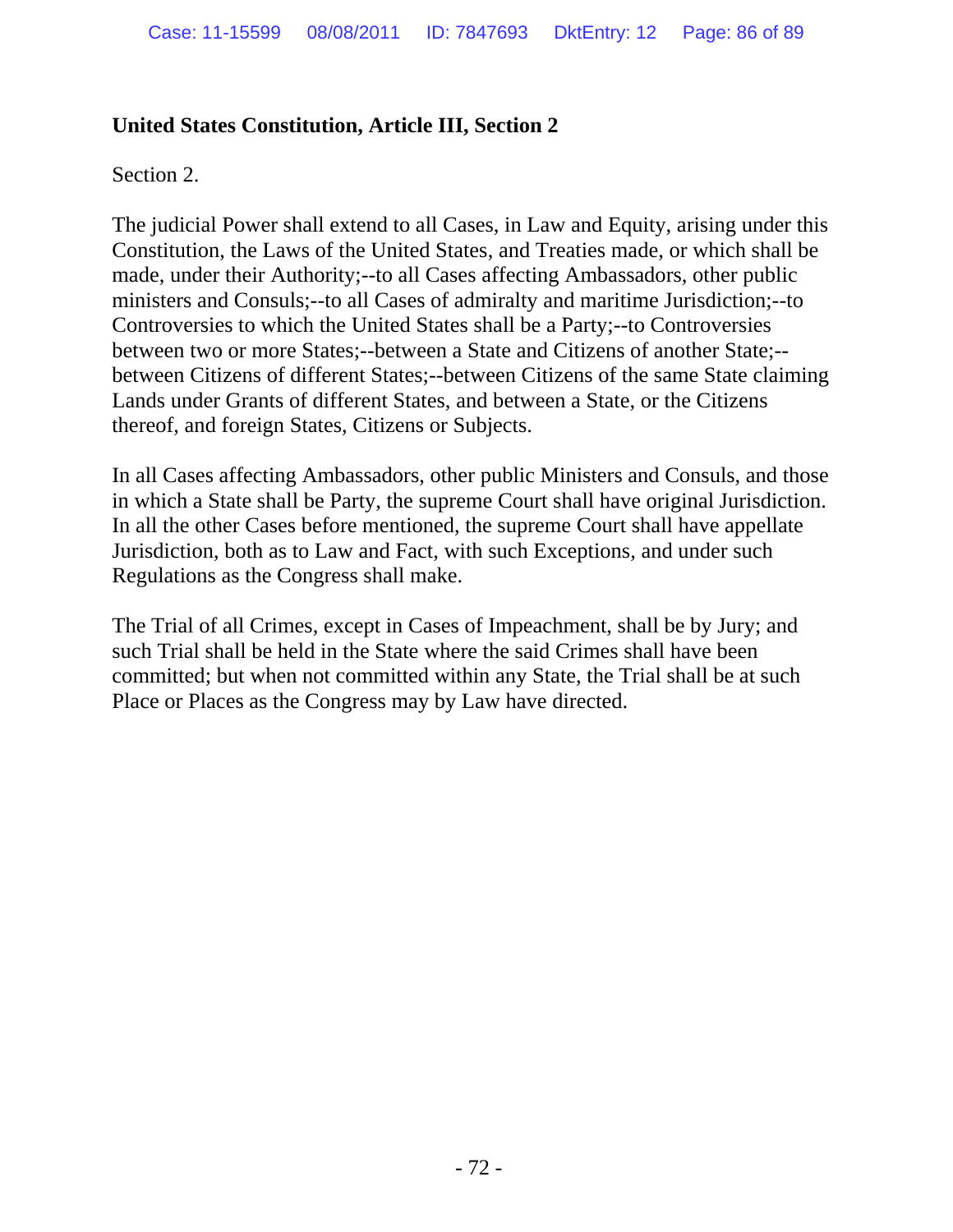**United States Constitution, Article III, Section 2**

Section 2.

The judicial Power shall extend to all Cases, in Law and Equity, arising under this Constitution, the Laws of the United States, and Treaties made, or which shall be made, under their Authority;--to all Cases affecting Ambassadors, other public ministers and Consuls;--to all Cases of admiralty and maritime Jurisdiction;--to Controversies to which the United States shall be a Party;--to Controversies between two or more States;--between a State and Citizens of another State;--between Citizens of different States;--between Citizens of the same State claiming Lands under Grants of different States, and between a State, or the Citizens thereof, and foreign States, Citizens or Subjects.

In all Cases affecting Ambassadors, other public Ministers and Consuls, and those in which a State shall be Party, the supreme Court shall have original Jurisdiction. In all the other Cases before mentioned, the supreme Court shall have appellate Jurisdiction, both as to Law and Fact, with such Exceptions, and under such Regulations as the Congress shall make.

The Trial of all Crimes, except in Cases of Impeachment, shall be by Jury; and such Trial shall be held in the State where the said Crimes shall have been committed; but when not committed within any State, the Trial shall be at such Place or Places as the Congress may by Law have directed.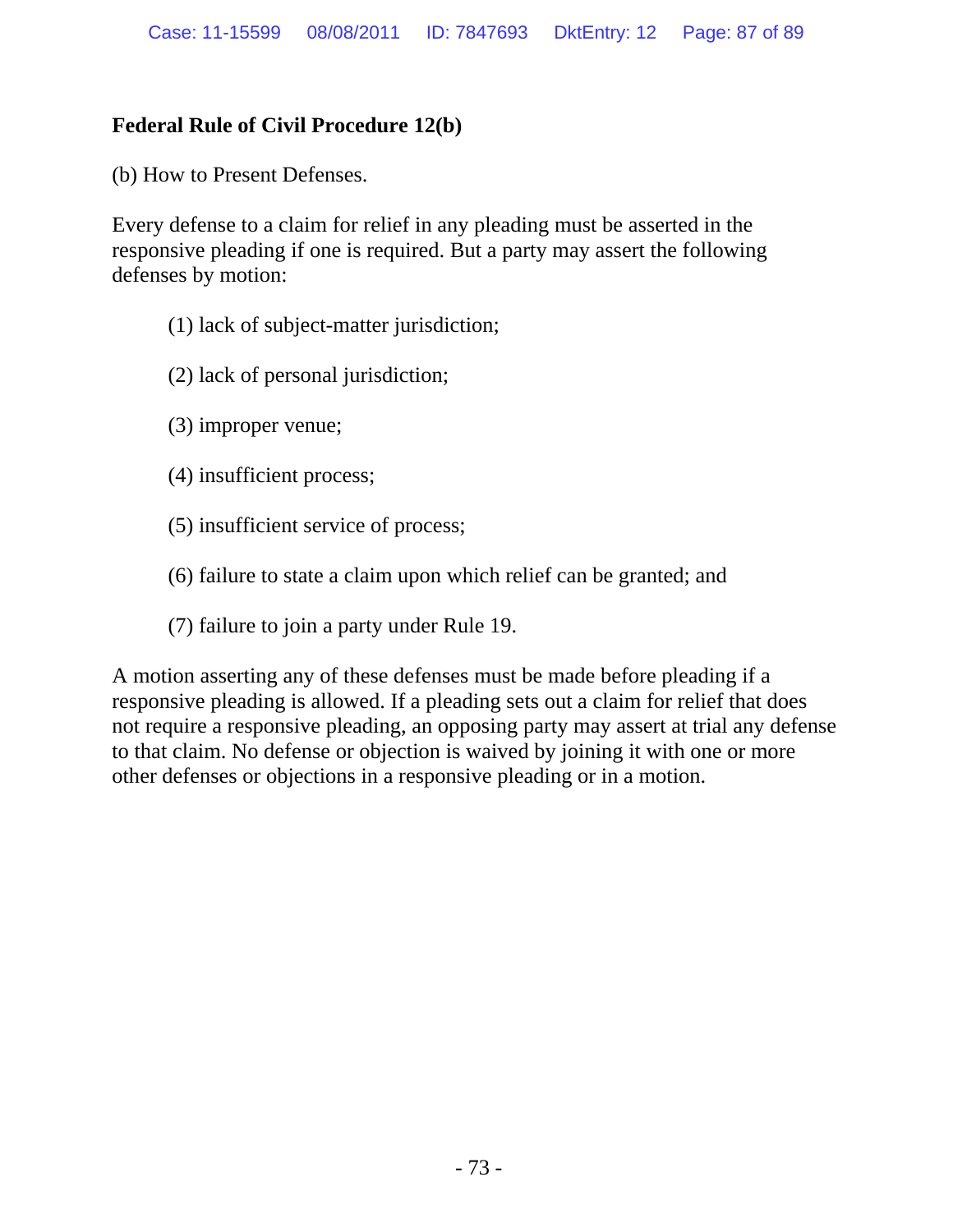**Federal Rule of Civil Procedure 12(b)**

(b) How to Present Defenses.

Every defense to a claim for relief in any pleading must be asserted in the responsive pleading if one is required. But a party may assert the following defenses by motion:

(1) lack of subject-matter jurisdiction;

(2) lack of personal jurisdiction;

(3) improper venue;

(4) insufficient process;

(5) insufficient service of process;

(6) failure to state a claim upon which relief can be granted; and

(7) failure to join a party under Rule 19.

A motion asserting any of these defenses must be made before pleading if a responsive pleading is allowed. If a pleading sets out a claim for relief that does not require a responsive pleading, an opposing party may assert at trial any defense to that claim. No defense or objection is waived by joining it with one or more other defenses or objections in a responsive pleading or in a motion.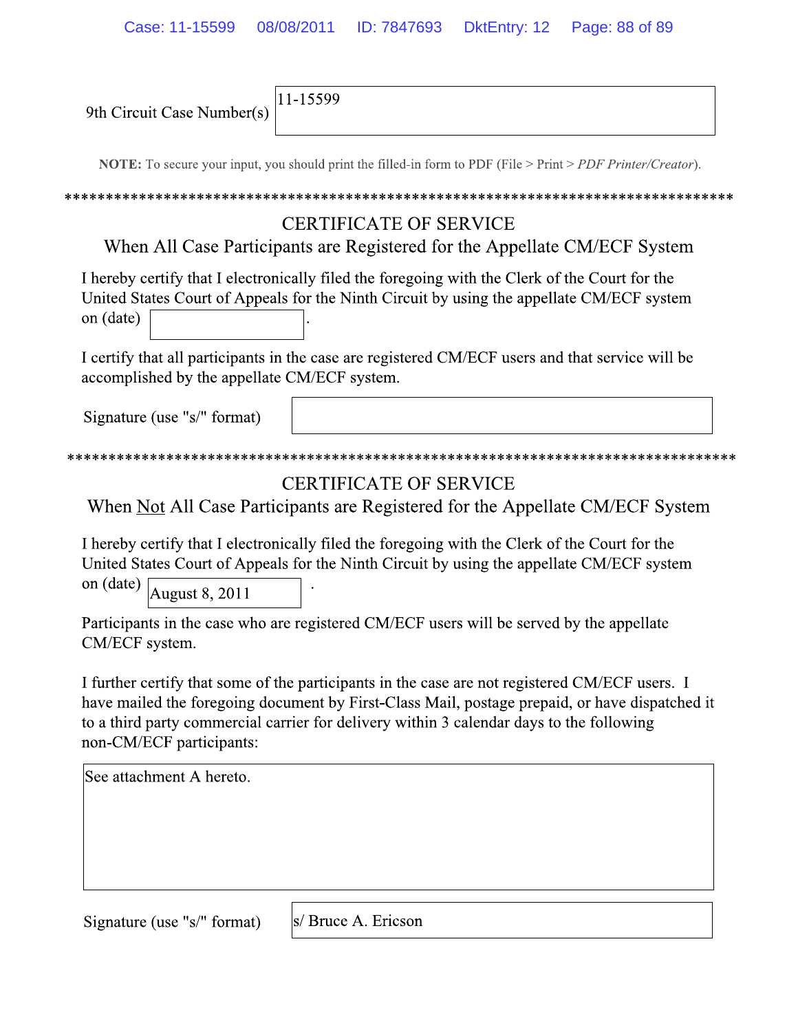9th Circuit Case Number(s): 11-15599

**NOTE:** To secure your input, you should print the filled-in form to PDF (File > Print > *PDF Printer/Creator*).

*********************************************************************************

## CERTIFICATE OF SERVICE
### When All Case Participants are Registered for the Appellate CM/ECF System

I hereby certify that I electronically filed the foregoing with the Clerk of the Court for the United States Court of Appeals for the Ninth Circuit by using the appellate CM/ECF system on (date) ____________.

I certify that all participants in the case are registered CM/ECF users and that service will be accomplished by the appellate CM/ECF system.

Signature (use "s/" format): ____________

*********************************************************************************

## CERTIFICATE OF SERVICE
### When Not All Case Participants are Registered for the Appellate CM/ECF System

I hereby certify that I electronically filed the foregoing with the Clerk of the Court for the United States Court of Appeals for the Ninth Circuit by using the appellate CM/ECF system on (date) August 8, 2011.

Participants in the case who are registered CM/ECF users will be served by the appellate CM/ECF system.

I further certify that some of the participants in the case are not registered CM/ECF users. I have mailed the foregoing document by First-Class Mail, postage prepaid, or have dispatched it to a third party commercial carrier for delivery within 3 calendar days to the following non-CM/ECF participants:

See attachment A hereto.

Signature (use "s/" format): s/ Bruce A. Ericson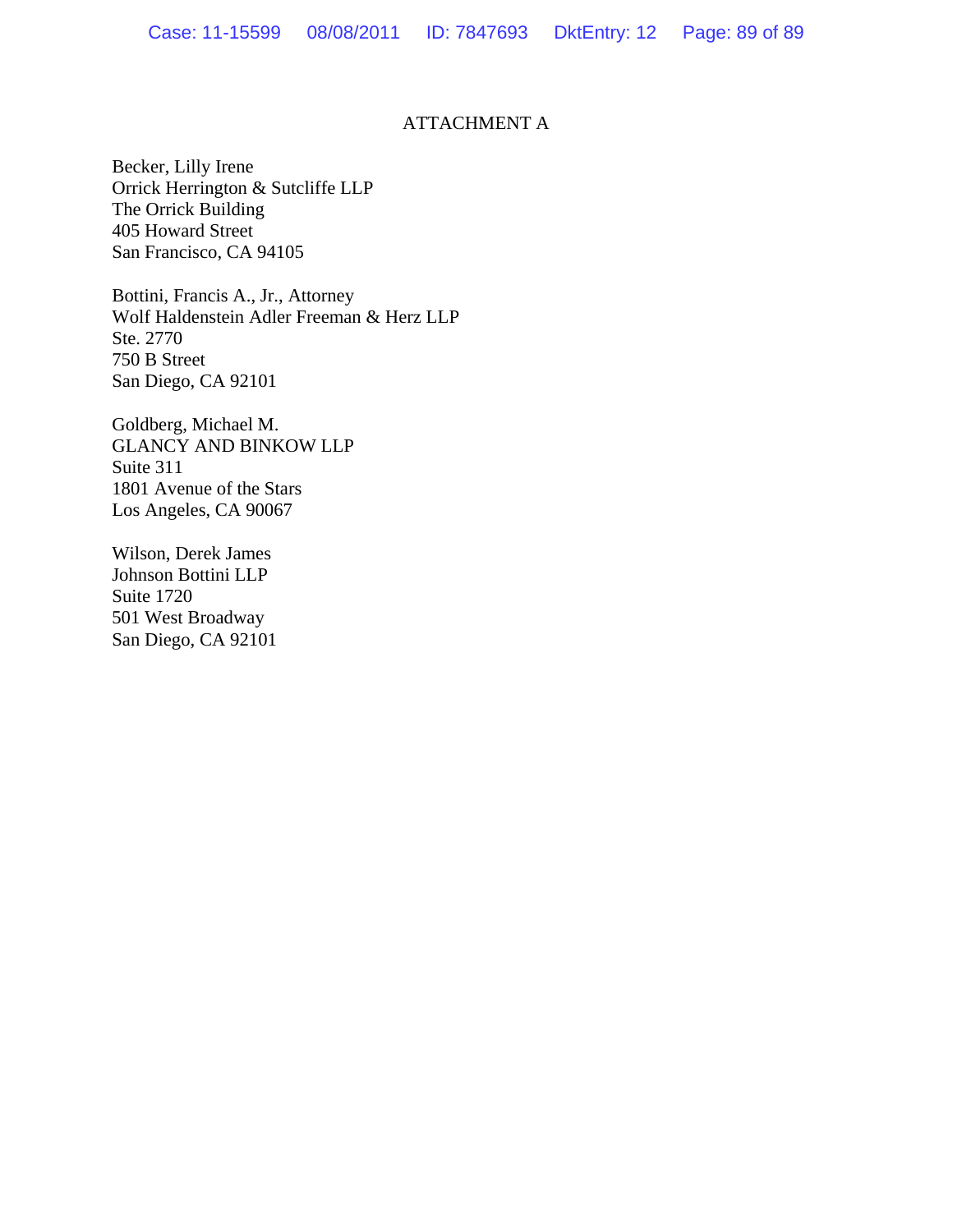ATTACHMENT A

Becker, Lilly Irene
Orrick Herrington & Sutcliffe LLP
The Orrick Building
405 Howard Street
San Francisco, CA 94105

Bottini, Francis A., Jr., Attorney
Wolf Haldenstein Adler Freeman & Herz LLP
Ste. 2770
750 B Street
San Diego, CA 92101

Goldberg, Michael M.
GLANCY AND BINKOW LLP
Suite 311
1801 Avenue of the Stars
Los Angeles, CA 90067

Wilson, Derek James
Johnson Bottini LLP
Suite 1720
501 West Broadway
San Diego, CA 92101